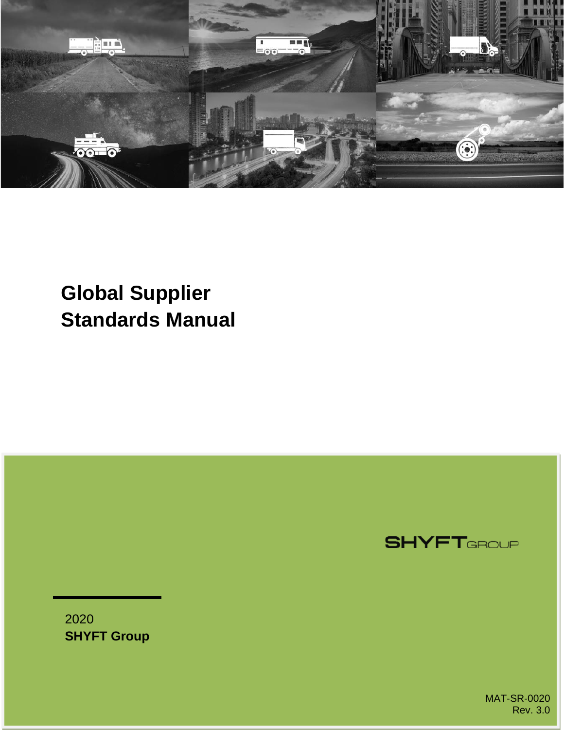# Global Supplier Standards Manual

SHYFT GROUP

2020
**SHYFT Group**

MAT-SR-0020
Rev. 3.0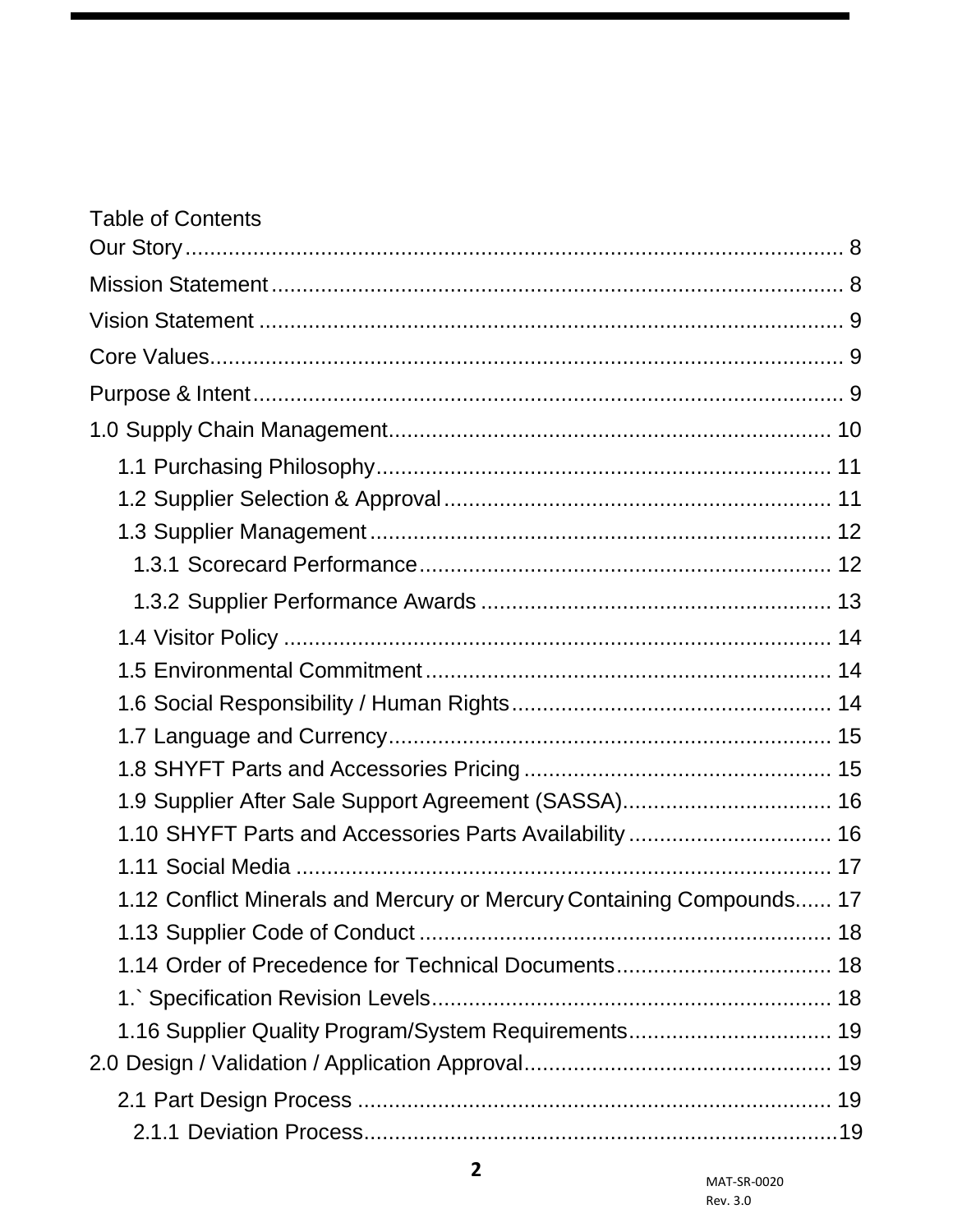Table of Contents

Our Story ........................................................................................................ 8

Mission Statement ........................................................................................... 8

Vision Statement ............................................................................................. 9

Core Values ...................................................................................................... 9

Purpose & Intent .............................................................................................. 9

1.0 Supply Chain Management ....................................................................... 10

- 1.1 Purchasing Philosophy ......................................................................... 11
- 1.2 Supplier Selection & Approval .............................................................. 11
- 1.3 Supplier Management .......................................................................... 12
  - 1.3.1 Scorecard Performance .................................................................. 12
  - 1.3.2 Supplier Performance Awards ........................................................ 13
- 1.4 Visitor Policy ........................................................................................ 14
- 1.5 Environmental Commitment ................................................................. 14
- 1.6 Social Responsibility / Human Rights ................................................... 14
- 1.7 Language and Currency ....................................................................... 15
- 1.8 SHYFT Parts and Accessories Pricing .................................................. 15
- 1.9 Supplier After Sale Support Agreement (SASSA) .................................. 16
- 1.10 SHYFT Parts and Accessories Parts Availability ................................. 16
- 1.11 Social Media ...................................................................................... 17
- 1.12 Conflict Minerals and Mercury or Mercury Containing Compounds ...... 17
- 1.13 Supplier Code of Conduct .................................................................. 18
- 1.14 Order of Precedence for Technical Documents ................................... 18
- 1.` Specification Revision Levels ................................................................ 18
- 1.16 Supplier Quality Program/System Requirements ................................. 19

2.0 Design / Validation / Application Approval ................................................. 19

- 2.1 Part Design Process ............................................................................ 19
  - 2.1.1 Deviation Process ........................................................................... 19

MAT-SR-0020
Rev. 3.0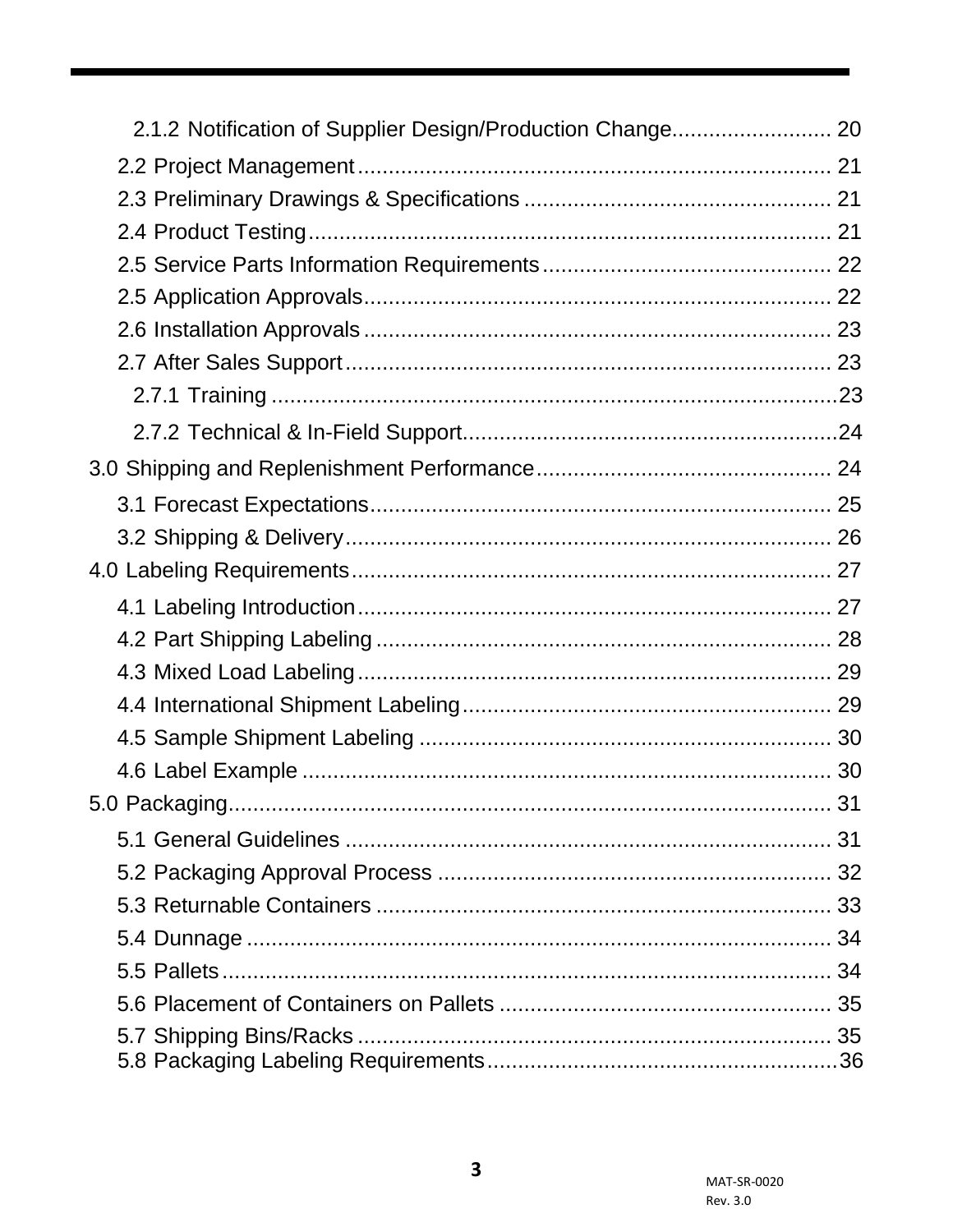- 2.1.2 Notification of Supplier Design/Production Change.......................... 20
- 2.2 Project Management........................................................................... 21
- 2.3 Preliminary Drawings & Specifications ................................................. 21
- 2.4 Product Testing.................................................................................... 21
- 2.5 Service Parts Information Requirements.............................................. 22
- 2.5 Application Approvals.......................................................................... 22
- 2.6 Installation Approvals .......................................................................... 23
- 2.7 After Sales Support.............................................................................. 23
- 2.7.1 Training ..........................................................................................23
- 2.7.2 Technical & In-Field Support............................................................24
- 3.0 Shipping and Replenishment Performance............................................... 24
- 3.1 Forecast Expectations.......................................................................... 25
- 3.2 Shipping & Delivery.............................................................................. 26
- 4.0 Labeling Requirements............................................................................. 27
- 4.1 Labeling Introduction............................................................................ 27
- 4.2 Part Shipping Labeling ......................................................................... 28
- 4.3 Mixed Load Labeling............................................................................ 29
- 4.4 International Shipment Labeling........................................................... 29
- 4.5 Sample Shipment Labeling .................................................................. 30
- 4.6 Label Example ..................................................................................... 30
- 5.0 Packaging................................................................................................. 31
- 5.1 General Guidelines .............................................................................. 31
- 5.2 Packaging Approval Process ............................................................... 32
- 5.3 Returnable Containers ......................................................................... 33
- 5.4 Dunnage .............................................................................................. 34
- 5.5 Pallets.................................................................................................. 34
- 5.6 Placement of Containers on Pallets ...................................................... 35
- 5.7 Shipping Bins/Racks ............................................................................ 35
- 5.8 Packaging Labeling Requirements........................................................36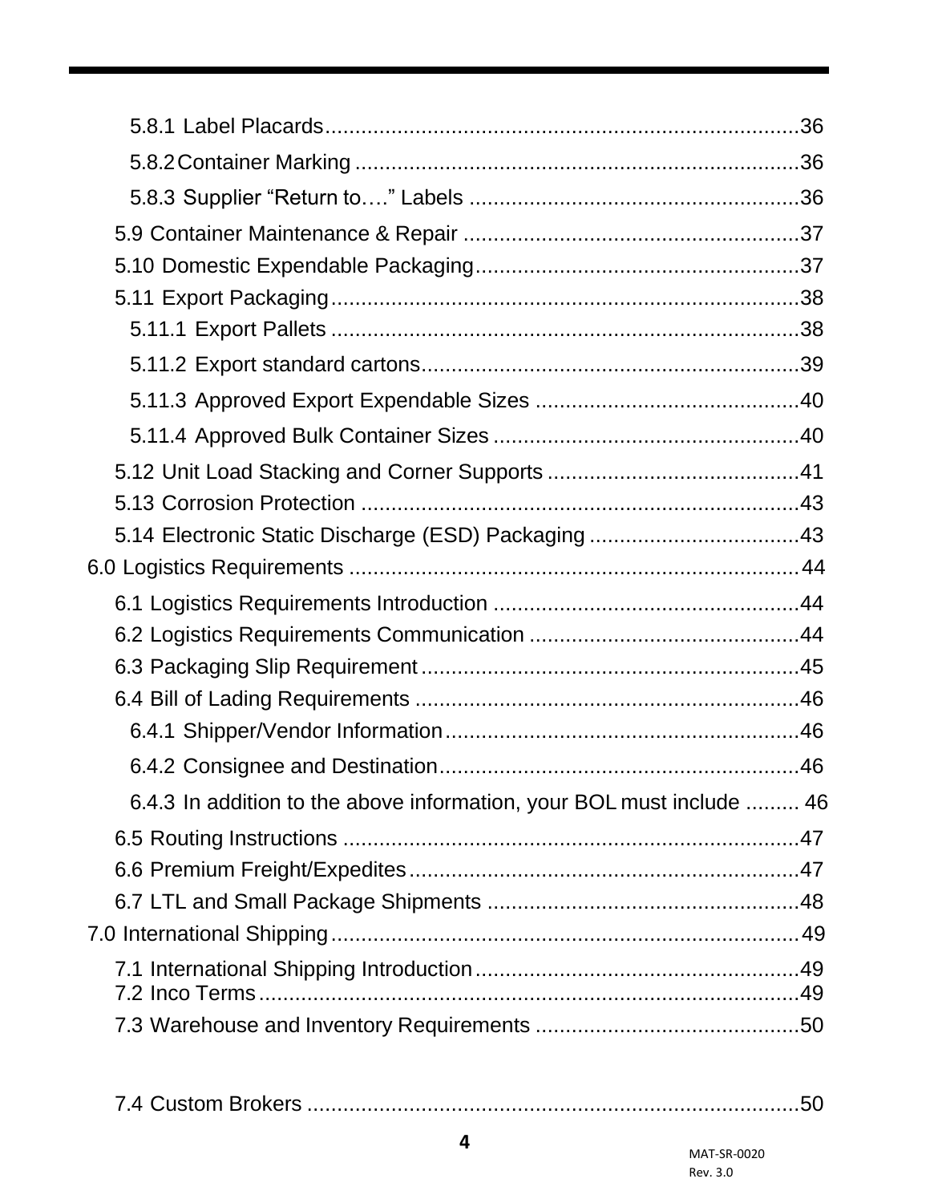5.8.1 Label Placards..............................................................................36

5.8.2 Container Marking ..........................................................................36

5.8.3 Supplier “Return to….” Labels .......................................................36

5.9 Container Maintenance & Repair ........................................................37

5.10 Domestic Expendable Packaging......................................................37

5.11 Export Packaging..............................................................................38

5.11.1 Export Pallets ..............................................................................38

5.11.2 Export standard cartons...............................................................39

5.11.3 Approved Export Expendable Sizes ............................................40

5.11.4 Approved Bulk Container Sizes ...................................................40

5.12 Unit Load Stacking and Corner Supports ..........................................41

5.13 Corrosion Protection .........................................................................43

5.14 Electronic Static Discharge (ESD) Packaging ...................................43

6.0 Logistics Requirements ...........................................................................44

6.1 Logistics Requirements Introduction ...................................................44

6.2 Logistics Requirements Communication .............................................44

6.3 Packaging Slip Requirement ...............................................................45

6.4 Bill of Lading Requirements ................................................................46

6.4.1 Shipper/Vendor Information...........................................................46

6.4.2 Consignee and Destination............................................................46

6.4.3 In addition to the above information, your BOL must include ......... 46

6.5 Routing Instructions ............................................................................47

6.6 Premium Freight/Expedites.................................................................47

6.7 LTL and Small Package Shipments ....................................................48

7.0 International Shipping..............................................................................49

7.1 International Shipping Introduction......................................................49

7.2 Inco Terms..........................................................................................49

7.3 Warehouse and Inventory Requirements ............................................50

7.4 Custom Brokers ..................................................................................50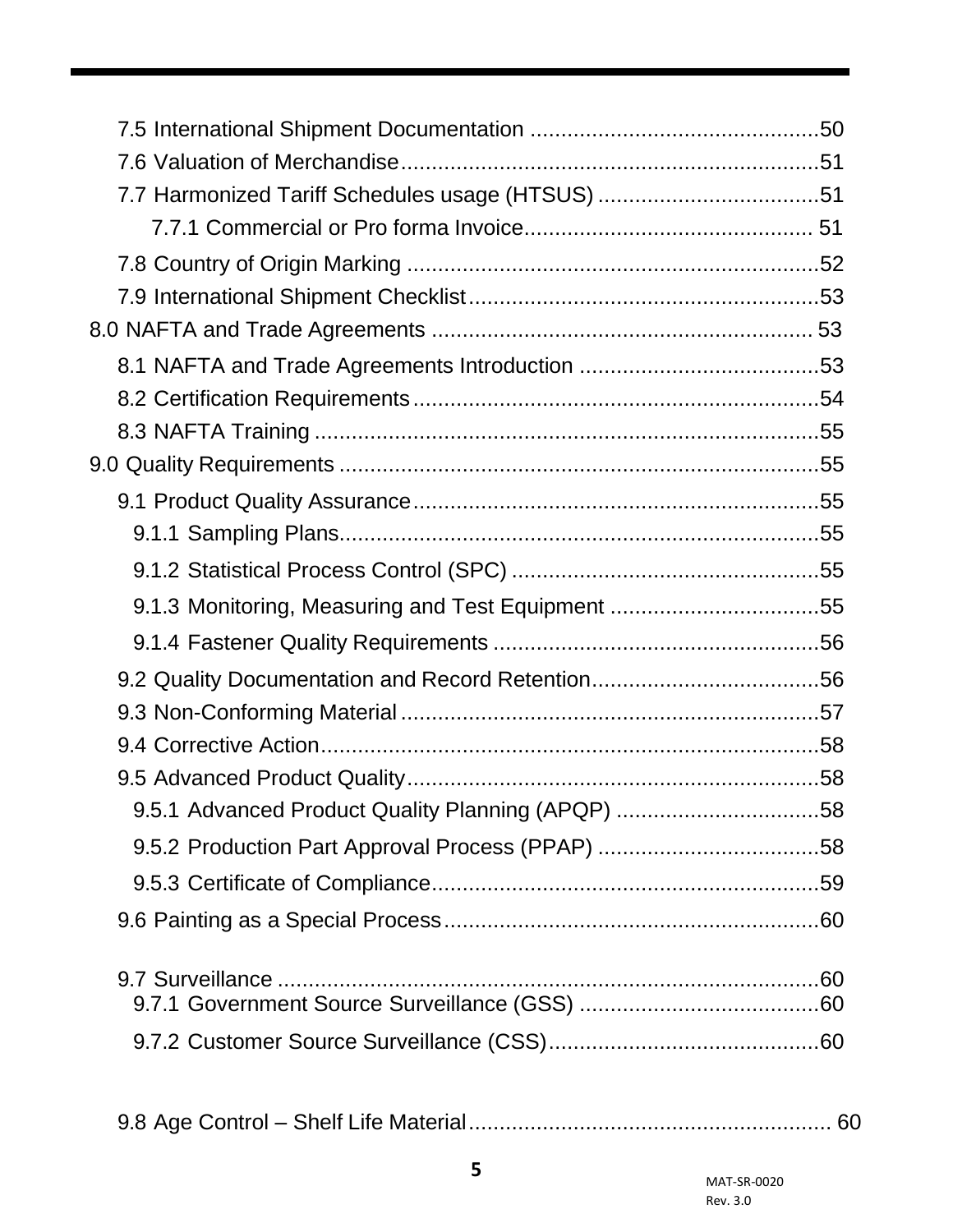- 7.5 International Shipment Documentation ..............................................50
- 7.6 Valuation of Merchandise...................................................................51
- 7.7 Harmonized Tariff Schedules usage (HTSUS) ....................................51
  - 7.7.1 Commercial or Pro forma Invoice............................................... 51
- 7.8 Country of Origin Marking ..................................................................52
- 7.9 International Shipment Checklist.........................................................53

8.0 NAFTA and Trade Agreements .............................................................. 53

- 8.1 NAFTA and Trade Agreements Introduction .......................................53
- 8.2 Certification Requirements..................................................................54
- 8.3 NAFTA Training ..................................................................................55

9.0 Quality Requirements ..............................................................................55

- 9.1 Product Quality Assurance..................................................................55
  - 9.1.1 Sampling Plans.............................................................................55
  - 9.1.2 Statistical Process Control (SPC) ..................................................55
  - 9.1.3 Monitoring, Measuring and Test Equipment ..................................55
  - 9.1.4 Fastener Quality Requirements .....................................................56
- 9.2 Quality Documentation and Record Retention.....................................56
- 9.3 Non-Conforming Material ....................................................................57
- 9.4 Corrective Action.................................................................................58
- 9.5 Advanced Product Quality...................................................................58
  - 9.5.1 Advanced Product Quality Planning (APQP) .................................58
  - 9.5.2 Production Part Approval Process (PPAP) ....................................58
  - 9.5.3 Certificate of Compliance...............................................................59
- 9.6 Painting as a Special Process.............................................................60
- 9.7 Surveillance ........................................................................................60
  - 9.7.1 Government Source Surveillance (GSS) .......................................60
  - 9.7.2 Customer Source Surveillance (CSS)............................................60
- 9.8 Age Control – Shelf Life Material.......................................................... 60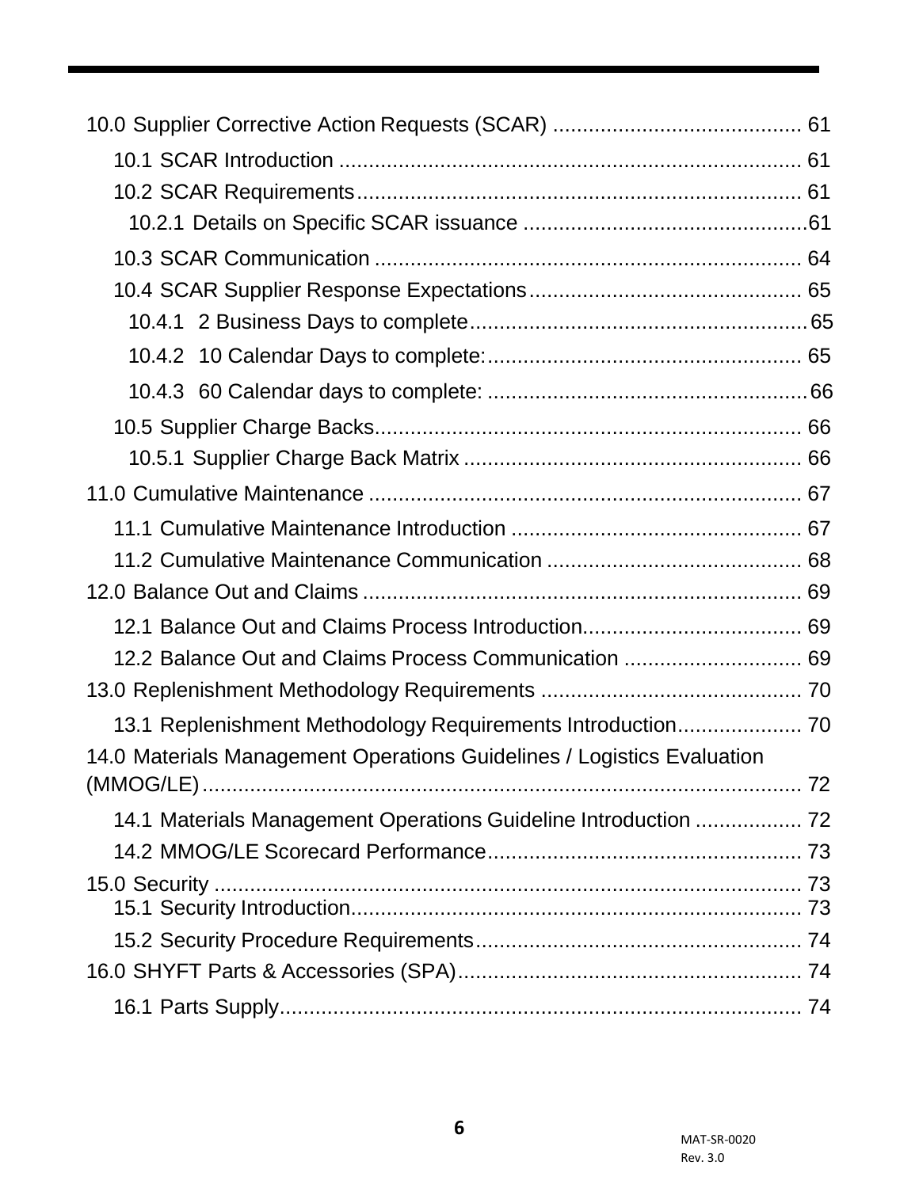10.0 Supplier Corrective Action Requests (SCAR) .......................................... 61

- 10.1 SCAR Introduction ............................................................................. 61
- 10.2 SCAR Requirements........................................................................... 61
  - 10.2.1 Details on Specific SCAR issuance ................................................61
- 10.3 SCAR Communication ........................................................................ 64
- 10.4 SCAR Supplier Response Expectations.............................................. 65
  - 10.4.1 2 Business Days to complete.........................................................65
  - 10.4.2 10 Calendar Days to complete:..................................................... 65
  - 10.4.3 60 Calendar days to complete: ......................................................66
- 10.5 Supplier Charge Backs........................................................................ 66
  - 10.5.1 Supplier Charge Back Matrix ......................................................... 66

11.0 Cumulative Maintenance ......................................................................... 67

- 11.1 Cumulative Maintenance Introduction ................................................. 67
- 11.2 Cumulative Maintenance Communication ........................................... 68

12.0 Balance Out and Claims .......................................................................... 69

- 12.1 Balance Out and Claims Process Introduction..................................... 69
- 12.2 Balance Out and Claims Process Communication .............................. 69

13.0 Replenishment Methodology Requirements ............................................ 70

- 13.1 Replenishment Methodology Requirements Introduction..................... 70

14.0 Materials Management Operations Guidelines / Logistics Evaluation (MMOG/LE)..................................................................................... 72

- 14.1 Materials Management Operations Guideline Introduction .................. 72
- 14.2 MMOG/LE Scorecard Performance..................................................... 73

15.0 Security .................................................................................................... 73

- 15.1 Security Introduction............................................................................ 73
- 15.2 Security Procedure Requirements....................................................... 74

16.0 SHYFT Parts & Accessories (SPA)........................................................... 74

- 16.1 Parts Supply......................................................................................... 74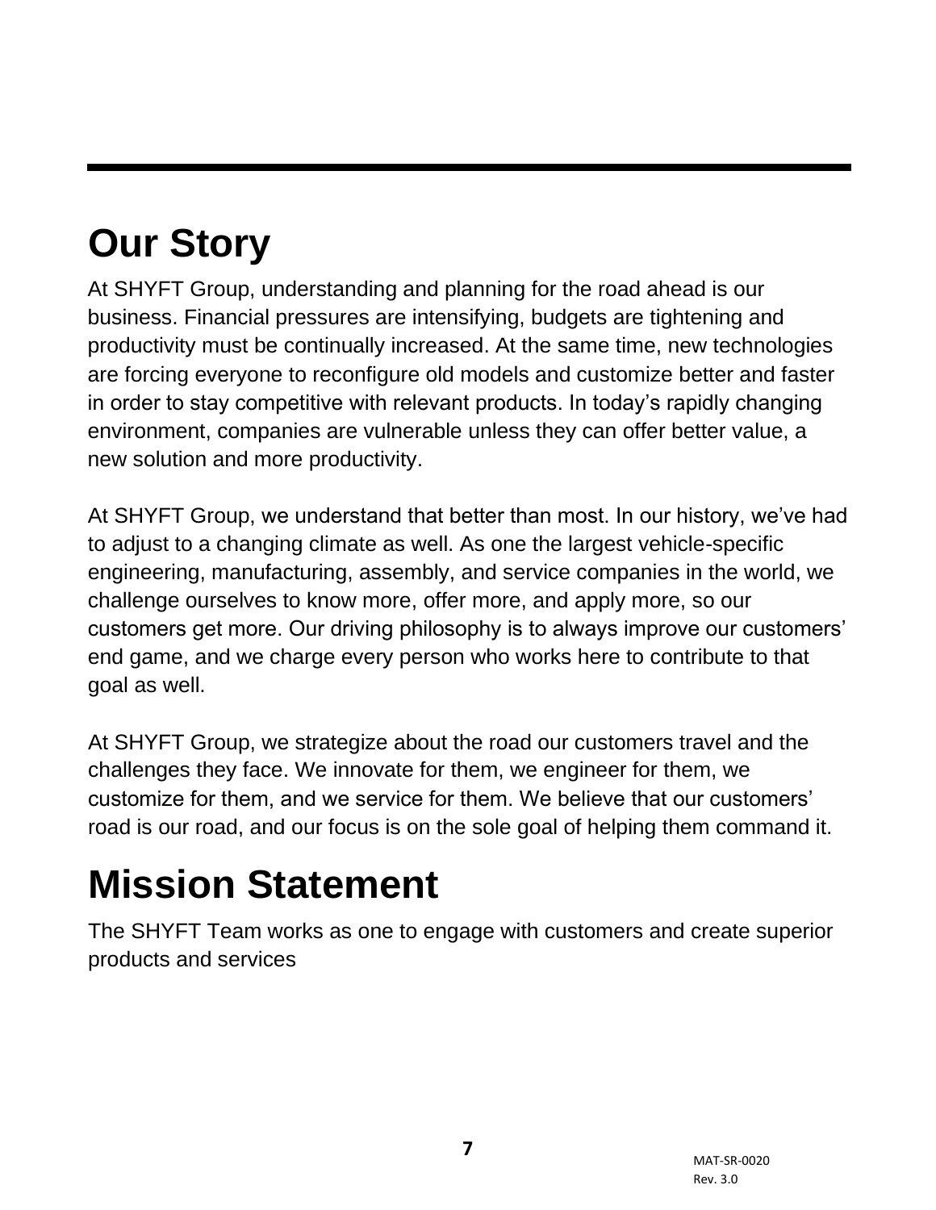# Our Story

At SHYFT Group, understanding and planning for the road ahead is our business. Financial pressures are intensifying, budgets are tightening and productivity must be continually increased. At the same time, new technologies are forcing everyone to reconfigure old models and customize better and faster in order to stay competitive with relevant products. In today's rapidly changing environment, companies are vulnerable unless they can offer better value, a new solution and more productivity.

At SHYFT Group, we understand that better than most. In our history, we've had to adjust to a changing climate as well. As one the largest vehicle-specific engineering, manufacturing, assembly, and service companies in the world, we challenge ourselves to know more, offer more, and apply more, so our customers get more. Our driving philosophy is to always improve our customers' end game, and we charge every person who works here to contribute to that goal as well.

At SHYFT Group, we strategize about the road our customers travel and the challenges they face. We innovate for them, we engineer for them, we customize for them, and we service for them. We believe that our customers' road is our road, and our focus is on the sole goal of helping them command it.

# Mission Statement

The SHYFT Team works as one to engage with customers and create superior products and services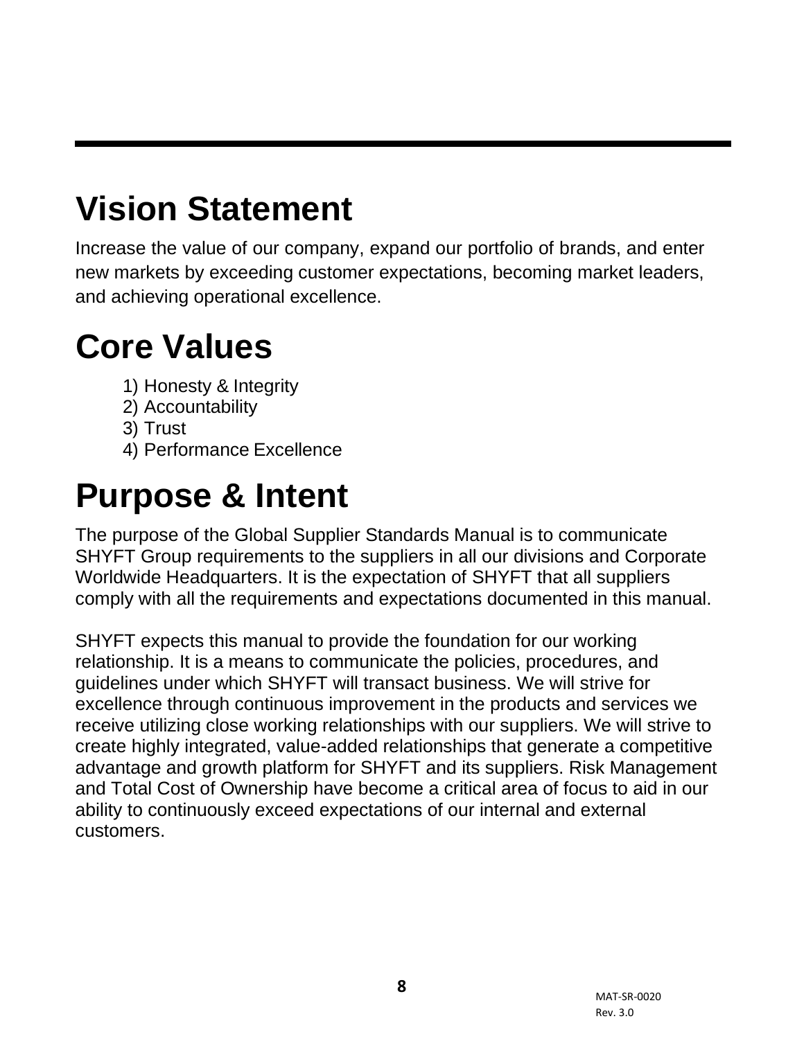# Vision Statement

Increase the value of our company, expand our portfolio of brands, and enter new markets by exceeding customer expectations, becoming market leaders, and achieving operational excellence.

# Core Values

1) Honesty & Integrity
2) Accountability
3) Trust
4) Performance Excellence

# Purpose & Intent

The purpose of the Global Supplier Standards Manual is to communicate SHYFT Group requirements to the suppliers in all our divisions and Corporate Worldwide Headquarters. It is the expectation of SHYFT that all suppliers comply with all the requirements and expectations documented in this manual.

SHYFT expects this manual to provide the foundation for our working relationship. It is a means to communicate the policies, procedures, and guidelines under which SHYFT will transact business. We will strive for excellence through continuous improvement in the products and services we receive utilizing close working relationships with our suppliers. We will strive to create highly integrated, value-added relationships that generate a competitive advantage and growth platform for SHYFT and its suppliers. Risk Management and Total Cost of Ownership have become a critical area of focus to aid in our ability to continuously exceed expectations of our internal and external customers.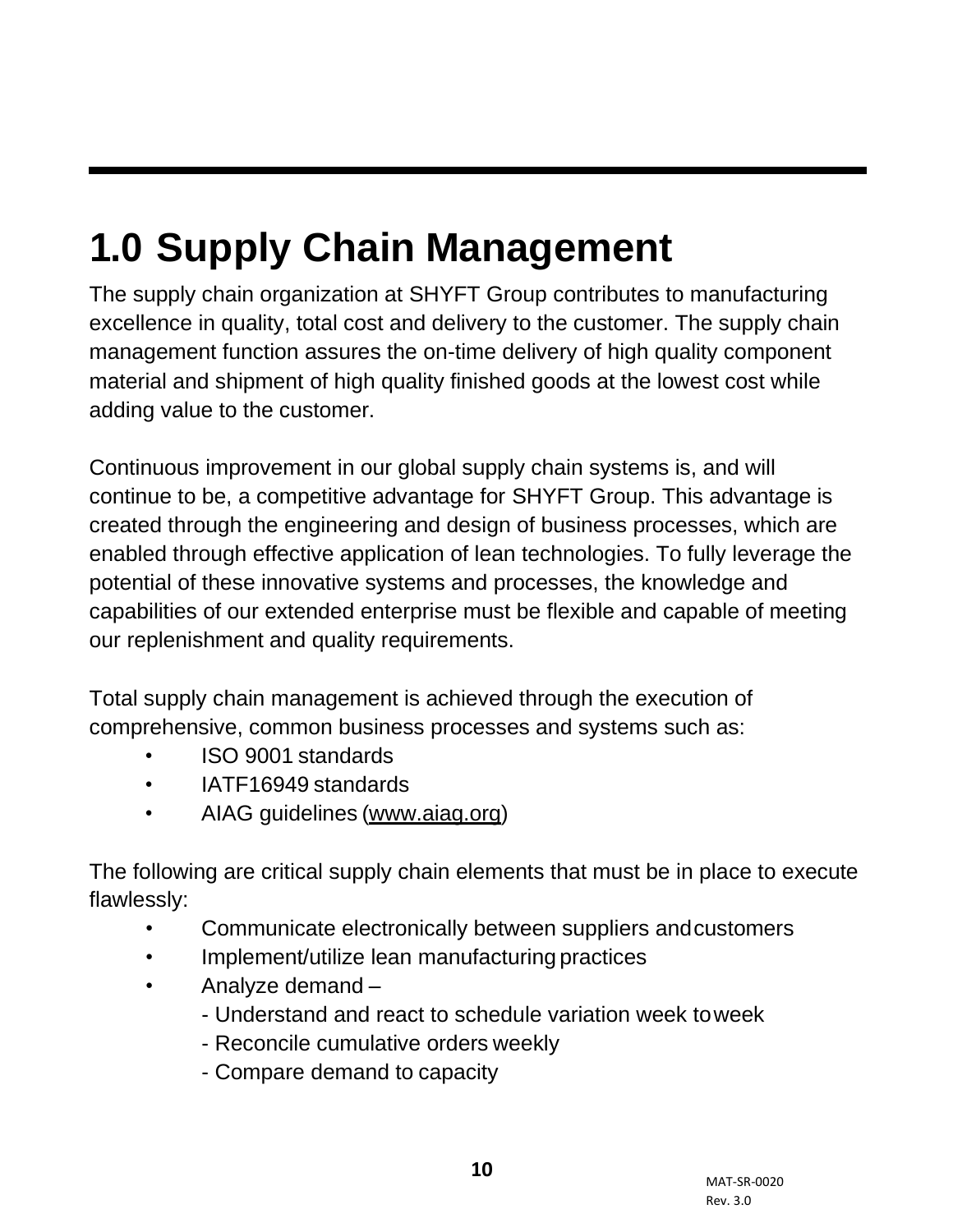# 1.0 Supply Chain Management

The supply chain organization at SHYFT Group contributes to manufacturing excellence in quality, total cost and delivery to the customer. The supply chain management function assures the on-time delivery of high quality component material and shipment of high quality finished goods at the lowest cost while adding value to the customer.

Continuous improvement in our global supply chain systems is, and will continue to be, a competitive advantage for SHYFT Group. This advantage is created through the engineering and design of business processes, which are enabled through effective application of lean technologies. To fully leverage the potential of these innovative systems and processes, the knowledge and capabilities of our extended enterprise must be flexible and capable of meeting our replenishment and quality requirements.

Total supply chain management is achieved through the execution of comprehensive, common business processes and systems such as:

- ISO 9001 standards
- IATF16949 standards
- AIAG guidelines (www.aiag.org)

The following are critical supply chain elements that must be in place to execute flawlessly:

- Communicate electronically between suppliers and customers
- Implement/utilize lean manufacturing practices
- Analyze demand –
  - Understand and react to schedule variation week to week
  - Reconcile cumulative orders weekly
  - Compare demand to capacity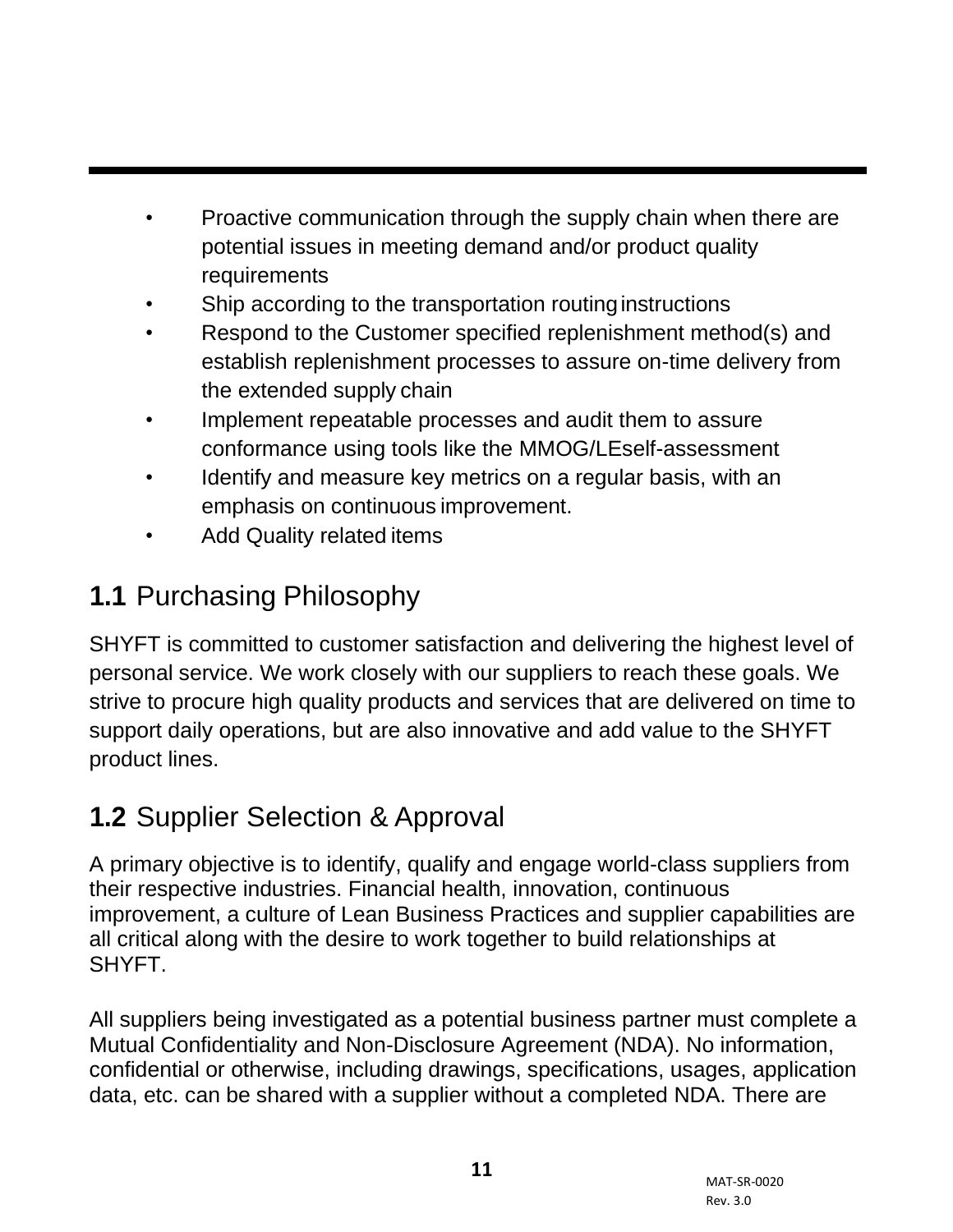- Proactive communication through the supply chain when there are potential issues in meeting demand and/or product quality requirements
- Ship according to the transportation routing instructions
- Respond to the Customer specified replenishment method(s) and establish replenishment processes to assure on-time delivery from the extended supply chain
- Implement repeatable processes and audit them to assure conformance using tools like the MMOG/LEself-assessment
- Identify and measure key metrics on a regular basis, with an emphasis on continuous improvement.
- Add Quality related items

## **1.1** Purchasing Philosophy

SHYFT is committed to customer satisfaction and delivering the highest level of personal service. We work closely with our suppliers to reach these goals. We strive to procure high quality products and services that are delivered on time to support daily operations, but are also innovative and add value to the SHYFT product lines.

## **1.2** Supplier Selection & Approval

A primary objective is to identify, qualify and engage world-class suppliers from their respective industries. Financial health, innovation, continuous improvement, a culture of Lean Business Practices and supplier capabilities are all critical along with the desire to work together to build relationships at SHYFT.

All suppliers being investigated as a potential business partner must complete a Mutual Confidentiality and Non-Disclosure Agreement (NDA). No information, confidential or otherwise, including drawings, specifications, usages, application data, etc. can be shared with a supplier without a completed NDA. There are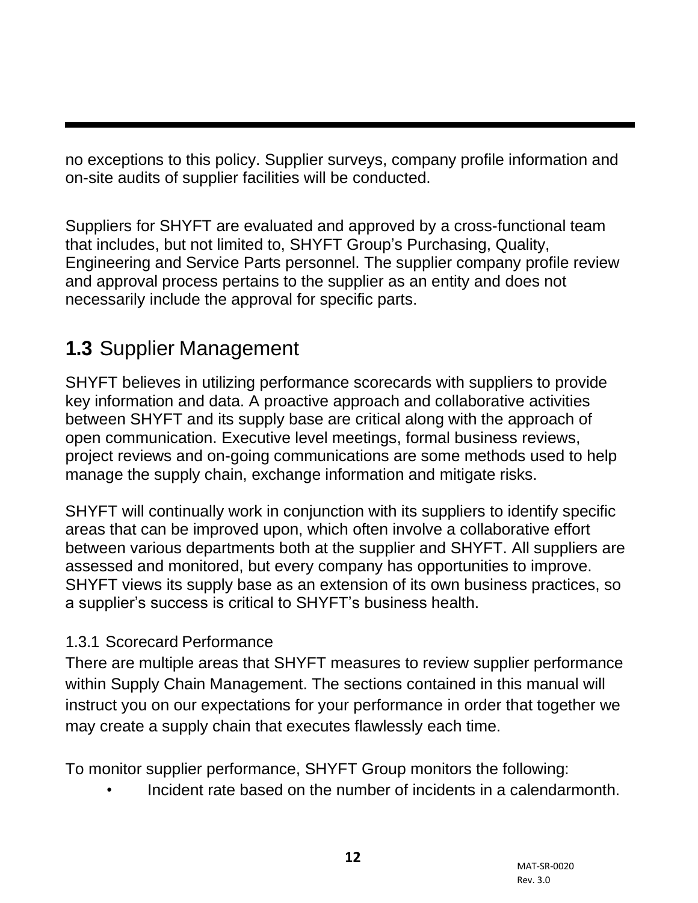no exceptions to this policy. Supplier surveys, company profile information and on-site audits of supplier facilities will be conducted.

Suppliers for SHYFT are evaluated and approved by a cross-functional team that includes, but not limited to, SHYFT Group's Purchasing, Quality, Engineering and Service Parts personnel. The supplier company profile review and approval process pertains to the supplier as an entity and does not necessarily include the approval for specific parts.

## **1.3** Supplier Management

SHYFT believes in utilizing performance scorecards with suppliers to provide key information and data. A proactive approach and collaborative activities between SHYFT and its supply base are critical along with the approach of open communication. Executive level meetings, formal business reviews, project reviews and on-going communications are some methods used to help manage the supply chain, exchange information and mitigate risks.

SHYFT will continually work in conjunction with its suppliers to identify specific areas that can be improved upon, which often involve a collaborative effort between various departments both at the supplier and SHYFT. All suppliers are assessed and monitored, but every company has opportunities to improve. SHYFT views its supply base as an extension of its own business practices, so a supplier's success is critical to SHYFT's business health.

### 1.3.1 Scorecard Performance

There are multiple areas that SHYFT measures to review supplier performance within Supply Chain Management. The sections contained in this manual will instruct you on our expectations for your performance in order that together we may create a supply chain that executes flawlessly each time.

To monitor supplier performance, SHYFT Group monitors the following:

- Incident rate based on the number of incidents in a calendarmonth.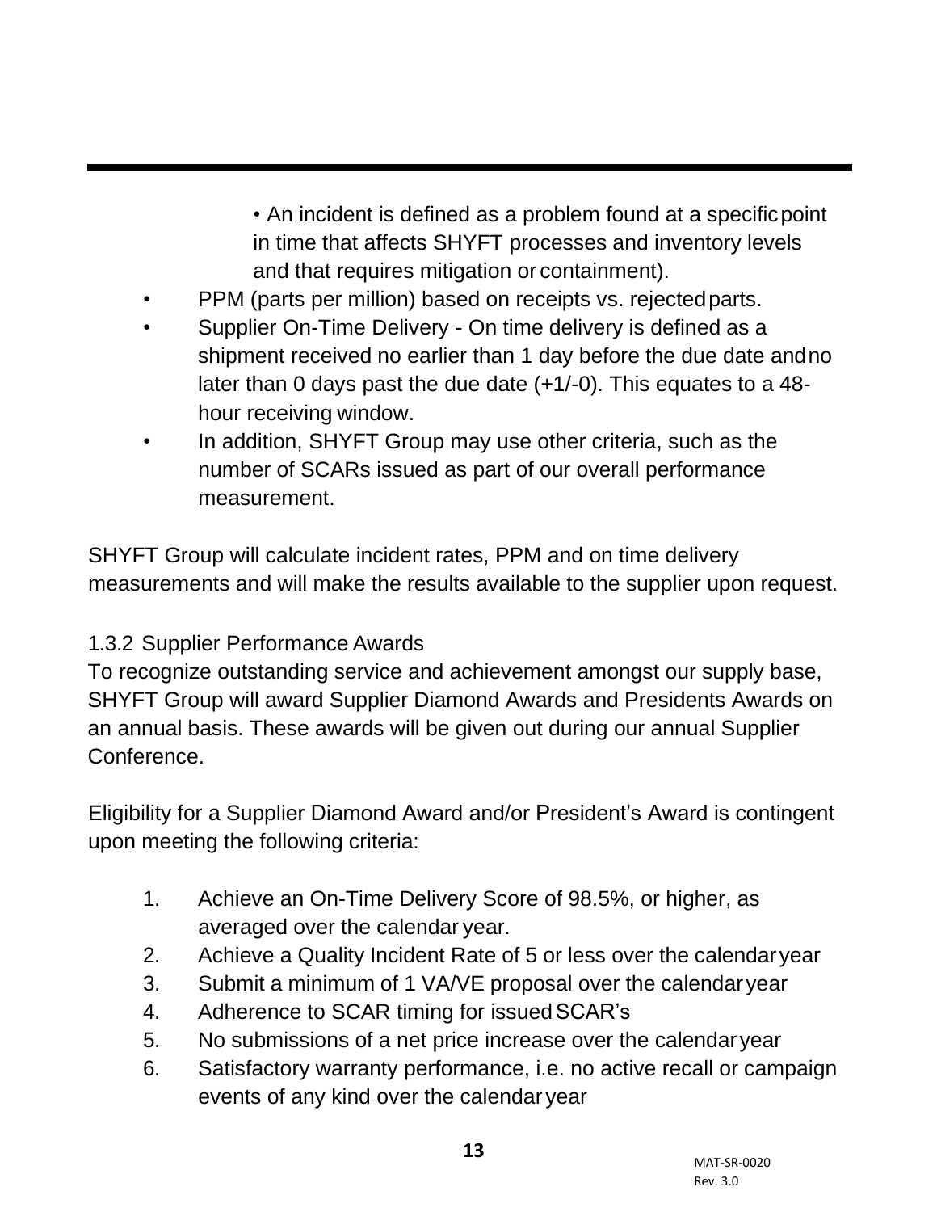- An incident is defined as a problem found at a specific point in time that affects SHYFT processes and inventory levels and that requires mitigation or containment).

- PPM (parts per million) based on receipts vs. rejected parts.
- Supplier On-Time Delivery - On time delivery is defined as a shipment received no earlier than 1 day before the due date and no later than 0 days past the due date (+1/-0). This equates to a 48-hour receiving window.
- In addition, SHYFT Group may use other criteria, such as the number of SCARs issued as part of our overall performance measurement.

SHYFT Group will calculate incident rates, PPM and on time delivery measurements and will make the results available to the supplier upon request.

### 1.3.2 Supplier Performance Awards

To recognize outstanding service and achievement amongst our supply base, SHYFT Group will award Supplier Diamond Awards and Presidents Awards on an annual basis. These awards will be given out during our annual Supplier Conference.

Eligibility for a Supplier Diamond Award and/or President's Award is contingent upon meeting the following criteria:

1. Achieve an On-Time Delivery Score of 98.5%, or higher, as averaged over the calendar year.
2. Achieve a Quality Incident Rate of 5 or less over the calendar year
3. Submit a minimum of 1 VA/VE proposal over the calendar year
4. Adherence to SCAR timing for issued SCAR's
5. No submissions of a net price increase over the calendar year
6. Satisfactory warranty performance, i.e. no active recall or campaign events of any kind over the calendar year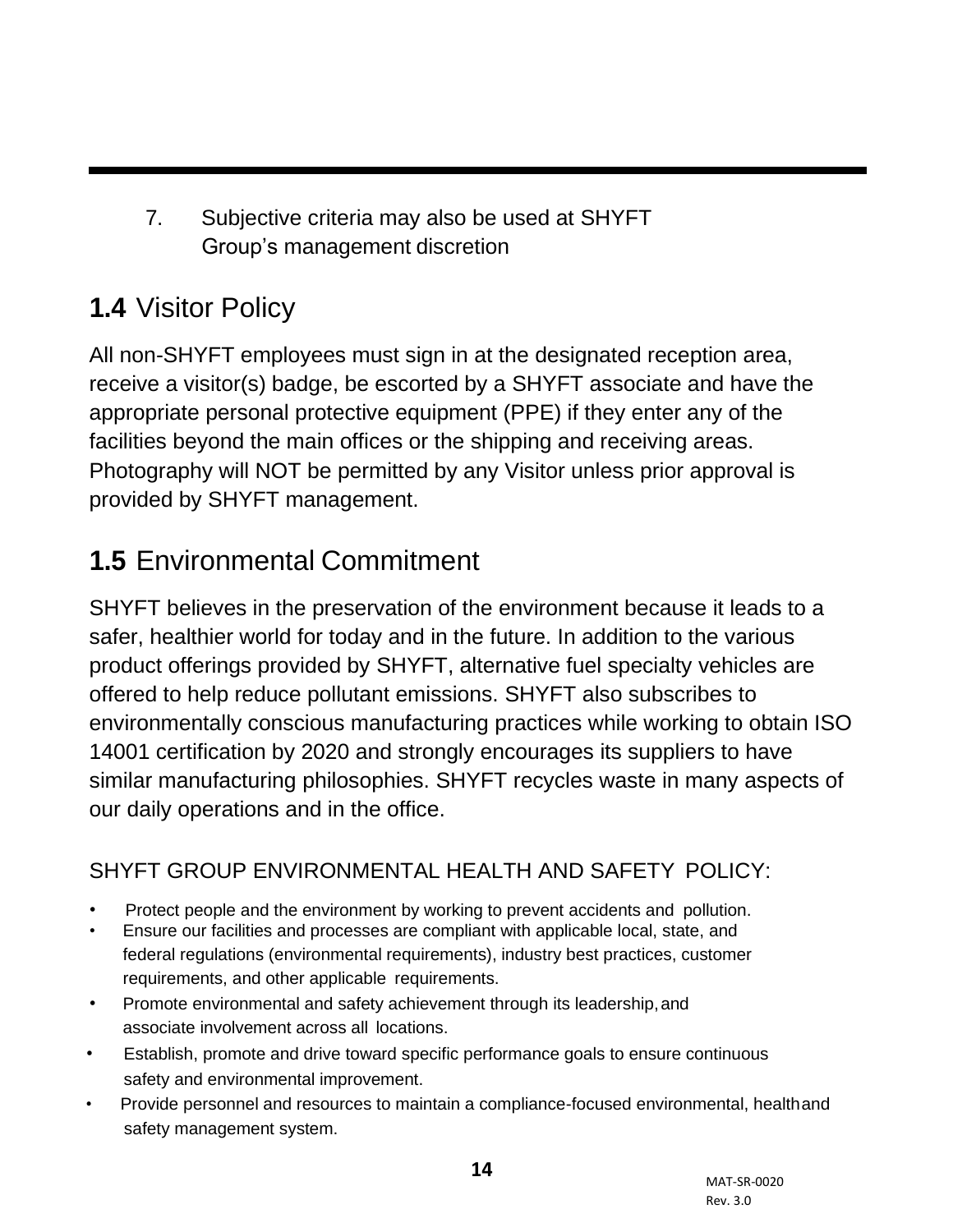7. Subjective criteria may also be used at SHYFT Group's management discretion

## **1.4** Visitor Policy

All non-SHYFT employees must sign in at the designated reception area, receive a visitor(s) badge, be escorted by a SHYFT associate and have the appropriate personal protective equipment (PPE) if they enter any of the facilities beyond the main offices or the shipping and receiving areas. Photography will NOT be permitted by any Visitor unless prior approval is provided by SHYFT management.

## **1.5** Environmental Commitment

SHYFT believes in the preservation of the environment because it leads to a safer, healthier world for today and in the future. In addition to the various product offerings provided by SHYFT, alternative fuel specialty vehicles are offered to help reduce pollutant emissions. SHYFT also subscribes to environmentally conscious manufacturing practices while working to obtain ISO 14001 certification by 2020 and strongly encourages its suppliers to have similar manufacturing philosophies. SHYFT recycles waste in many aspects of our daily operations and in the office.

SHYFT GROUP ENVIRONMENTAL HEALTH AND SAFETY POLICY:

- Protect people and the environment by working to prevent accidents and pollution.
- Ensure our facilities and processes are compliant with applicable local, state, and federal regulations (environmental requirements), industry best practices, customer requirements, and other applicable requirements.
- Promote environmental and safety achievement through its leadership, and associate involvement across all locations.
- Establish, promote and drive toward specific performance goals to ensure continuous safety and environmental improvement.
- Provide personnel and resources to maintain a compliance-focused environmental, health and safety management system.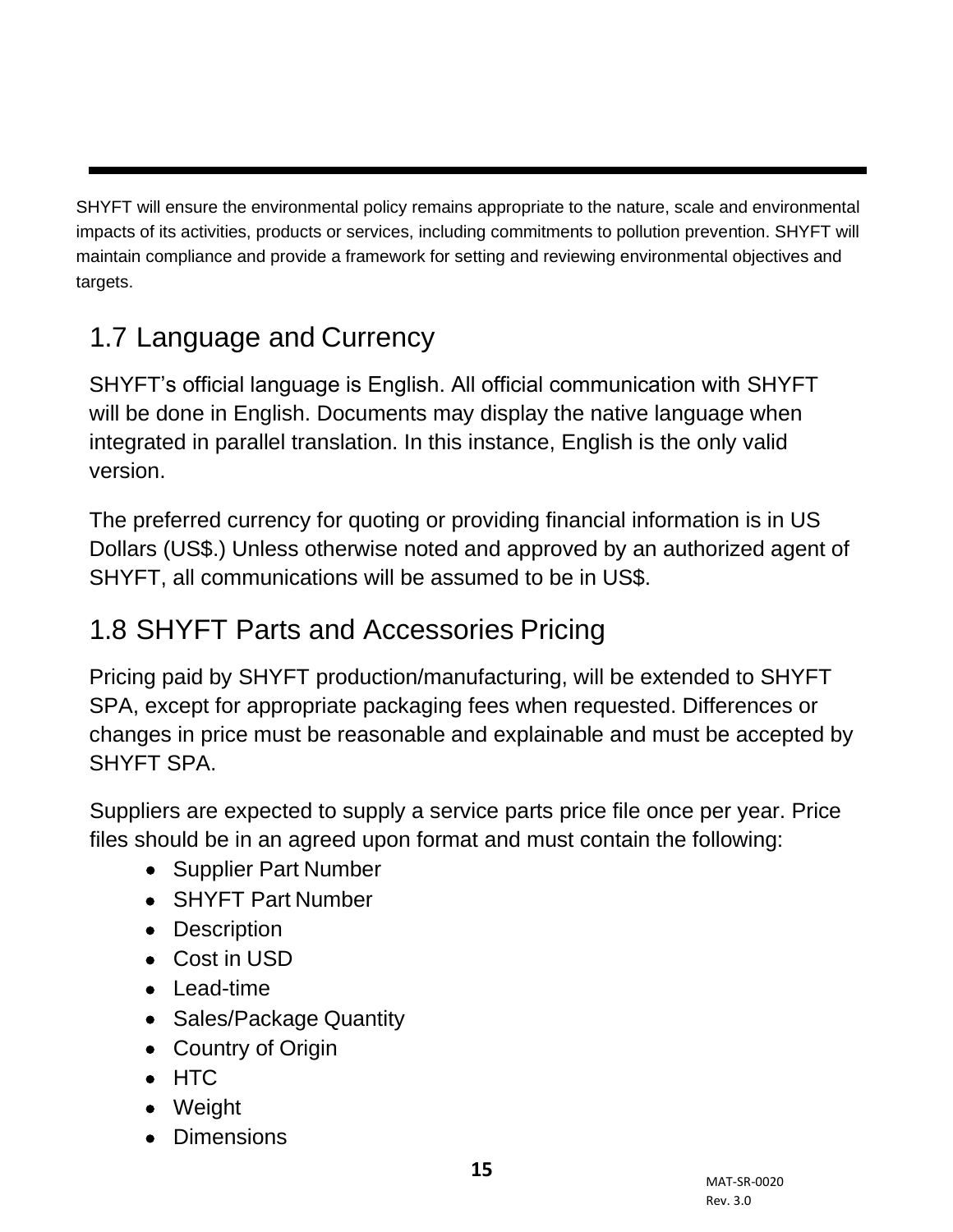SHYFT will ensure the environmental policy remains appropriate to the nature, scale and environmental impacts of its activities, products or services, including commitments to pollution prevention. SHYFT will maintain compliance and provide a framework for setting and reviewing environmental objectives and targets.

## 1.7 Language and Currency

SHYFT's official language is English. All official communication with SHYFT will be done in English. Documents may display the native language when integrated in parallel translation. In this instance, English is the only valid version.

The preferred currency for quoting or providing financial information is in US Dollars (US$.) Unless otherwise noted and approved by an authorized agent of SHYFT, all communications will be assumed to be in US$.

## 1.8 SHYFT Parts and Accessories Pricing

Pricing paid by SHYFT production/manufacturing, will be extended to SHYFT SPA, except for appropriate packaging fees when requested. Differences or changes in price must be reasonable and explainable and must be accepted by SHYFT SPA.

Suppliers are expected to supply a service parts price file once per year. Price files should be in an agreed upon format and must contain the following:

- Supplier Part Number
- SHYFT Part Number
- Description
- Cost in USD
- Lead-time
- Sales/Package Quantity
- Country of Origin
- HTC
- Weight
- Dimensions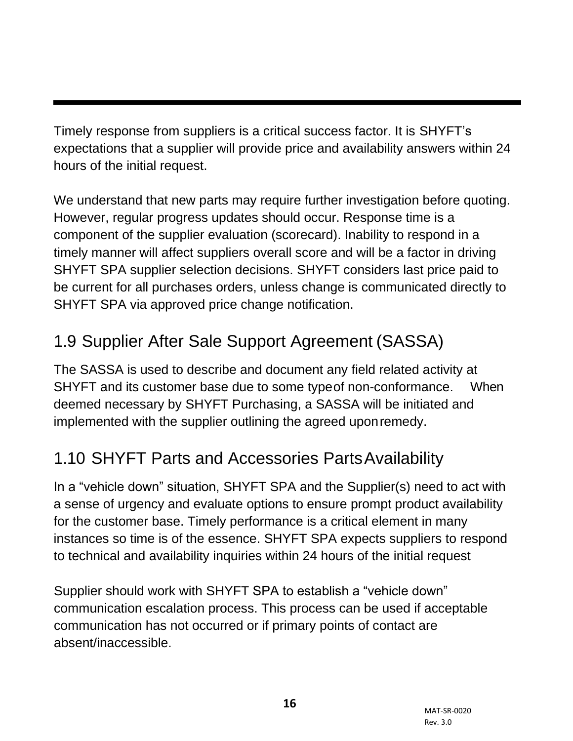Timely response from suppliers is a critical success factor. It is SHYFT's expectations that a supplier will provide price and availability answers within 24 hours of the initial request.

We understand that new parts may require further investigation before quoting. However, regular progress updates should occur. Response time is a component of the supplier evaluation (scorecard). Inability to respond in a timely manner will affect suppliers overall score and will be a factor in driving SHYFT SPA supplier selection decisions. SHYFT considers last price paid to be current for all purchases orders, unless change is communicated directly to SHYFT SPA via approved price change notification.

## 1.9 Supplier After Sale Support Agreement (SASSA)

The SASSA is used to describe and document any field related activity at SHYFT and its customer base due to some type of non-conformance. When deemed necessary by SHYFT Purchasing, a SASSA will be initiated and implemented with the supplier outlining the agreed upon remedy.

## 1.10 SHYFT Parts and Accessories Parts Availability

In a "vehicle down" situation, SHYFT SPA and the Supplier(s) need to act with a sense of urgency and evaluate options to ensure prompt product availability for the customer base. Timely performance is a critical element in many instances so time is of the essence. SHYFT SPA expects suppliers to respond to technical and availability inquiries within 24 hours of the initial request

Supplier should work with SHYFT SPA to establish a "vehicle down" communication escalation process. This process can be used if acceptable communication has not occurred or if primary points of contact are absent/inaccessible.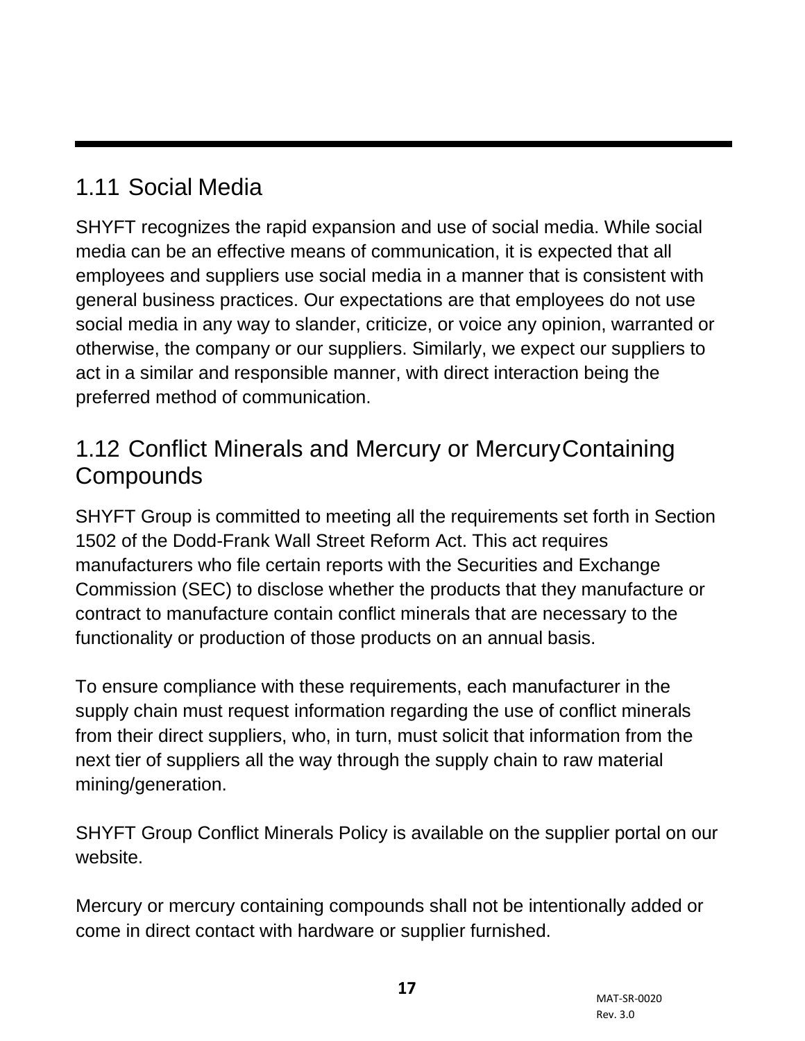## 1.11 Social Media

SHYFT recognizes the rapid expansion and use of social media. While social media can be an effective means of communication, it is expected that all employees and suppliers use social media in a manner that is consistent with general business practices. Our expectations are that employees do not use social media in any way to slander, criticize, or voice any opinion, warranted or otherwise, the company or our suppliers. Similarly, we expect our suppliers to act in a similar and responsible manner, with direct interaction being the preferred method of communication.

## 1.12 Conflict Minerals and Mercury or MercuryContaining Compounds

SHYFT Group is committed to meeting all the requirements set forth in Section 1502 of the Dodd-Frank Wall Street Reform Act. This act requires manufacturers who file certain reports with the Securities and Exchange Commission (SEC) to disclose whether the products that they manufacture or contract to manufacture contain conflict minerals that are necessary to the functionality or production of those products on an annual basis.

To ensure compliance with these requirements, each manufacturer in the supply chain must request information regarding the use of conflict minerals from their direct suppliers, who, in turn, must solicit that information from the next tier of suppliers all the way through the supply chain to raw material mining/generation.

SHYFT Group Conflict Minerals Policy is available on the supplier portal on our website.

Mercury or mercury containing compounds shall not be intentionally added or come in direct contact with hardware or supplier furnished.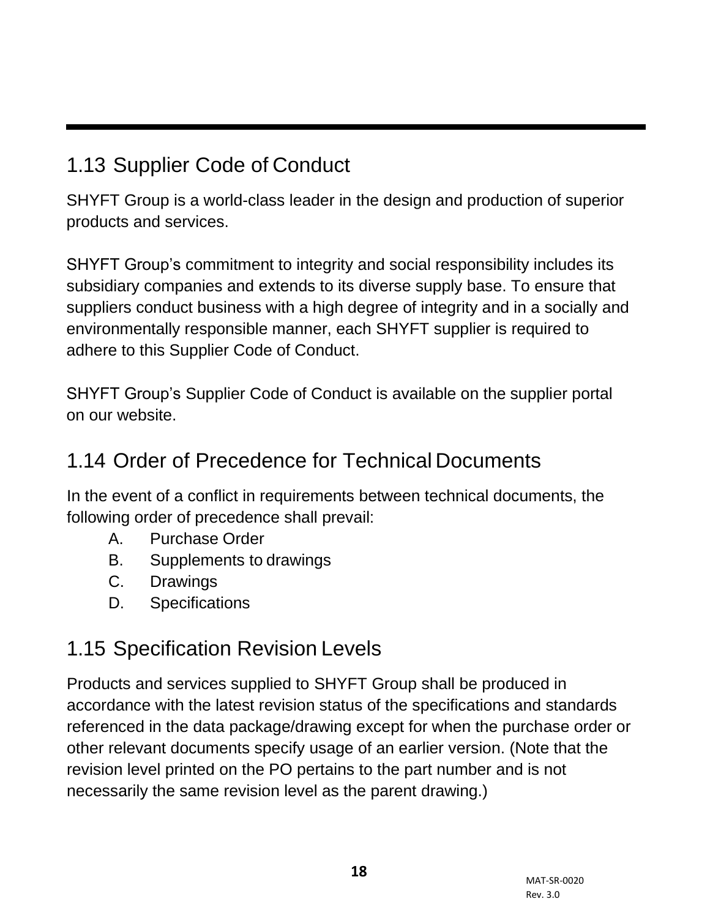## 1.13 Supplier Code of Conduct

SHYFT Group is a world-class leader in the design and production of superior products and services.

SHYFT Group's commitment to integrity and social responsibility includes its subsidiary companies and extends to its diverse supply base. To ensure that suppliers conduct business with a high degree of integrity and in a socially and environmentally responsible manner, each SHYFT supplier is required to adhere to this Supplier Code of Conduct.

SHYFT Group's Supplier Code of Conduct is available on the supplier portal on our website.

## 1.14 Order of Precedence for Technical Documents

In the event of a conflict in requirements between technical documents, the following order of precedence shall prevail:

A. Purchase Order
B. Supplements to drawings
C. Drawings
D. Specifications

## 1.15 Specification Revision Levels

Products and services supplied to SHYFT Group shall be produced in accordance with the latest revision status of the specifications and standards referenced in the data package/drawing except for when the purchase order or other relevant documents specify usage of an earlier version. (Note that the revision level printed on the PO pertains to the part number and is not necessarily the same revision level as the parent drawing.)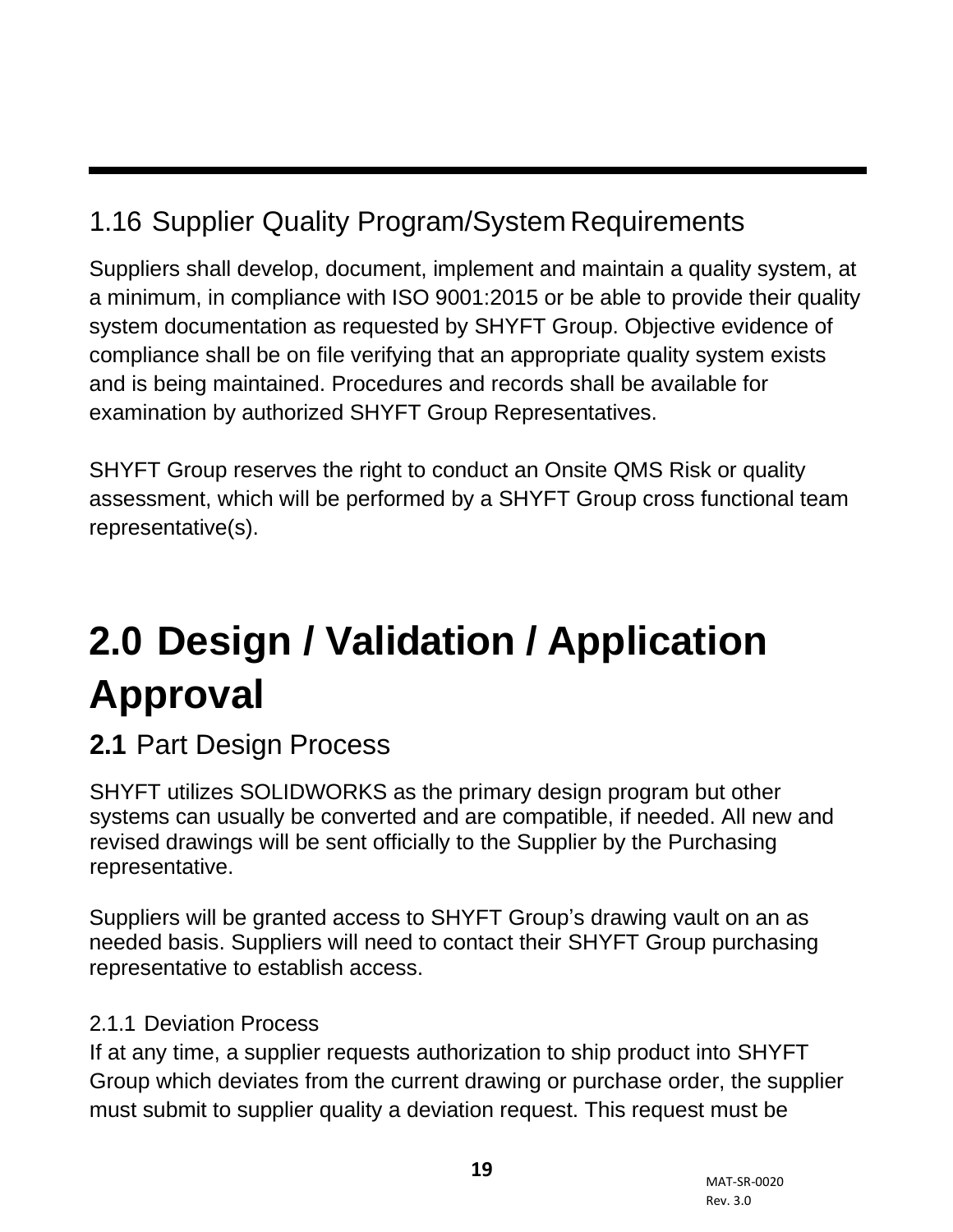## 1.16 Supplier Quality Program/System Requirements

Suppliers shall develop, document, implement and maintain a quality system, at a minimum, in compliance with ISO 9001:2015 or be able to provide their quality system documentation as requested by SHYFT Group. Objective evidence of compliance shall be on file verifying that an appropriate quality system exists and is being maintained. Procedures and records shall be available for examination by authorized SHYFT Group Representatives.

SHYFT Group reserves the right to conduct an Onsite QMS Risk or quality assessment, which will be performed by a SHYFT Group cross functional team representative(s).

# 2.0 Design / Validation / Application Approval

## **2.1** Part Design Process

SHYFT utilizes SOLIDWORKS as the primary design program but other systems can usually be converted and are compatible, if needed. All new and revised drawings will be sent officially to the Supplier by the Purchasing representative.

Suppliers will be granted access to SHYFT Group's drawing vault on an as needed basis. Suppliers will need to contact their SHYFT Group purchasing representative to establish access.

### 2.1.1 Deviation Process

If at any time, a supplier requests authorization to ship product into SHYFT Group which deviates from the current drawing or purchase order, the supplier must submit to supplier quality a deviation request. This request must be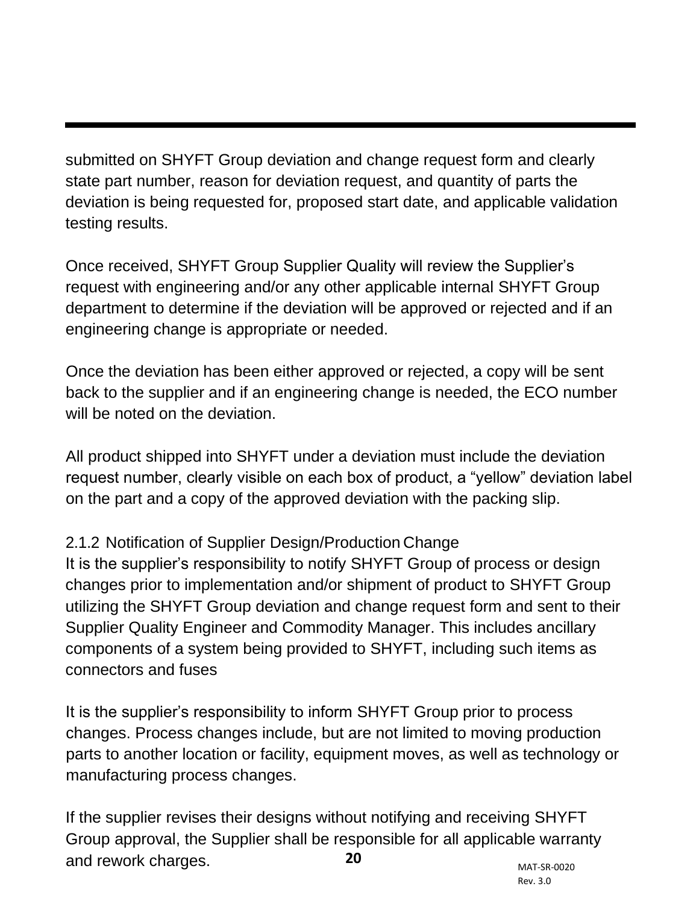submitted on SHYFT Group deviation and change request form and clearly state part number, reason for deviation request, and quantity of parts the deviation is being requested for, proposed start date, and applicable validation testing results.

Once received, SHYFT Group Supplier Quality will review the Supplier's request with engineering and/or any other applicable internal SHYFT Group department to determine if the deviation will be approved or rejected and if an engineering change is appropriate or needed.

Once the deviation has been either approved or rejected, a copy will be sent back to the supplier and if an engineering change is needed, the ECO number will be noted on the deviation.

All product shipped into SHYFT under a deviation must include the deviation request number, clearly visible on each box of product, a "yellow" deviation label on the part and a copy of the approved deviation with the packing slip.

### 2.1.2 Notification of Supplier Design/Production Change

It is the supplier's responsibility to notify SHYFT Group of process or design changes prior to implementation and/or shipment of product to SHYFT Group utilizing the SHYFT Group deviation and change request form and sent to their Supplier Quality Engineer and Commodity Manager. This includes ancillary components of a system being provided to SHYFT, including such items as connectors and fuses

It is the supplier's responsibility to inform SHYFT Group prior to process changes. Process changes include, but are not limited to moving production parts to another location or facility, equipment moves, as well as technology or manufacturing process changes.

If the supplier revises their designs without notifying and receiving SHYFT Group approval, the Supplier shall be responsible for all applicable warranty and rework charges.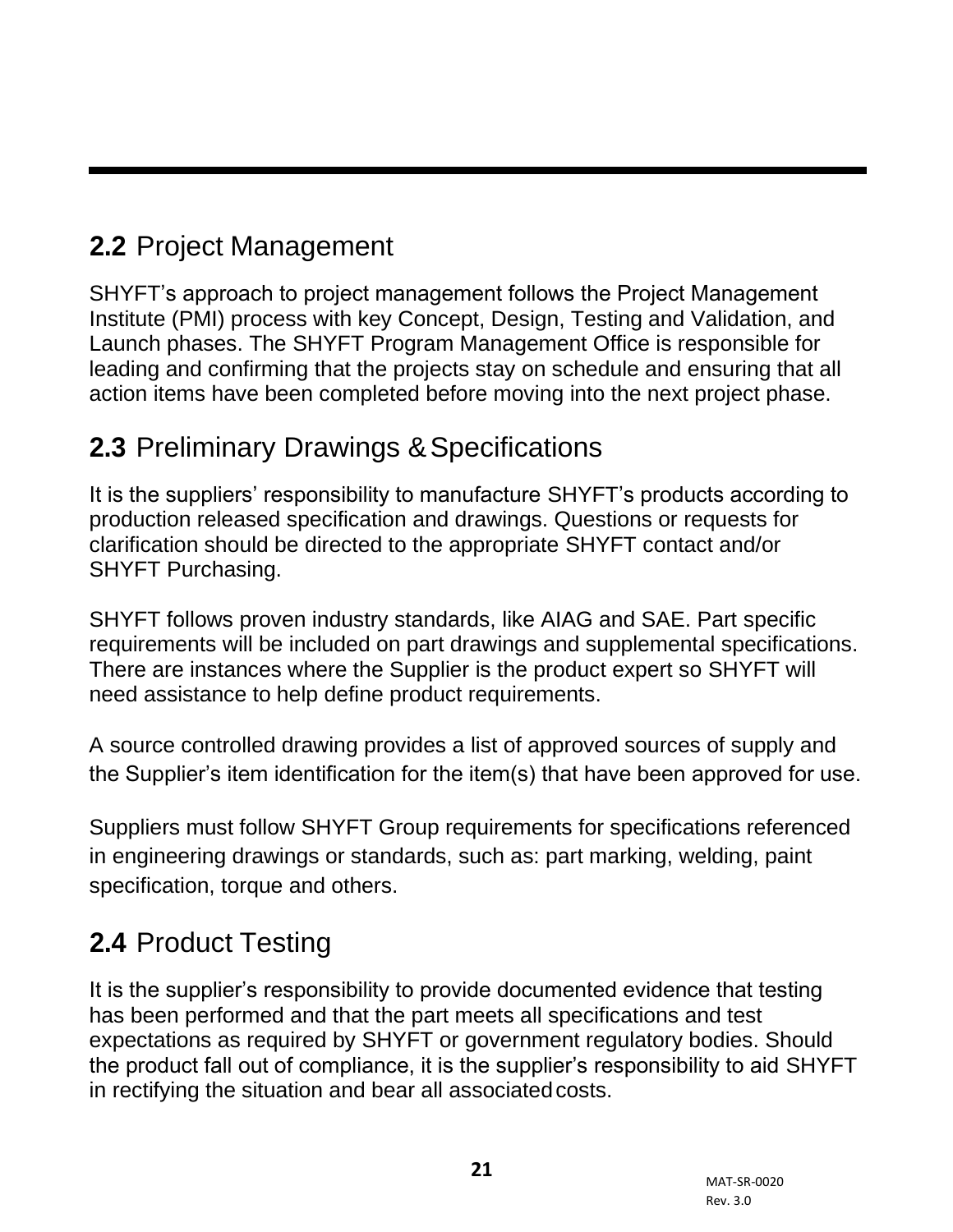## 2.2 Project Management

SHYFT's approach to project management follows the Project Management Institute (PMI) process with key Concept, Design, Testing and Validation, and Launch phases. The SHYFT Program Management Office is responsible for leading and confirming that the projects stay on schedule and ensuring that all action items have been completed before moving into the next project phase.

## 2.3 Preliminary Drawings & Specifications

It is the suppliers' responsibility to manufacture SHYFT's products according to production released specification and drawings. Questions or requests for clarification should be directed to the appropriate SHYFT contact and/or SHYFT Purchasing.

SHYFT follows proven industry standards, like AIAG and SAE. Part specific requirements will be included on part drawings and supplemental specifications. There are instances where the Supplier is the product expert so SHYFT will need assistance to help define product requirements.

A source controlled drawing provides a list of approved sources of supply and the Supplier's item identification for the item(s) that have been approved for use.

Suppliers must follow SHYFT Group requirements for specifications referenced in engineering drawings or standards, such as: part marking, welding, paint specification, torque and others.

## 2.4 Product Testing

It is the supplier's responsibility to provide documented evidence that testing has been performed and that the part meets all specifications and test expectations as required by SHYFT or government regulatory bodies. Should the product fall out of compliance, it is the supplier's responsibility to aid SHYFT in rectifying the situation and bear all associated costs.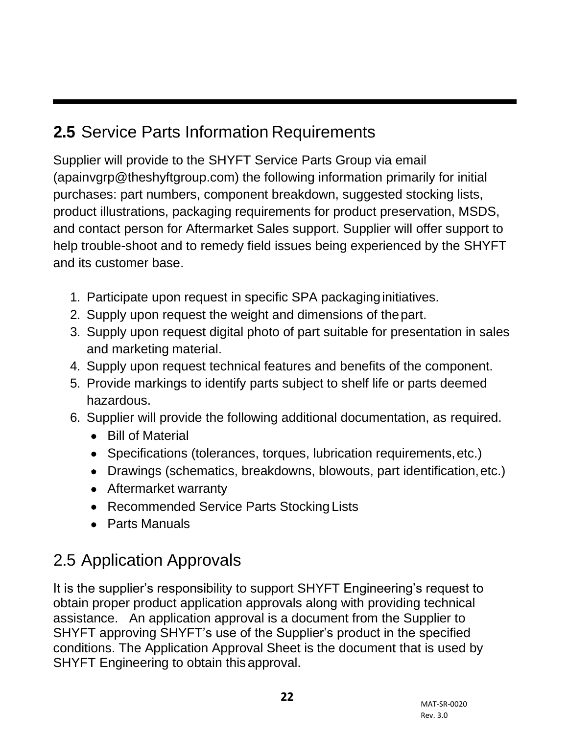## **2.5** Service Parts Information Requirements

Supplier will provide to the SHYFT Service Parts Group via email (apainvgrp@theshyftgroup.com) the following information primarily for initial purchases: part numbers, component breakdown, suggested stocking lists, product illustrations, packaging requirements for product preservation, MSDS, and contact person for Aftermarket Sales support. Supplier will offer support to help trouble-shoot and to remedy field issues being experienced by the SHYFT and its customer base.

1. Participate upon request in specific SPA packaging initiatives.
2. Supply upon request the weight and dimensions of the part.
3. Supply upon request digital photo of part suitable for presentation in sales and marketing material.
4. Supply upon request technical features and benefits of the component.
5. Provide markings to identify parts subject to shelf life or parts deemed hazardous.
6. Supplier will provide the following additional documentation, as required.
   - Bill of Material
   - Specifications (tolerances, torques, lubrication requirements, etc.)
   - Drawings (schematics, breakdowns, blowouts, part identification, etc.)
   - Aftermarket warranty
   - Recommended Service Parts Stocking Lists
   - Parts Manuals

## 2.5 Application Approvals

It is the supplier's responsibility to support SHYFT Engineering's request to obtain proper product application approvals along with providing technical assistance. An application approval is a document from the Supplier to SHYFT approving SHYFT's use of the Supplier's product in the specified conditions. The Application Approval Sheet is the document that is used by SHYFT Engineering to obtain this approval.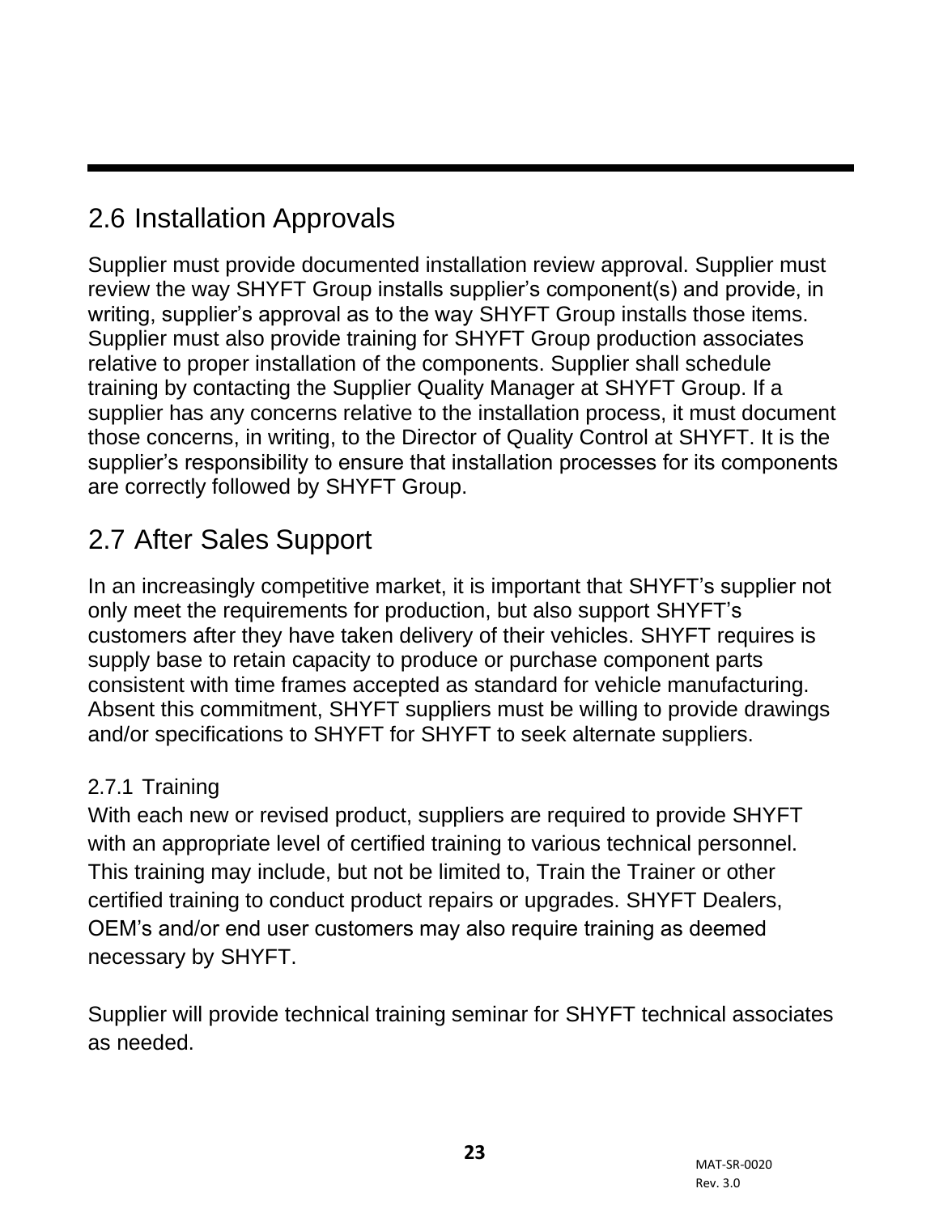## 2.6 Installation Approvals

Supplier must provide documented installation review approval. Supplier must review the way SHYFT Group installs supplier's component(s) and provide, in writing, supplier's approval as to the way SHYFT Group installs those items. Supplier must also provide training for SHYFT Group production associates relative to proper installation of the components. Supplier shall schedule training by contacting the Supplier Quality Manager at SHYFT Group. If a supplier has any concerns relative to the installation process, it must document those concerns, in writing, to the Director of Quality Control at SHYFT. It is the supplier's responsibility to ensure that installation processes for its components are correctly followed by SHYFT Group.

## 2.7 After Sales Support

In an increasingly competitive market, it is important that SHYFT's supplier not only meet the requirements for production, but also support SHYFT's customers after they have taken delivery of their vehicles. SHYFT requires is supply base to retain capacity to produce or purchase component parts consistent with time frames accepted as standard for vehicle manufacturing. Absent this commitment, SHYFT suppliers must be willing to provide drawings and/or specifications to SHYFT for SHYFT to seek alternate suppliers.

### 2.7.1 Training

With each new or revised product, suppliers are required to provide SHYFT with an appropriate level of certified training to various technical personnel. This training may include, but not be limited to, Train the Trainer or other certified training to conduct product repairs or upgrades. SHYFT Dealers, OEM's and/or end user customers may also require training as deemed necessary by SHYFT.

Supplier will provide technical training seminar for SHYFT technical associates as needed.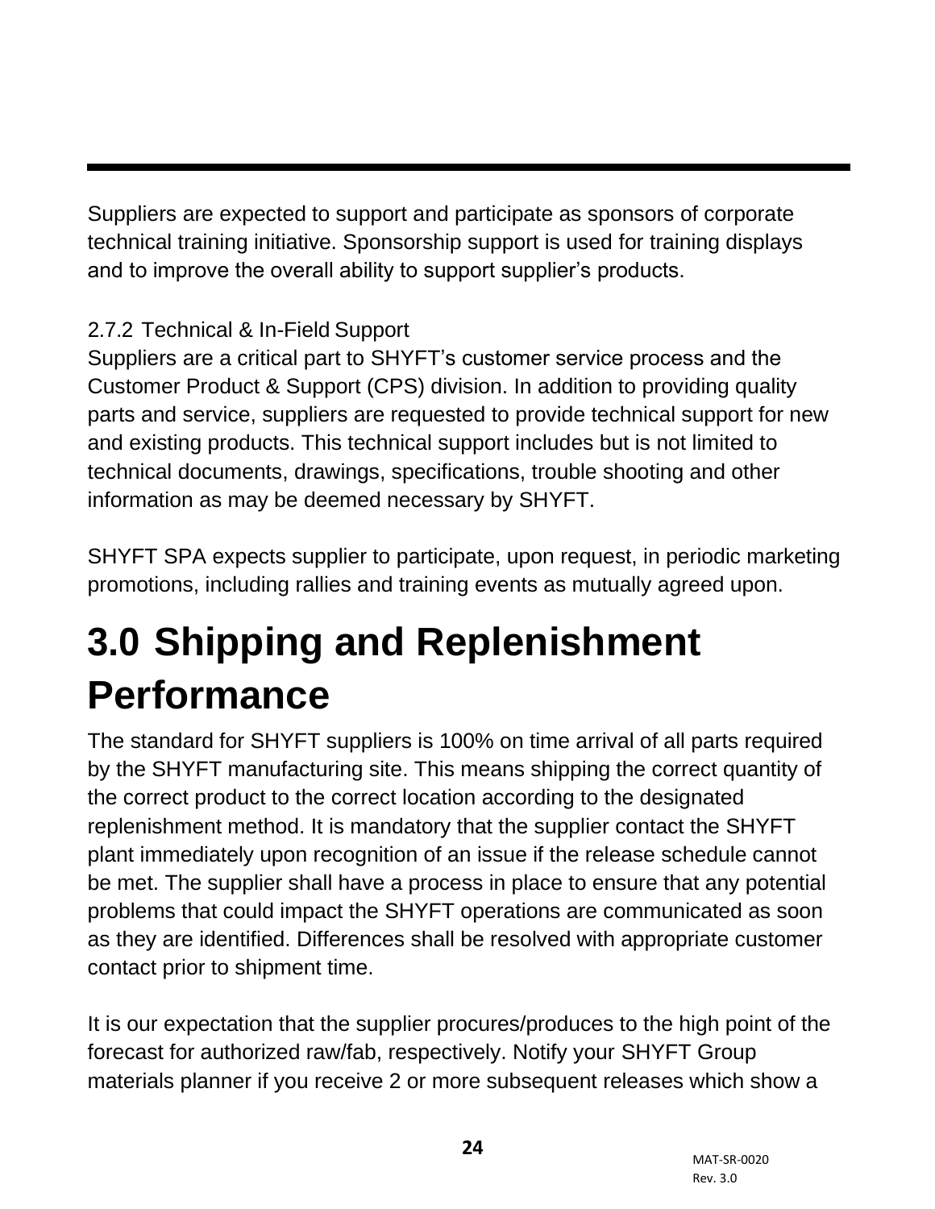Suppliers are expected to support and participate as sponsors of corporate technical training initiative. Sponsorship support is used for training displays and to improve the overall ability to support supplier's products.

2.7.2 Technical & In-Field Support

Suppliers are a critical part to SHYFT's customer service process and the Customer Product & Support (CPS) division. In addition to providing quality parts and service, suppliers are requested to provide technical support for new and existing products. This technical support includes but is not limited to technical documents, drawings, specifications, trouble shooting and other information as may be deemed necessary by SHYFT.

SHYFT SPA expects supplier to participate, upon request, in periodic marketing promotions, including rallies and training events as mutually agreed upon.

# 3.0 Shipping and Replenishment Performance

The standard for SHYFT suppliers is 100% on time arrival of all parts required by the SHYFT manufacturing site. This means shipping the correct quantity of the correct product to the correct location according to the designated replenishment method. It is mandatory that the supplier contact the SHYFT plant immediately upon recognition of an issue if the release schedule cannot be met. The supplier shall have a process in place to ensure that any potential problems that could impact the SHYFT operations are communicated as soon as they are identified. Differences shall be resolved with appropriate customer contact prior to shipment time.

It is our expectation that the supplier procures/produces to the high point of the forecast for authorized raw/fab, respectively. Notify your SHYFT Group materials planner if you receive 2 or more subsequent releases which show a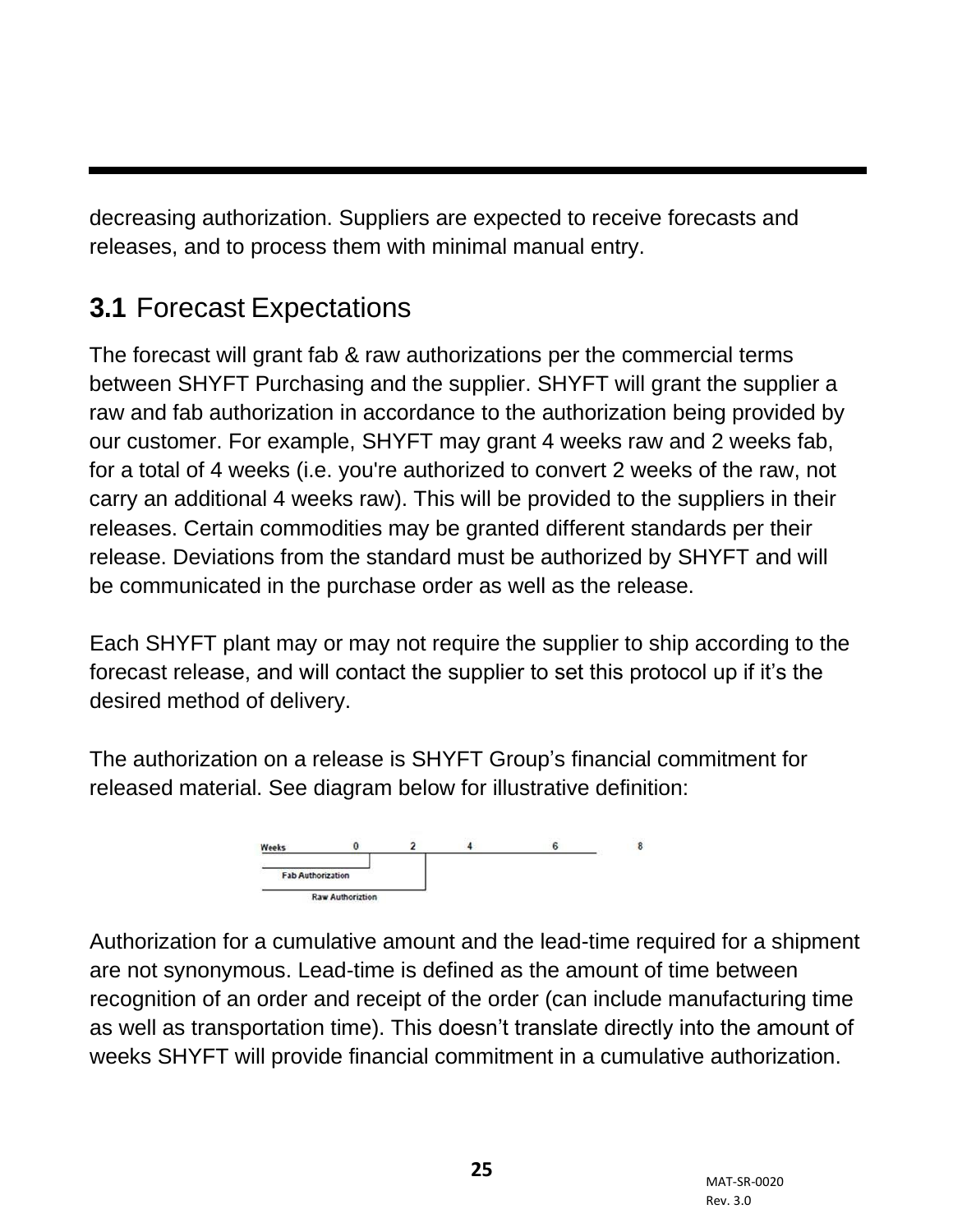decreasing authorization. Suppliers are expected to receive forecasts and releases, and to process them with minimal manual entry.

## 3.1 Forecast Expectations

The forecast will grant fab & raw authorizations per the commercial terms between SHYFT Purchasing and the supplier. SHYFT will grant the supplier a raw and fab authorization in accordance to the authorization being provided by our customer. For example, SHYFT may grant 4 weeks raw and 2 weeks fab, for a total of 4 weeks (i.e. you're authorized to convert 2 weeks of the raw, not carry an additional 4 weeks raw). This will be provided to the suppliers in their releases. Certain commodities may be granted different standards per their release. Deviations from the standard must be authorized by SHYFT and will be communicated in the purchase order as well as the release.

Each SHYFT plant may or may not require the supplier to ship according to the forecast release, and will contact the supplier to set this protocol up if it's the desired method of delivery.

The authorization on a release is SHYFT Group's financial commitment for released material. See diagram below for illustrative definition:

Weeks 0 2 4 6 8

Fab Authorization

Raw Authoriztion

Authorization for a cumulative amount and the lead-time required for a shipment are not synonymous. Lead-time is defined as the amount of time between recognition of an order and receipt of the order (can include manufacturing time as well as transportation time). This doesn't translate directly into the amount of weeks SHYFT will provide financial commitment in a cumulative authorization.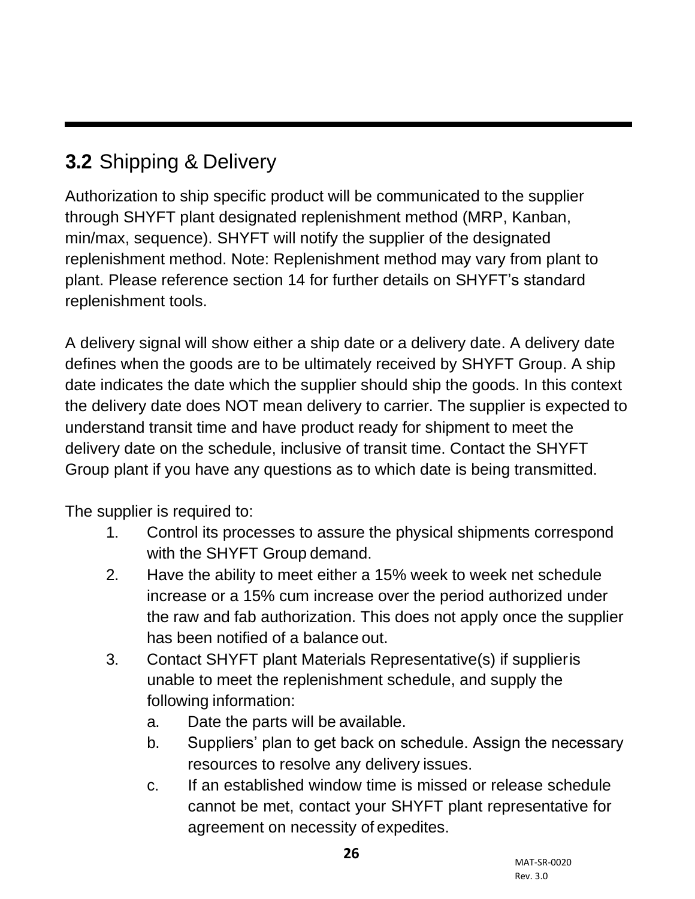## **3.2** Shipping & Delivery

Authorization to ship specific product will be communicated to the supplier through SHYFT plant designated replenishment method (MRP, Kanban, min/max, sequence). SHYFT will notify the supplier of the designated replenishment method. Note: Replenishment method may vary from plant to plant. Please reference section 14 for further details on SHYFT's standard replenishment tools.

A delivery signal will show either a ship date or a delivery date. A delivery date defines when the goods are to be ultimately received by SHYFT Group. A ship date indicates the date which the supplier should ship the goods. In this context the delivery date does NOT mean delivery to carrier. The supplier is expected to understand transit time and have product ready for shipment to meet the delivery date on the schedule, inclusive of transit time. Contact the SHYFT Group plant if you have any questions as to which date is being transmitted.

The supplier is required to:

1. Control its processes to assure the physical shipments correspond with the SHYFT Group demand.
2. Have the ability to meet either a 15% week to week net schedule increase or a 15% cum increase over the period authorized under the raw and fab authorization. This does not apply once the supplier has been notified of a balance out.
3. Contact SHYFT plant Materials Representative(s) if supplier is unable to meet the replenishment schedule, and supply the following information:
   a. Date the parts will be available.
   b. Suppliers' plan to get back on schedule. Assign the necessary resources to resolve any delivery issues.
   c. If an established window time is missed or release schedule cannot be met, contact your SHYFT plant representative for agreement on necessity of expedites.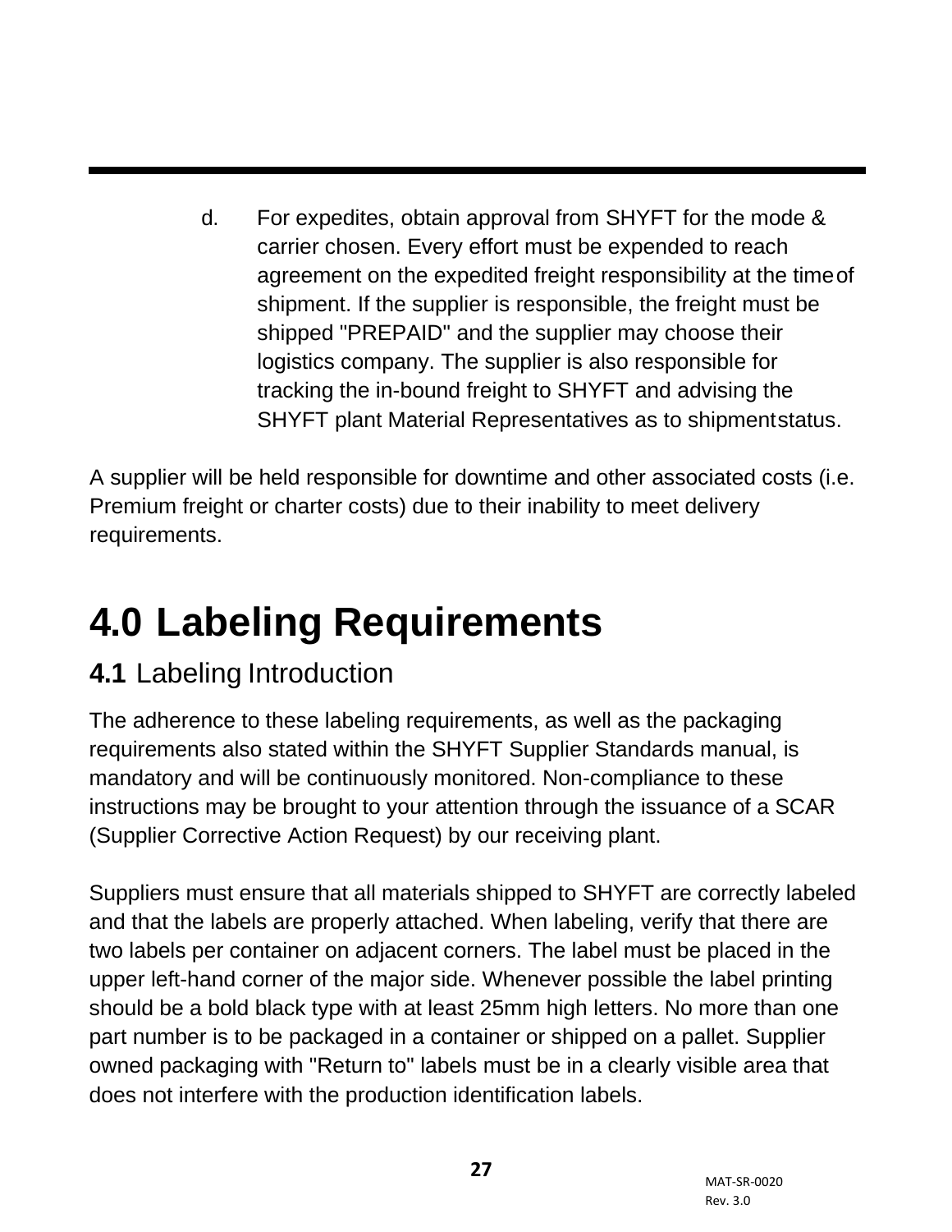d. For expedites, obtain approval from SHYFT for the mode & carrier chosen. Every effort must be expended to reach agreement on the expedited freight responsibility at the time of shipment. If the supplier is responsible, the freight must be shipped "PREPAID" and the supplier may choose their logistics company. The supplier is also responsible for tracking the in-bound freight to SHYFT and advising the SHYFT plant Material Representatives as to shipment status.

A supplier will be held responsible for downtime and other associated costs (i.e. Premium freight or charter costs) due to their inability to meet delivery requirements.

# 4.0 Labeling Requirements

## 4.1 Labeling Introduction

The adherence to these labeling requirements, as well as the packaging requirements also stated within the SHYFT Supplier Standards manual, is mandatory and will be continuously monitored. Non-compliance to these instructions may be brought to your attention through the issuance of a SCAR (Supplier Corrective Action Request) by our receiving plant.

Suppliers must ensure that all materials shipped to SHYFT are correctly labeled and that the labels are properly attached. When labeling, verify that there are two labels per container on adjacent corners. The label must be placed in the upper left-hand corner of the major side. Whenever possible the label printing should be a bold black type with at least 25mm high letters. No more than one part number is to be packaged in a container or shipped on a pallet. Supplier owned packaging with "Return to" labels must be in a clearly visible area that does not interfere with the production identification labels.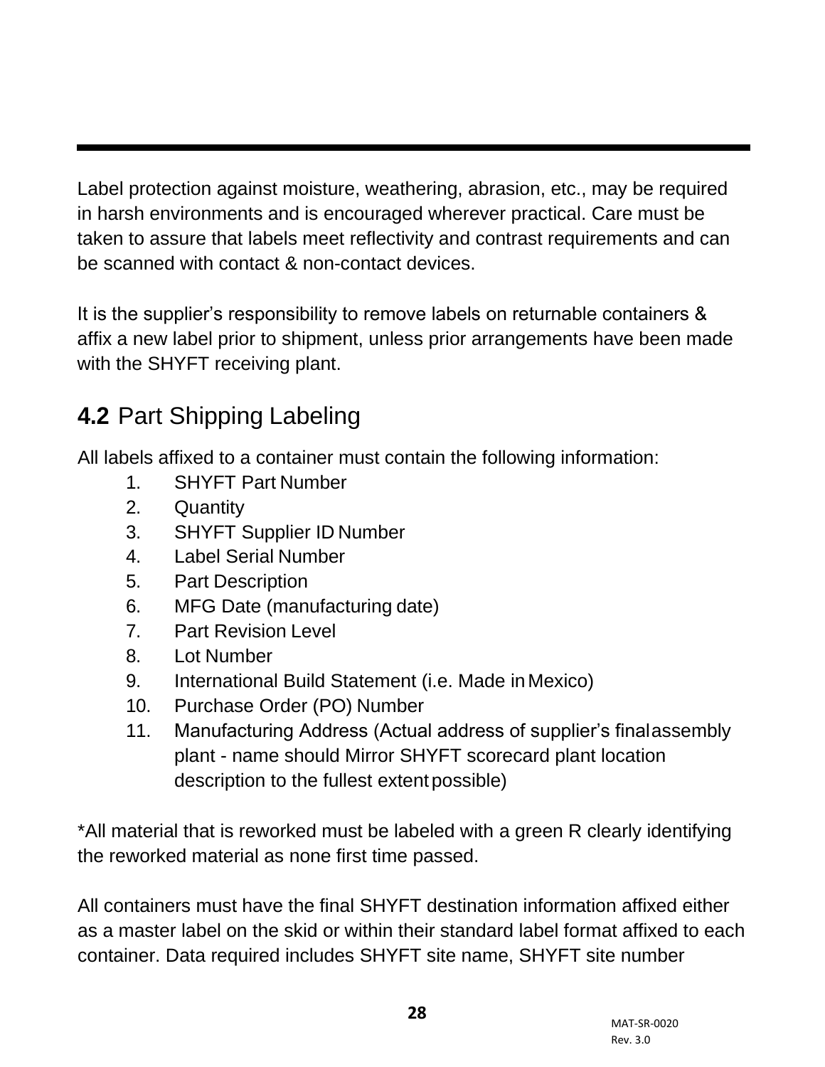Label protection against moisture, weathering, abrasion, etc., may be required in harsh environments and is encouraged wherever practical. Care must be taken to assure that labels meet reflectivity and contrast requirements and can be scanned with contact & non-contact devices.

It is the supplier's responsibility to remove labels on returnable containers & affix a new label prior to shipment, unless prior arrangements have been made with the SHYFT receiving plant.

## **4.2** Part Shipping Labeling

All labels affixed to a container must contain the following information:

1. SHYFT Part Number
2. Quantity
3. SHYFT Supplier ID Number
4. Label Serial Number
5. Part Description
6. MFG Date (manufacturing date)
7. Part Revision Level
8. Lot Number
9. International Build Statement (i.e. Made in Mexico)
10. Purchase Order (PO) Number
11. Manufacturing Address (Actual address of supplier's final assembly plant - name should Mirror SHYFT scorecard plant location description to the fullest extent possible)

*All material that is reworked must be labeled with a green R clearly identifying the reworked material as none first time passed.

All containers must have the final SHYFT destination information affixed either as a master label on the skid or within their standard label format affixed to each container. Data required includes SHYFT site name, SHYFT site number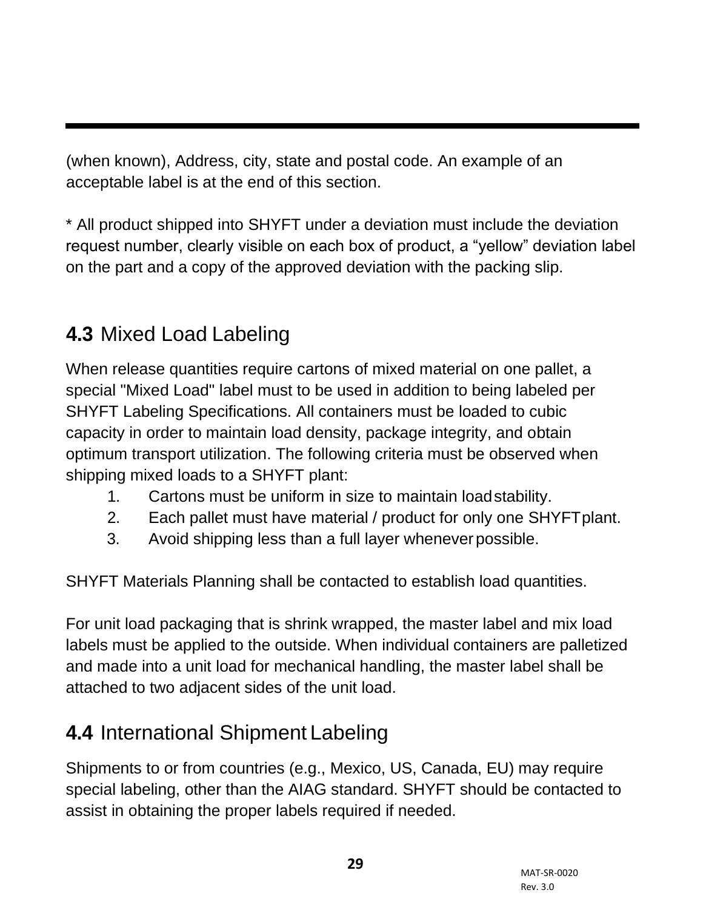(when known), Address, city, state and postal code. An example of an acceptable label is at the end of this section.

* All product shipped into SHYFT under a deviation must include the deviation request number, clearly visible on each box of product, a “yellow” deviation label on the part and a copy of the approved deviation with the packing slip.

## 4.3 Mixed Load Labeling

When release quantities require cartons of mixed material on one pallet, a special "Mixed Load" label must to be used in addition to being labeled per SHYFT Labeling Specifications. All containers must be loaded to cubic capacity in order to maintain load density, package integrity, and obtain optimum transport utilization. The following criteria must be observed when shipping mixed loads to a SHYFT plant:

1. Cartons must be uniform in size to maintain load stability.
2. Each pallet must have material / product for only one SHYFT plant.
3. Avoid shipping less than a full layer whenever possible.

SHYFT Materials Planning shall be contacted to establish load quantities.

For unit load packaging that is shrink wrapped, the master label and mix load labels must be applied to the outside. When individual containers are palletized and made into a unit load for mechanical handling, the master label shall be attached to two adjacent sides of the unit load.

## 4.4 International Shipment Labeling

Shipments to or from countries (e.g., Mexico, US, Canada, EU) may require special labeling, other than the AIAG standard. SHYFT should be contacted to assist in obtaining the proper labels required if needed.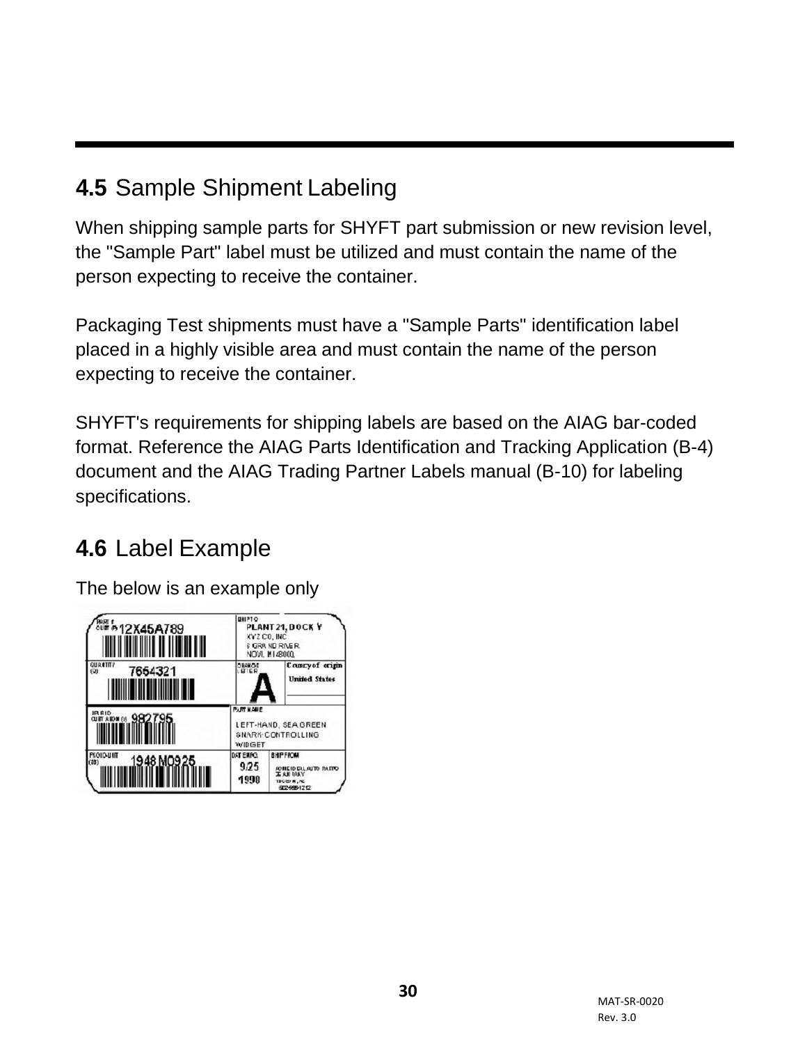## 4.5 Sample Shipment Labeling

When shipping sample parts for SHYFT part submission or new revision level, the "Sample Part" label must be utilized and must contain the name of the person expecting to receive the container.

Packaging Test shipments must have a "Sample Parts" identification label placed in a highly visible area and must contain the name of the person expecting to receive the container.

SHYFT's requirements for shipping labels are based on the AIAG bar-coded format. Reference the AIAG Parts Identification and Tracking Application (B-4) document and the AIAG Trading Partner Labels manual (B-10) for labeling specifications.

## 4.6 Label Example

The below is an example only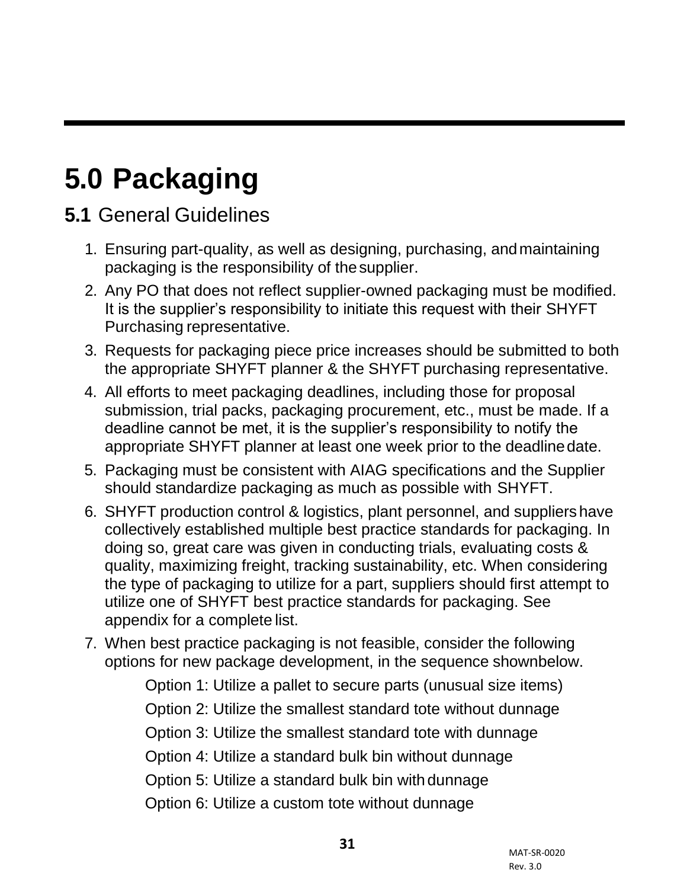# 5.0 Packaging

## 5.1 General Guidelines

1. Ensuring part-quality, as well as designing, purchasing, and maintaining packaging is the responsibility of the supplier.
2. Any PO that does not reflect supplier-owned packaging must be modified. It is the supplier's responsibility to initiate this request with their SHYFT Purchasing representative.
3. Requests for packaging piece price increases should be submitted to both the appropriate SHYFT planner & the SHYFT purchasing representative.
4. All efforts to meet packaging deadlines, including those for proposal submission, trial packs, packaging procurement, etc., must be made. If a deadline cannot be met, it is the supplier's responsibility to notify the appropriate SHYFT planner at least one week prior to the deadline date.
5. Packaging must be consistent with AIAG specifications and the Supplier should standardize packaging as much as possible with SHYFT.
6. SHYFT production control & logistics, plant personnel, and suppliers have collectively established multiple best practice standards for packaging. In doing so, great care was given in conducting trials, evaluating costs & quality, maximizing freight, tracking sustainability, etc. When considering the type of packaging to utilize for a part, suppliers should first attempt to utilize one of SHYFT best practice standards for packaging. See appendix for a complete list.
7. When best practice packaging is not feasible, consider the following options for new package development, in the sequence shown below.

   Option 1: Utilize a pallet to secure parts (unusual size items)

   Option 2: Utilize the smallest standard tote without dunnage

   Option 3: Utilize the smallest standard tote with dunnage

   Option 4: Utilize a standard bulk bin without dunnage

   Option 5: Utilize a standard bulk bin with dunnage

   Option 6: Utilize a custom tote without dunnage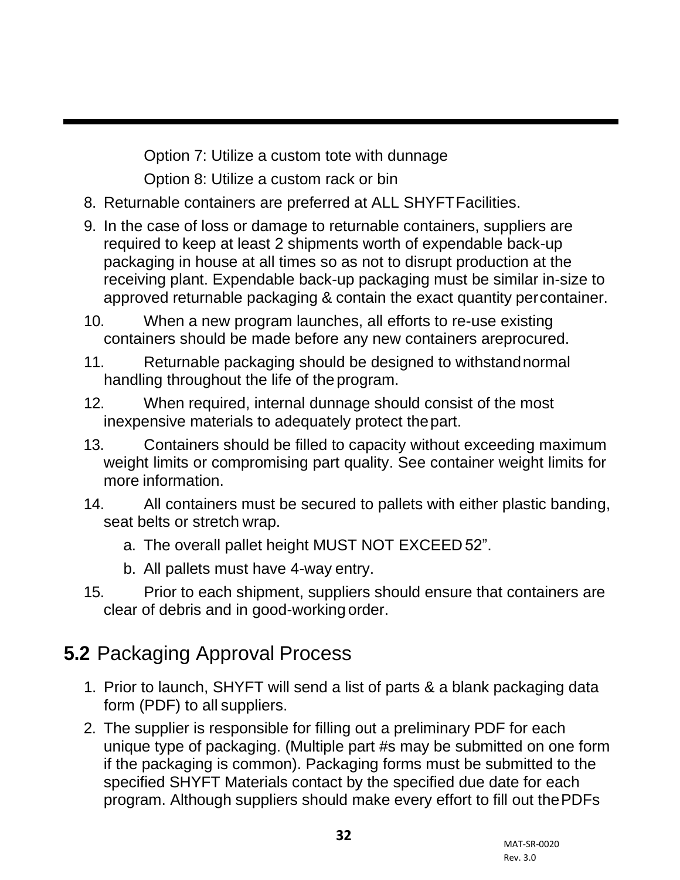Option 7: Utilize a custom tote with dunnage

Option 8: Utilize a custom rack or bin

8. Returnable containers are preferred at ALL SHYFT Facilities.
9. In the case of loss or damage to returnable containers, suppliers are required to keep at least 2 shipments worth of expendable back-up packaging in house at all times so as not to disrupt production at the receiving plant. Expendable back-up packaging must be similar in-size to approved returnable packaging & contain the exact quantity per container.
10. When a new program launches, all efforts to re-use existing containers should be made before any new containers are procured.
11. Returnable packaging should be designed to withstand normal handling throughout the life of the program.
12. When required, internal dunnage should consist of the most inexpensive materials to adequately protect the part.
13. Containers should be filled to capacity without exceeding maximum weight limits or compromising part quality. See container weight limits for more information.
14. All containers must be secured to pallets with either plastic banding, seat belts or stretch wrap.
    a. The overall pallet height MUST NOT EXCEED 52”.
    b. All pallets must have 4-way entry.
15. Prior to each shipment, suppliers should ensure that containers are clear of debris and in good-working order.

## **5.2** Packaging Approval Process

1. Prior to launch, SHYFT will send a list of parts & a blank packaging data form (PDF) to all suppliers.
2. The supplier is responsible for filling out a preliminary PDF for each unique type of packaging. (Multiple part #s may be submitted on one form if the packaging is common). Packaging forms must be submitted to the specified SHYFT Materials contact by the specified due date for each program. Although suppliers should make every effort to fill out the PDFs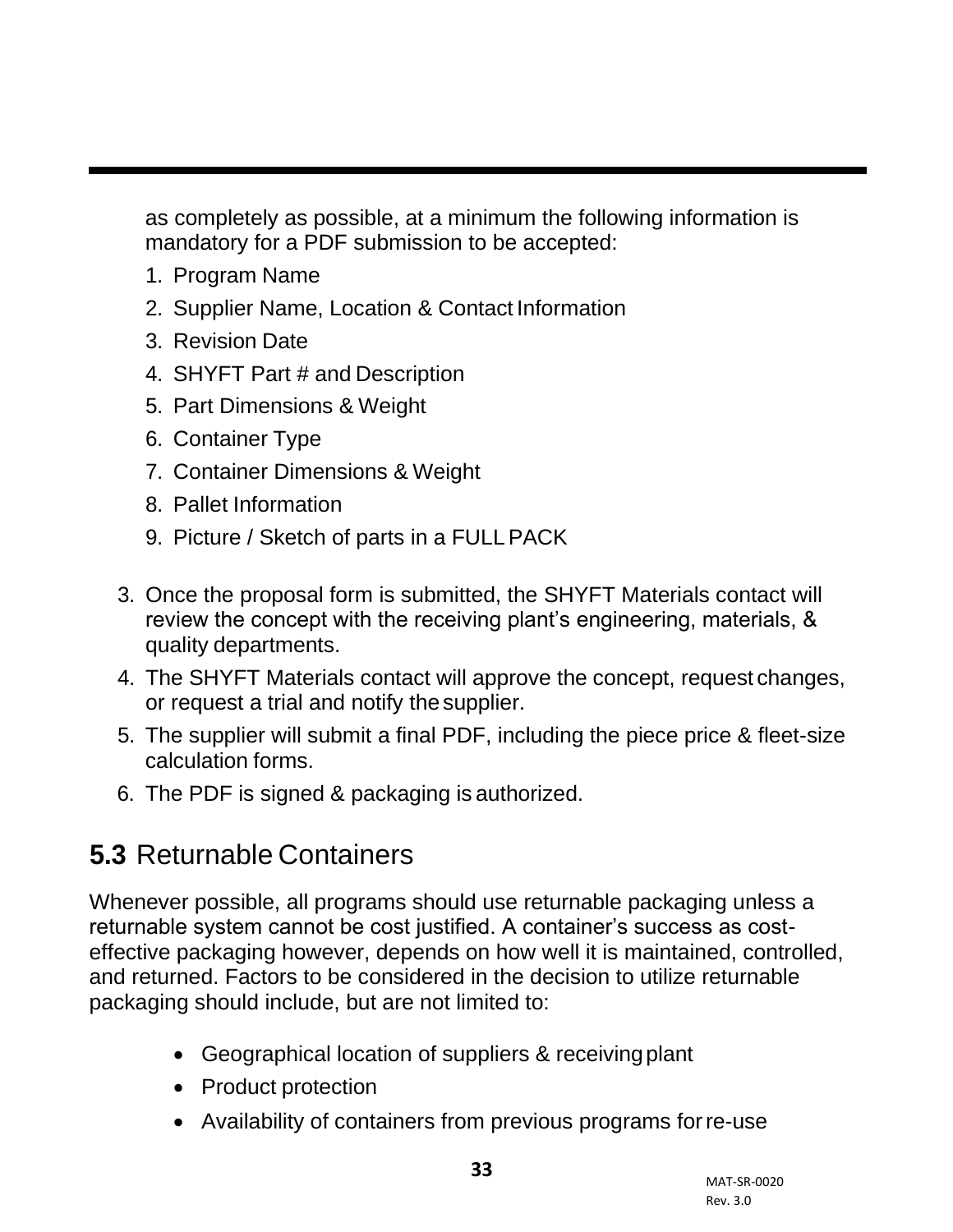as completely as possible, at a minimum the following information is mandatory for a PDF submission to be accepted:

1. Program Name
2. Supplier Name, Location & Contact Information
3. Revision Date
4. SHYFT Part # and Description
5. Part Dimensions & Weight
6. Container Type
7. Container Dimensions & Weight
8. Pallet Information
9. Picture / Sketch of parts in a FULL PACK

3. Once the proposal form is submitted, the SHYFT Materials contact will review the concept with the receiving plant's engineering, materials, & quality departments.
4. The SHYFT Materials contact will approve the concept, request changes, or request a trial and notify the supplier.
5. The supplier will submit a final PDF, including the piece price & fleet-size calculation forms.
6. The PDF is signed & packaging is authorized.

## **5.3** Returnable Containers

Whenever possible, all programs should use returnable packaging unless a returnable system cannot be cost justified. A container's success as cost-effective packaging however, depends on how well it is maintained, controlled, and returned. Factors to be considered in the decision to utilize returnable packaging should include, but are not limited to:

- Geographical location of suppliers & receiving plant
- Product protection
- Availability of containers from previous programs for re-use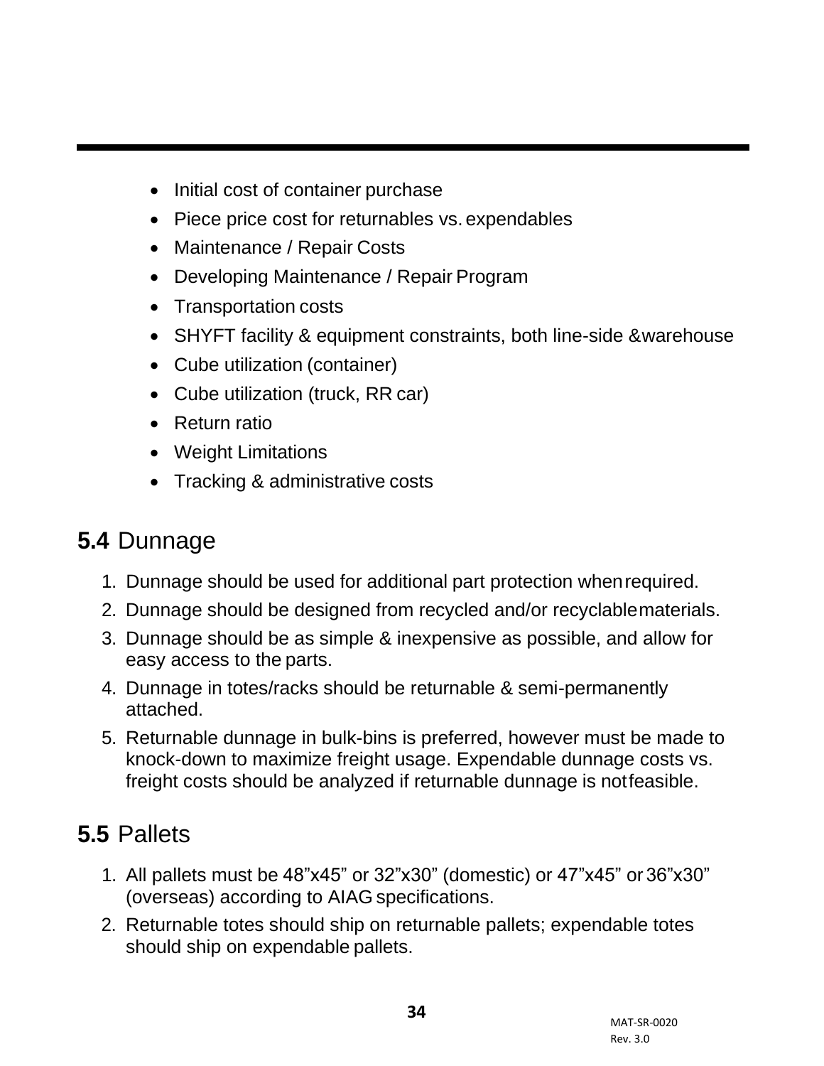- Initial cost of container purchase
- Piece price cost for returnables vs. expendables
- Maintenance / Repair Costs
- Developing Maintenance / Repair Program
- Transportation costs
- SHYFT facility & equipment constraints, both line-side & warehouse
- Cube utilization (container)
- Cube utilization (truck, RR car)
- Return ratio
- Weight Limitations
- Tracking & administrative costs

## **5.4** Dunnage

1. Dunnage should be used for additional part protection when required.
2. Dunnage should be designed from recycled and/or recyclable materials.
3. Dunnage should be as simple & inexpensive as possible, and allow for easy access to the parts.
4. Dunnage in totes/racks should be returnable & semi-permanently attached.
5. Returnable dunnage in bulk-bins is preferred, however must be made to knock-down to maximize freight usage. Expendable dunnage costs vs. freight costs should be analyzed if returnable dunnage is not feasible.

## **5.5** Pallets

1. All pallets must be 48”x45” or 32”x30” (domestic) or 47”x45” or 36”x30” (overseas) according to AIAG specifications.
2. Returnable totes should ship on returnable pallets; expendable totes should ship on expendable pallets.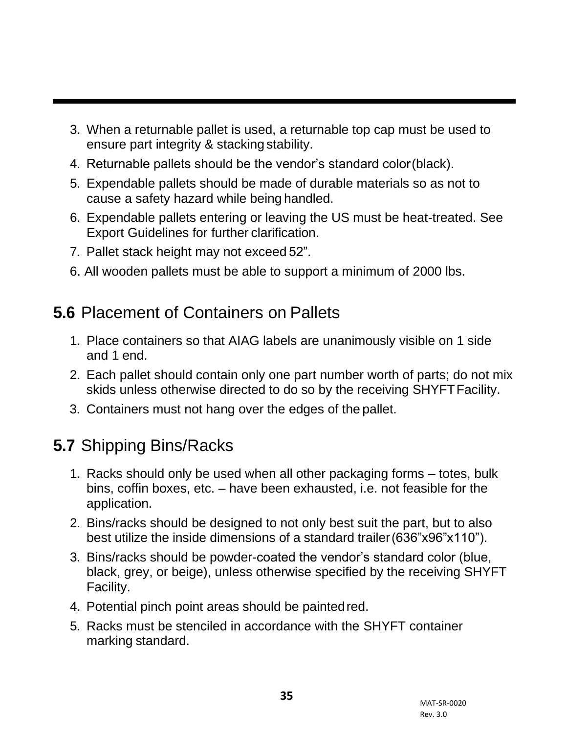3. When a returnable pallet is used, a returnable top cap must be used to ensure part integrity & stacking stability.
4. Returnable pallets should be the vendor's standard color (black).
5. Expendable pallets should be made of durable materials so as not to cause a safety hazard while being handled.
6. Expendable pallets entering or leaving the US must be heat-treated. See Export Guidelines for further clarification.
7. Pallet stack height may not exceed 52".

6. All wooden pallets must be able to support a minimum of 2000 lbs.

## **5.6** Placement of Containers on Pallets

1. Place containers so that AIAG labels are unanimously visible on 1 side and 1 end.
2. Each pallet should contain only one part number worth of parts; do not mix skids unless otherwise directed to do so by the receiving SHYFT Facility.
3. Containers must not hang over the edges of the pallet.

## **5.7** Shipping Bins/Racks

1. Racks should only be used when all other packaging forms – totes, bulk bins, coffin boxes, etc. – have been exhausted, i.e. not feasible for the application.
2. Bins/racks should be designed to not only best suit the part, but to also best utilize the inside dimensions of a standard trailer (636"x96"x110").
3. Bins/racks should be powder-coated the vendor's standard color (blue, black, grey, or beige), unless otherwise specified by the receiving SHYFT Facility.
4. Potential pinch point areas should be painted red.
5. Racks must be stenciled in accordance with the SHYFT container marking standard.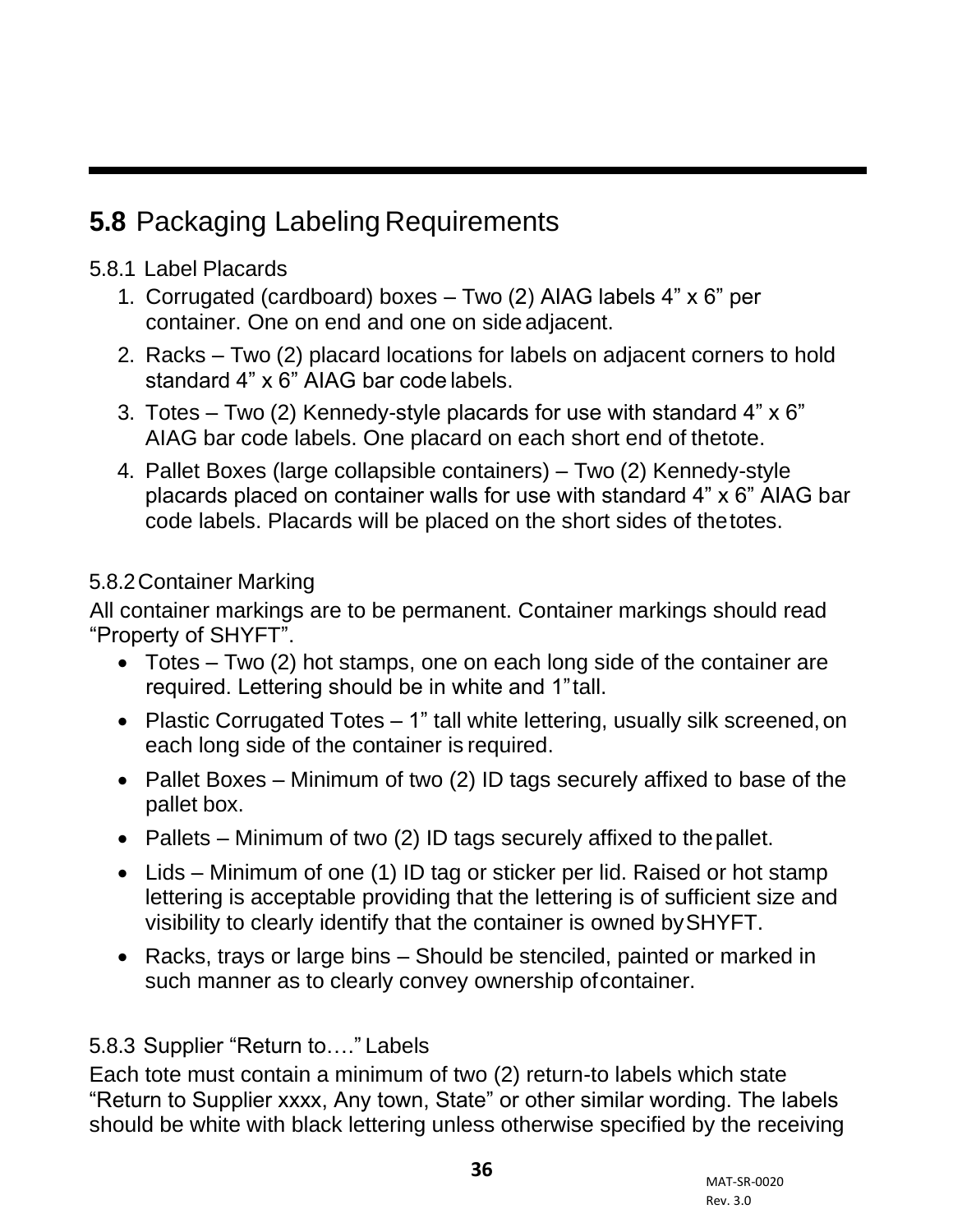## 5.8 Packaging Labeling Requirements

### 5.8.1 Label Placards

1. Corrugated (cardboard) boxes – Two (2) AIAG labels 4” x 6” per container. One on end and one on side adjacent.
2. Racks – Two (2) placard locations for labels on adjacent corners to hold standard 4” x 6” AIAG bar code labels.
3. Totes – Two (2) Kennedy-style placards for use with standard 4” x 6” AIAG bar code labels. One placard on each short end of thetote.
4. Pallet Boxes (large collapsible containers) – Two (2) Kennedy-style placards placed on container walls for use with standard 4” x 6” AIAG bar code labels. Placards will be placed on the short sides of thetotes.

### 5.8.2 Container Marking

All container markings are to be permanent. Container markings should read “Property of SHYFT”.

- Totes – Two (2) hot stamps, one on each long side of the container are required. Lettering should be in white and 1” tall.
- Plastic Corrugated Totes – 1” tall white lettering, usually silk screened, on each long side of the container is required.
- Pallet Boxes – Minimum of two (2) ID tags securely affixed to base of the pallet box.
- Pallets – Minimum of two (2) ID tags securely affixed to thepallet.
- Lids – Minimum of one (1) ID tag or sticker per lid. Raised or hot stamp lettering is acceptable providing that the lettering is of sufficient size and visibility to clearly identify that the container is owned bySHYFT.
- Racks, trays or large bins – Should be stenciled, painted or marked in such manner as to clearly convey ownership ofcontainer.

### 5.8.3 Supplier “Return to….” Labels

Each tote must contain a minimum of two (2) return-to labels which state “Return to Supplier xxxx, Any town, State” or other similar wording. The labels should be white with black lettering unless otherwise specified by the receiving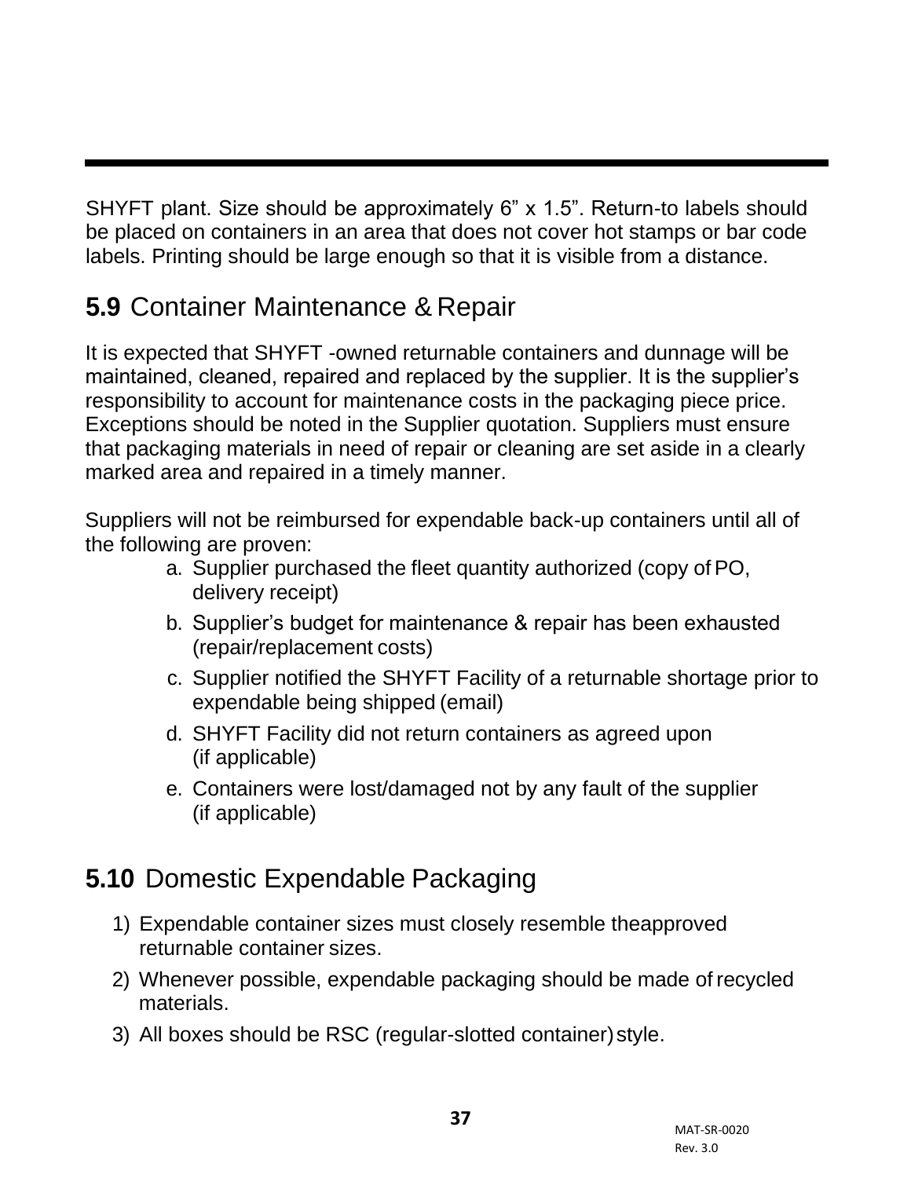SHYFT plant. Size should be approximately 6” x 1.5”. Return-to labels should be placed on containers in an area that does not cover hot stamps or bar code labels. Printing should be large enough so that it is visible from a distance.

## **5.9** Container Maintenance & Repair

It is expected that SHYFT -owned returnable containers and dunnage will be maintained, cleaned, repaired and replaced by the supplier. It is the supplier’s responsibility to account for maintenance costs in the packaging piece price. Exceptions should be noted in the Supplier quotation. Suppliers must ensure that packaging materials in need of repair or cleaning are set aside in a clearly marked area and repaired in a timely manner.

Suppliers will not be reimbursed for expendable back-up containers until all of the following are proven:

a. Supplier purchased the fleet quantity authorized (copy of PO, delivery receipt)
b. Supplier’s budget for maintenance & repair has been exhausted (repair/replacement costs)
c. Supplier notified the SHYFT Facility of a returnable shortage prior to expendable being shipped (email)
d. SHYFT Facility did not return containers as agreed upon (if applicable)
e. Containers were lost/damaged not by any fault of the supplier (if applicable)

## **5.10** Domestic Expendable Packaging

1) Expendable container sizes must closely resemble theapproved returnable container sizes.
2) Whenever possible, expendable packaging should be made of recycled materials.
3) All boxes should be RSC (regular-slotted container) style.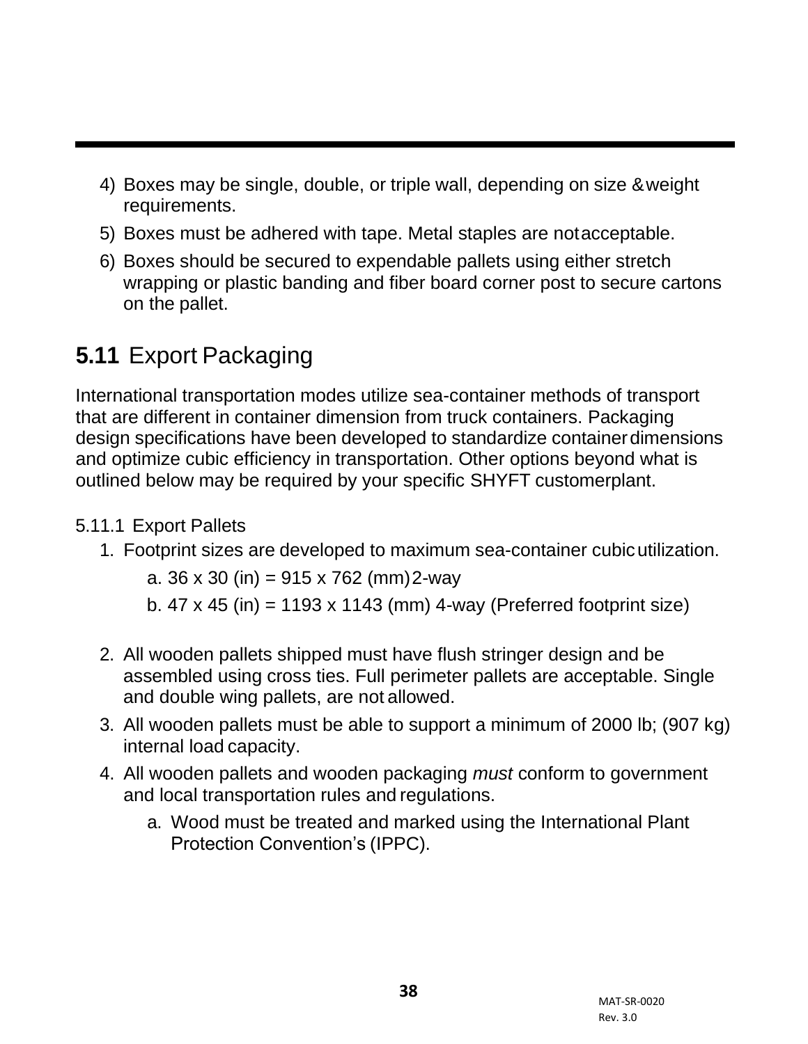4) Boxes may be single, double, or triple wall, depending on size & weight requirements.
5) Boxes must be adhered with tape. Metal staples are not acceptable.
6) Boxes should be secured to expendable pallets using either stretch wrapping or plastic banding and fiber board corner post to secure cartons on the pallet.

## **5.11** Export Packaging

International transportation modes utilize sea-container methods of transport that are different in container dimension from truck containers. Packaging design specifications have been developed to standardize container dimensions and optimize cubic efficiency in transportation. Other options beyond what is outlined below may be required by your specific SHYFT customer plant.

5.11.1 Export Pallets

1. Footprint sizes are developed to maximum sea-container cubic utilization.
   a. 36 x 30 (in) = 915 x 762 (mm) 2-way
   b. 47 x 45 (in) = 1193 x 1143 (mm) 4-way (Preferred footprint size)

2. All wooden pallets shipped must have flush stringer design and be assembled using cross ties. Full perimeter pallets are acceptable. Single and double wing pallets, are not allowed.
3. All wooden pallets must be able to support a minimum of 2000 lb; (907 kg) internal load capacity.
4. All wooden pallets and wooden packaging *must* conform to government and local transportation rules and regulations.
   a. Wood must be treated and marked using the International Plant Protection Convention's (IPPC).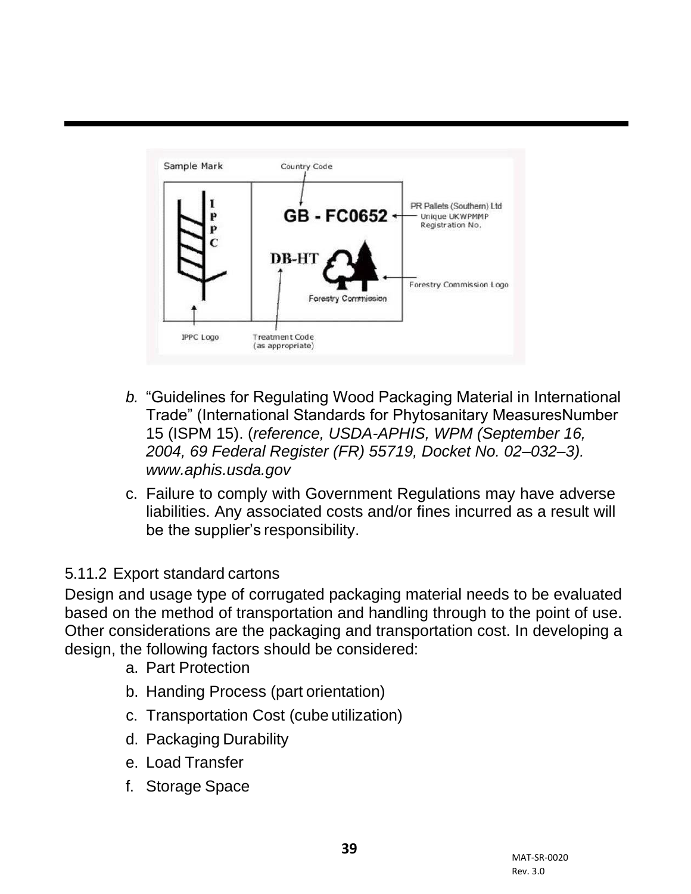b. “Guidelines for Regulating Wood Packaging Material in International Trade” (International Standards for Phytosanitary MeasuresNumber 15 (ISPM 15). (*reference, USDA-APHIS, WPM (September 16, 2004, 69 Federal Register (FR) 55719, Docket No. 02–032–3). www.aphis.usda.gov*

c. Failure to comply with Government Regulations may have adverse liabilities. Any associated costs and/or fines incurred as a result will be the supplier’s responsibility.

5.11.2 Export standard cartons

Design and usage type of corrugated packaging material needs to be evaluated based on the method of transportation and handling through to the point of use. Other considerations are the packaging and transportation cost. In developing a design, the following factors should be considered:

a. Part Protection
b. Handing Process (part orientation)
c. Transportation Cost (cube utilization)
d. Packaging Durability
e. Load Transfer
f. Storage Space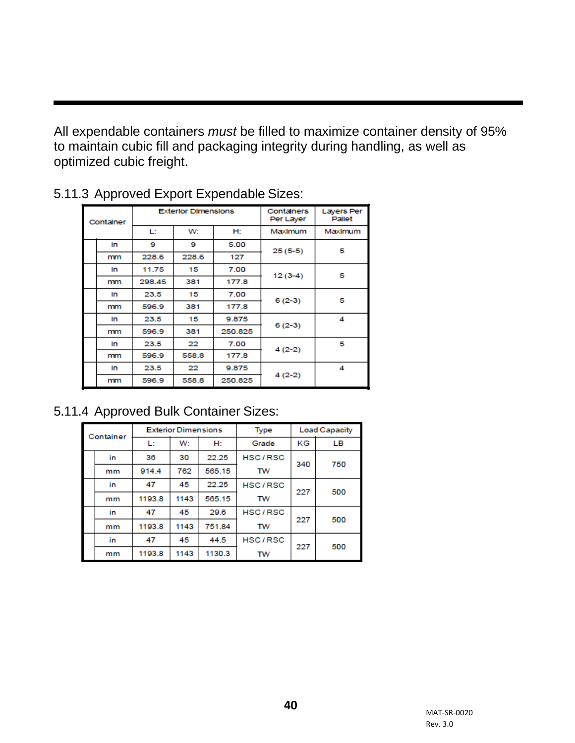All expendable containers *must* be filled to maximize container density of 95% to maintain cubic fill and packaging integrity during handling, as well as optimized cubic freight.

5.11.3 Approved Export Expendable Sizes:

| Container | | Exterior Dimensions | | | Containers Per Layer | Layers Per Pallet |
|---|---|---|---|---|---|---|
| | | L: | W: | H: | Maximum | Maximum |
| | in | 9 | 9 | 5.00 | 25 (5-5) | 5 |
| | mm | 228.6 | 228.6 | 127 | | |
| | in | 11.75 | 15 | 7.00 | 12 (3-4) | 5 |
| | mm | 298.45 | 381 | 177.8 | | |
| | in | 23.5 | 15 | 7.00 | 6 (2-3) | 5 |
| | mm | 596.9 | 381 | 177.8 | | |
| | in | 23.5 | 15 | 9.875 | 6 (2-3) | 4 |
| | mm | 596.9 | 381 | 250.825 | | |
| | in | 23.5 | 22 | 7.00 | 4 (2-2) | 5 |
| | mm | 596.9 | 558.8 | 177.8 | | |
| | in | 23.5 | 22 | 9.875 | 4 (2-2) | 4 |
| | mm | 596.9 | 558.8 | 250.825 | | |

5.11.4 Approved Bulk Container Sizes:

| Container | | Exterior Dimensions | | | Type | Load Capacity | |
|---|---|---|---|---|---|---|---|
| | | L: | W: | H: | Grade | KG | LB |
| | in | 36 | 30 | 22.25 | HSC / RSC | 340 | 750 |
| | mm | 914.4 | 762 | 565.15 | TW | | |
| | in | 47 | 45 | 22.25 | HSC / RSC | 227 | 500 |
| | mm | 1193.8 | 1143 | 565.15 | TW | | |
| | in | 47 | 45 | 29.6 | HSC / RSC | 227 | 500 |
| | mm | 1193.8 | 1143 | 751.84 | TW | | |
| | in | 47 | 45 | 44.5 | HSC / RSC | 227 | 500 |
| | mm | 1193.8 | 1143 | 1130.3 | TW | | |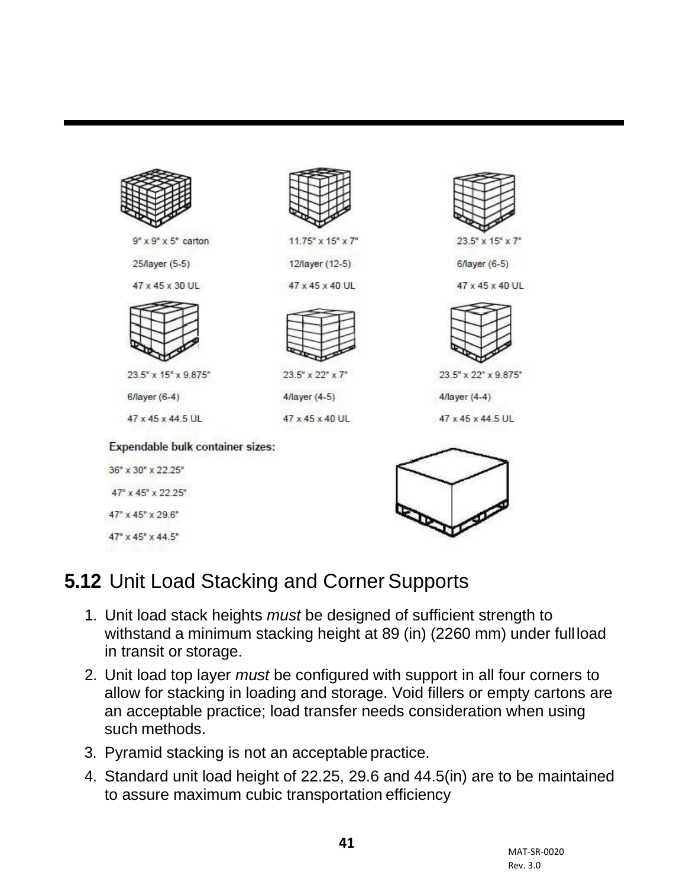9" x 9" x 5" carton

25/layer (5-5)

47 x 45 x 30 UL

11.75" x 15" x 7"

12/layer (12-5)

47 x 45 x 40 UL

23.5" x 15" x 7"

6/layer (6-5)

47 x 45 x 40 UL

23.5" x 15" x 9.875"

6/layer (6-4)

47 x 45 x 44.5 UL

23.5" x 22" x 7"

4/layer (4-5)

47 x 45 x 40 UL

23.5" x 22" x 9.875"

4/layer (4-4)

47 x 45 x 44.5 UL

**Expendable bulk container sizes:**

36" x 30" x 22.25"

47" x 45" x 22.25"

47" x 45" x 29.6"

47" x 45" x 44.5"

## **5.12** Unit Load Stacking and Corner Supports

1. Unit load stack heights *must* be designed of sufficient strength to withstand a minimum stacking height at 89 (in) (2260 mm) under full load in transit or storage.
2. Unit load top layer *must* be configured with support in all four corners to allow for stacking in loading and storage. Void fillers or empty cartons are an acceptable practice; load transfer needs consideration when using such methods.
3. Pyramid stacking is not an acceptable practice.
4. Standard unit load height of 22.25, 29.6 and 44.5(in) are to be maintained to assure maximum cubic transportation efficiency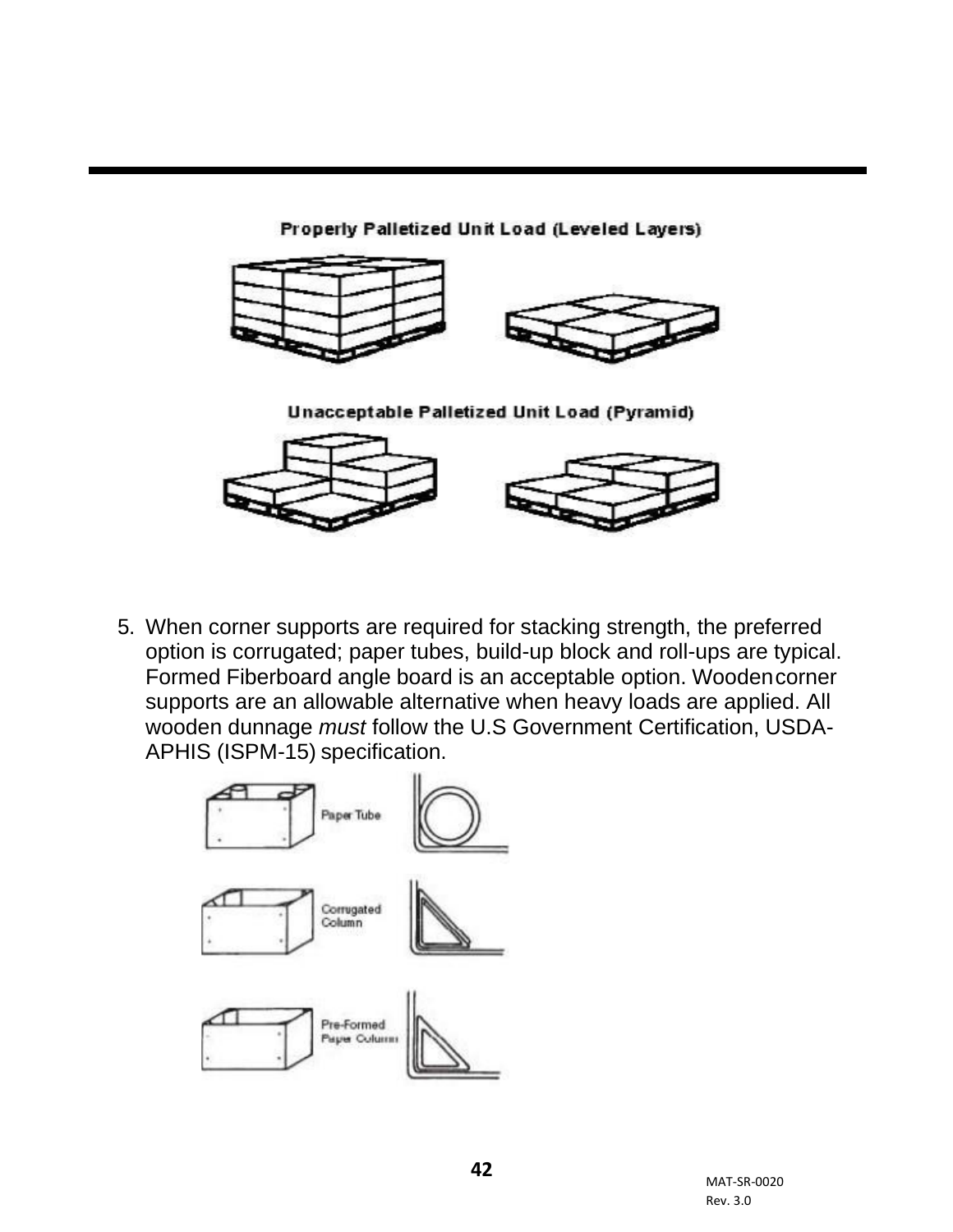Properly Palletized Unit Load (Leveled Layers)

Unacceptable Palletized Unit Load (Pyramid)

5. When corner supports are required for stacking strength, the preferred option is corrugated; paper tubes, build-up block and roll-ups are typical. Formed Fiberboard angle board is an acceptable option. Wooden corner supports are an allowable alternative when heavy loads are applied. All wooden dunnage *must* follow the U.S Government Certification, USDA-APHIS (ISPM-15) specification.

Paper Tube

Corrugated Column

Pre-Formed Paper Column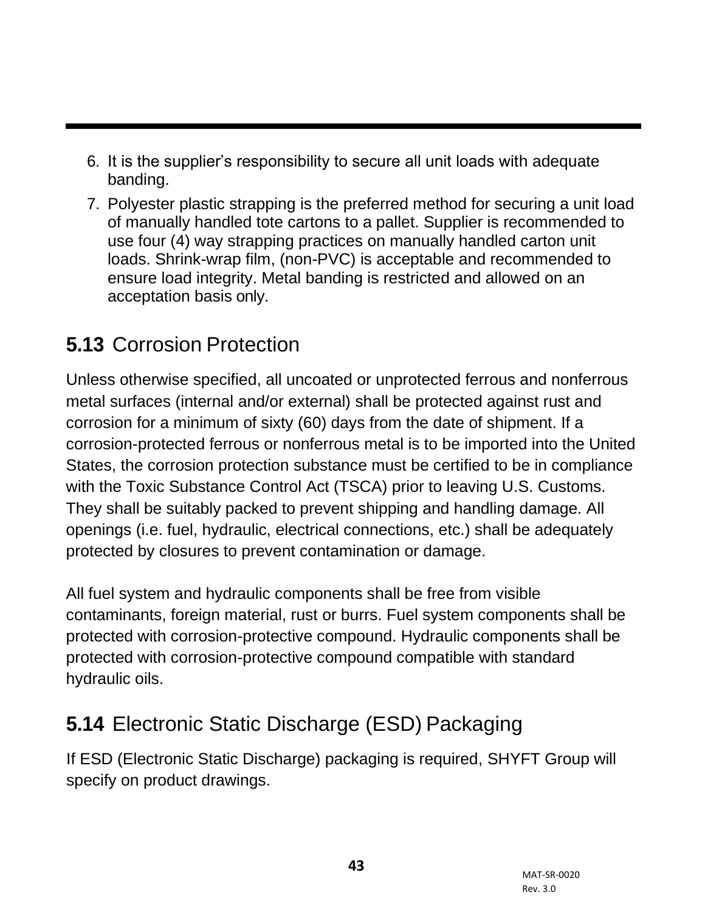6. It is the supplier’s responsibility to secure all unit loads with adequate banding.
7. Polyester plastic strapping is the preferred method for securing a unit load of manually handled tote cartons to a pallet. Supplier is recommended to use four (4) way strapping practices on manually handled carton unit loads. Shrink-wrap film, (non-PVC) is acceptable and recommended to ensure load integrity. Metal banding is restricted and allowed on an acceptation basis only.

## **5.13** Corrosion Protection

Unless otherwise specified, all uncoated or unprotected ferrous and nonferrous metal surfaces (internal and/or external) shall be protected against rust and corrosion for a minimum of sixty (60) days from the date of shipment. If a corrosion-protected ferrous or nonferrous metal is to be imported into the United States, the corrosion protection substance must be certified to be in compliance with the Toxic Substance Control Act (TSCA) prior to leaving U.S. Customs. They shall be suitably packed to prevent shipping and handling damage. All openings (i.e. fuel, hydraulic, electrical connections, etc.) shall be adequately protected by closures to prevent contamination or damage.

All fuel system and hydraulic components shall be free from visible contaminants, foreign material, rust or burrs. Fuel system components shall be protected with corrosion-protective compound. Hydraulic components shall be protected with corrosion-protective compound compatible with standard hydraulic oils.

## **5.14** Electronic Static Discharge (ESD) Packaging

If ESD (Electronic Static Discharge) packaging is required, SHYFT Group will specify on product drawings.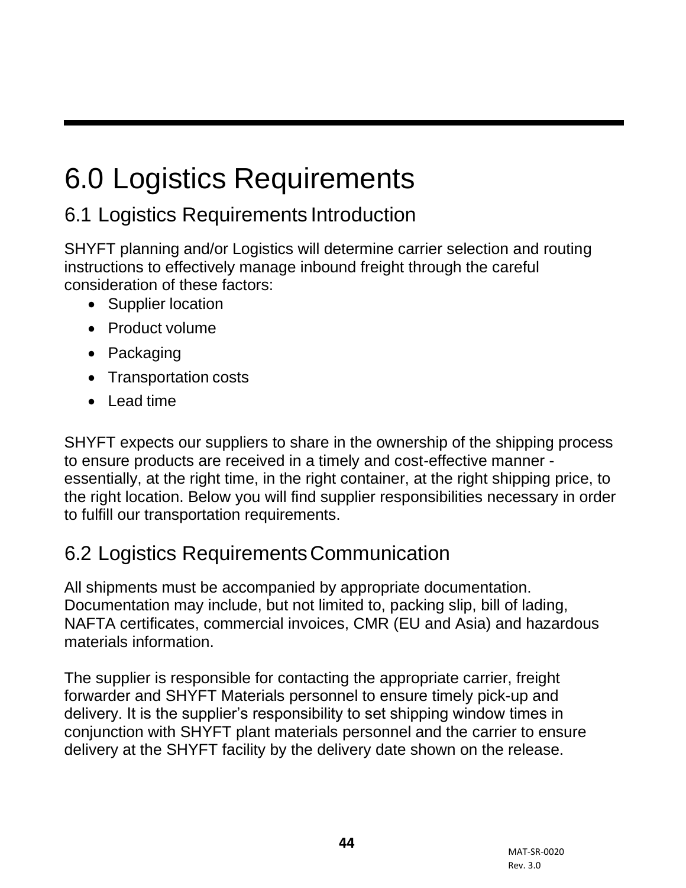# 6.0 Logistics Requirements

## 6.1 Logistics Requirements Introduction

SHYFT planning and/or Logistics will determine carrier selection and routing instructions to effectively manage inbound freight through the careful consideration of these factors:

- Supplier location
- Product volume
- Packaging
- Transportation costs
- Lead time

SHYFT expects our suppliers to share in the ownership of the shipping process to ensure products are received in a timely and cost-effective manner - essentially, at the right time, in the right container, at the right shipping price, to the right location. Below you will find supplier responsibilities necessary in order to fulfill our transportation requirements.

## 6.2 Logistics Requirements Communication

All shipments must be accompanied by appropriate documentation. Documentation may include, but not limited to, packing slip, bill of lading, NAFTA certificates, commercial invoices, CMR (EU and Asia) and hazardous materials information.

The supplier is responsible for contacting the appropriate carrier, freight forwarder and SHYFT Materials personnel to ensure timely pick-up and delivery. It is the supplier's responsibility to set shipping window times in conjunction with SHYFT plant materials personnel and the carrier to ensure delivery at the SHYFT facility by the delivery date shown on the release.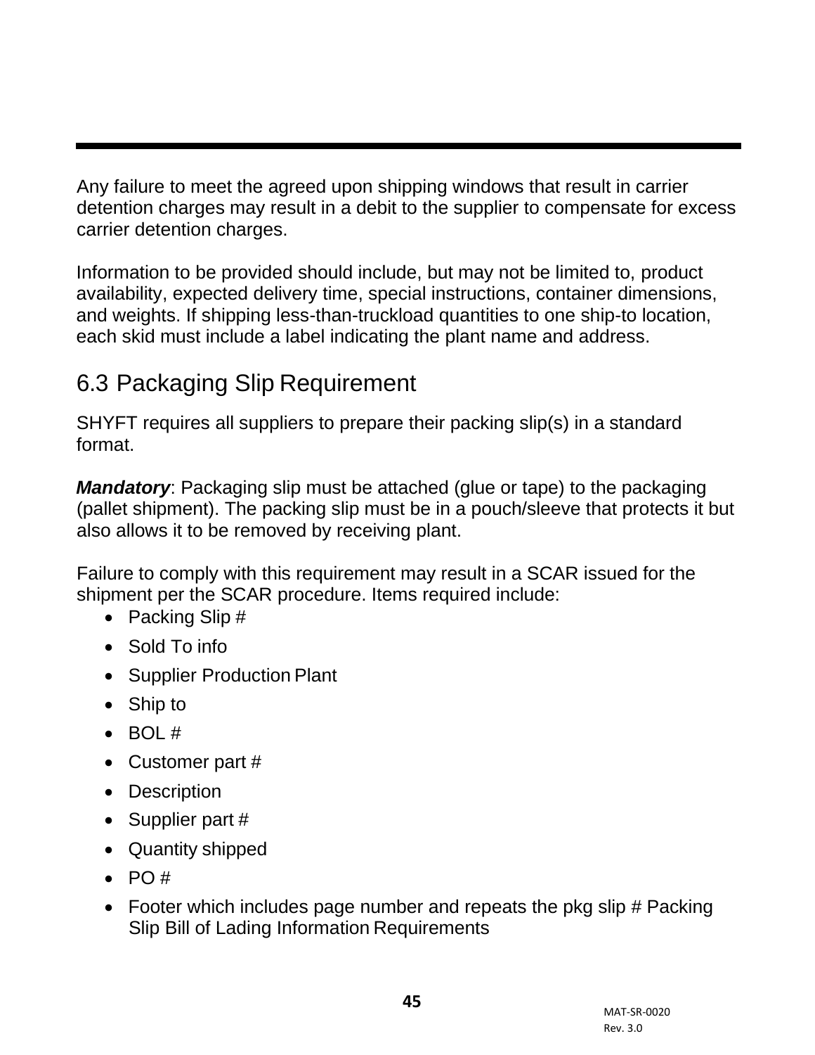Any failure to meet the agreed upon shipping windows that result in carrier detention charges may result in a debit to the supplier to compensate for excess carrier detention charges.

Information to be provided should include, but may not be limited to, product availability, expected delivery time, special instructions, container dimensions, and weights. If shipping less-than-truckload quantities to one ship-to location, each skid must include a label indicating the plant name and address.

## 6.3 Packaging Slip Requirement

SHYFT requires all suppliers to prepare their packing slip(s) in a standard format.

***Mandatory***: Packaging slip must be attached (glue or tape) to the packaging (pallet shipment). The packing slip must be in a pouch/sleeve that protects it but also allows it to be removed by receiving plant.

Failure to comply with this requirement may result in a SCAR issued for the shipment per the SCAR procedure. Items required include:

- Packing Slip #
- Sold To info
- Supplier Production Plant
- Ship to
- BOL #
- Customer part #
- Description
- Supplier part #
- Quantity shipped
- PO #
- Footer which includes page number and repeats the pkg slip # Packing Slip Bill of Lading Information Requirements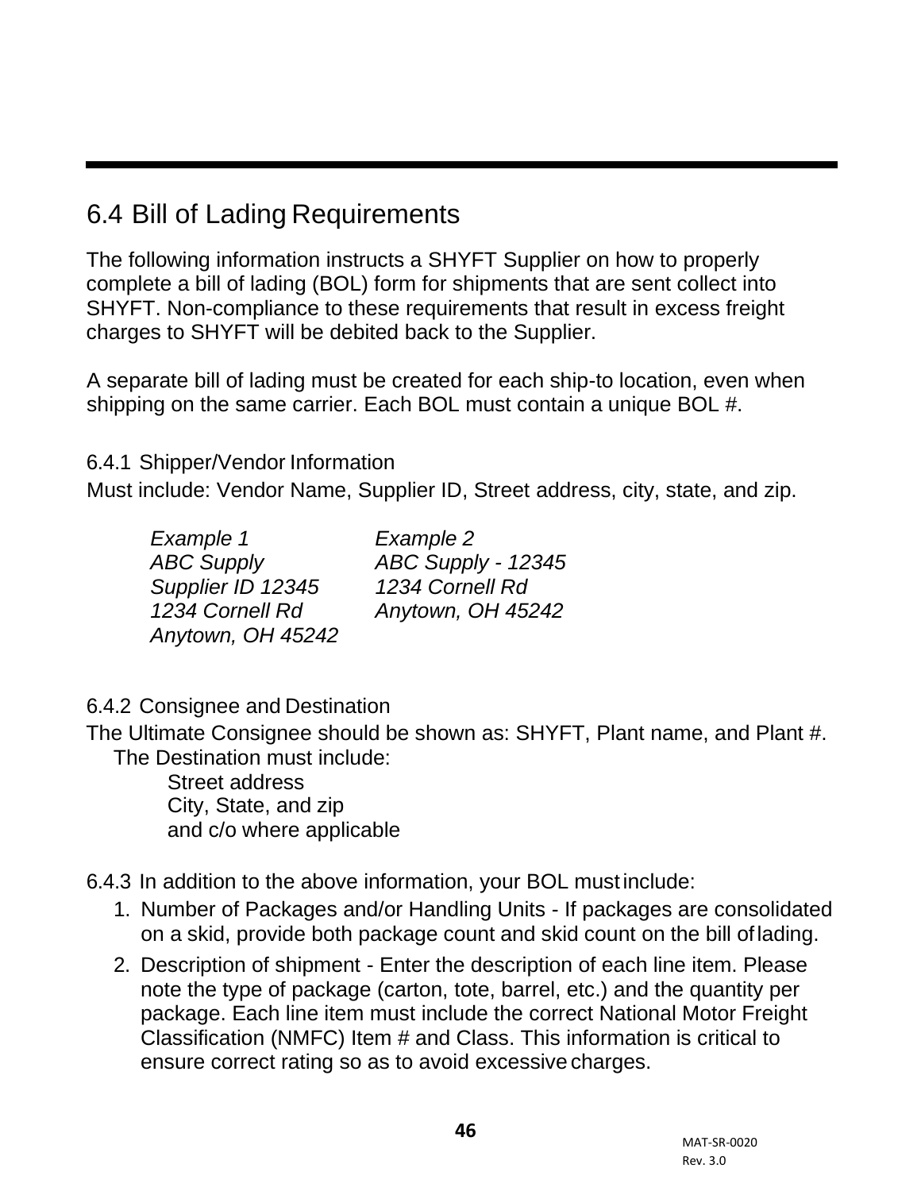## 6.4 Bill of Lading Requirements

The following information instructs a SHYFT Supplier on how to properly complete a bill of lading (BOL) form for shipments that are sent collect into SHYFT. Non-compliance to these requirements that result in excess freight charges to SHYFT will be debited back to the Supplier.

A separate bill of lading must be created for each ship-to location, even when shipping on the same carrier. Each BOL must contain a unique BOL #.

### 6.4.1 Shipper/Vendor Information

Must include: Vendor Name, Supplier ID, Street address, city, state, and zip.

| *Example 1* | *Example 2* |
| --- | --- |
| *ABC Supply* | *ABC Supply - 12345* |
| *Supplier ID 12345* | *1234 Cornell Rd* |
| *1234 Cornell Rd* | *Anytown, OH 45242* |
| *Anytown, OH 45242* | |

### 6.4.2 Consignee and Destination

The Ultimate Consignee should be shown as: SHYFT, Plant name, and Plant #.

The Destination must include:

- Street address
- City, State, and zip
- and c/o where applicable

### 6.4.3 In addition to the above information, your BOL must include:

1. Number of Packages and/or Handling Units - If packages are consolidated on a skid, provide both package count and skid count on the bill of lading.
2. Description of shipment - Enter the description of each line item. Please note the type of package (carton, tote, barrel, etc.) and the quantity per package. Each line item must include the correct National Motor Freight Classification (NMFC) Item # and Class. This information is critical to ensure correct rating so as to avoid excessive charges.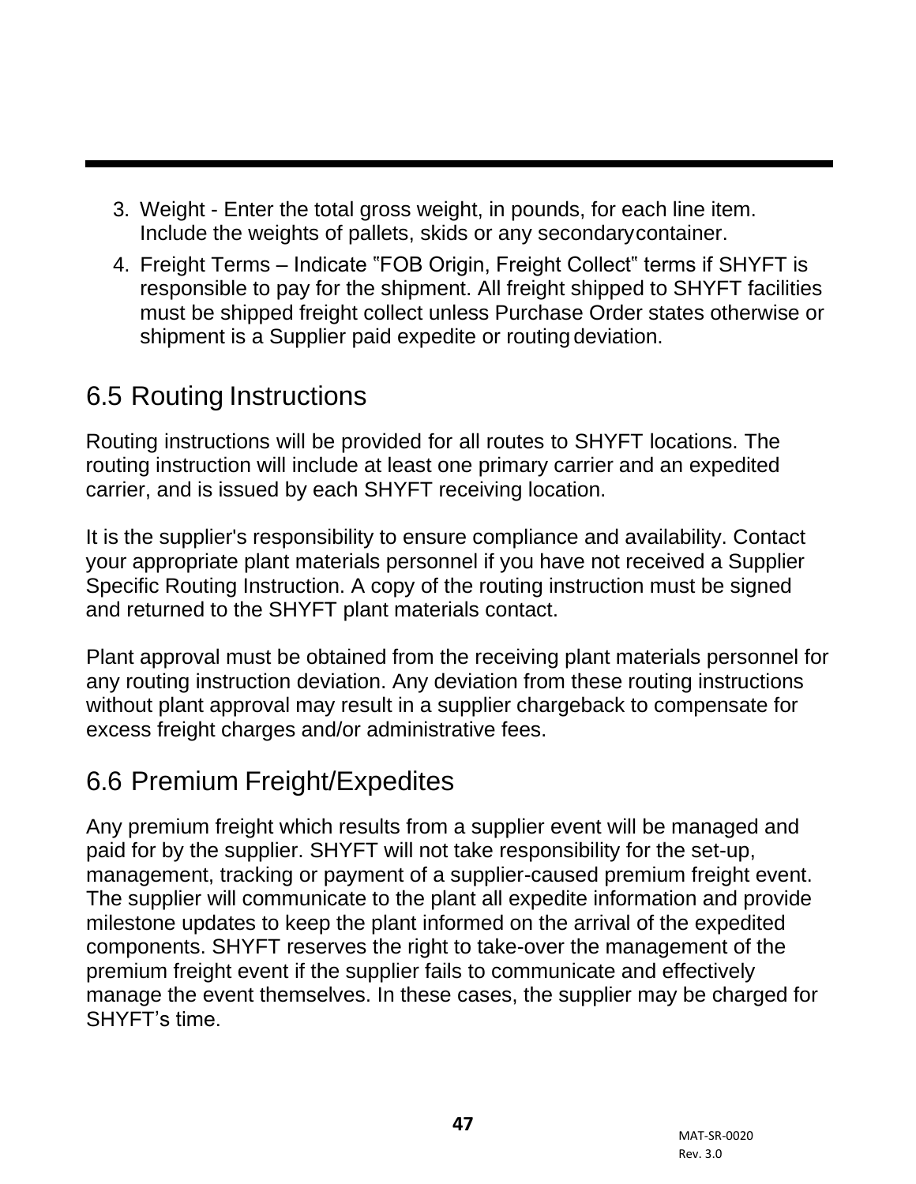3. Weight - Enter the total gross weight, in pounds, for each line item. Include the weights of pallets, skids or any secondary container.
4. Freight Terms – Indicate "FOB Origin, Freight Collect" terms if SHYFT is responsible to pay for the shipment. All freight shipped to SHYFT facilities must be shipped freight collect unless Purchase Order states otherwise or shipment is a Supplier paid expedite or routing deviation.

## 6.5 Routing Instructions

Routing instructions will be provided for all routes to SHYFT locations. The routing instruction will include at least one primary carrier and an expedited carrier, and is issued by each SHYFT receiving location.

It is the supplier's responsibility to ensure compliance and availability. Contact your appropriate plant materials personnel if you have not received a Supplier Specific Routing Instruction. A copy of the routing instruction must be signed and returned to the SHYFT plant materials contact.

Plant approval must be obtained from the receiving plant materials personnel for any routing instruction deviation. Any deviation from these routing instructions without plant approval may result in a supplier chargeback to compensate for excess freight charges and/or administrative fees.

## 6.6 Premium Freight/Expedites

Any premium freight which results from a supplier event will be managed and paid for by the supplier. SHYFT will not take responsibility for the set-up, management, tracking or payment of a supplier-caused premium freight event. The supplier will communicate to the plant all expedite information and provide milestone updates to keep the plant informed on the arrival of the expedited components. SHYFT reserves the right to take-over the management of the premium freight event if the supplier fails to communicate and effectively manage the event themselves. In these cases, the supplier may be charged for SHYFT's time.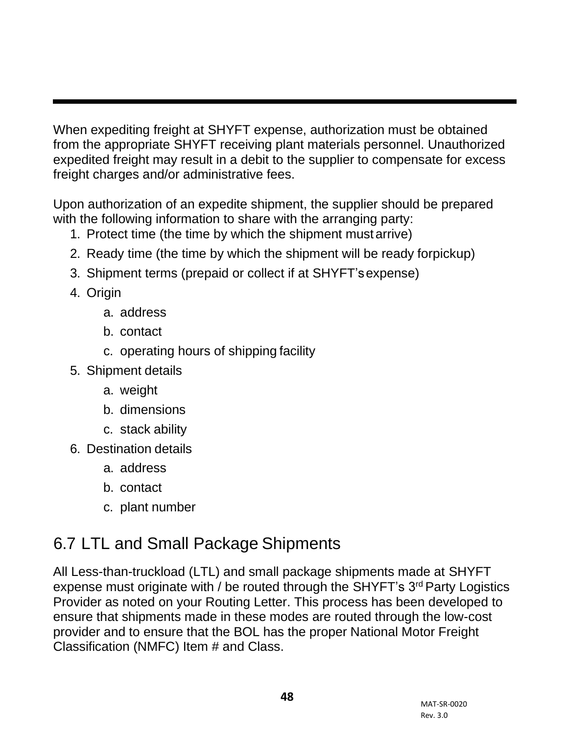When expediting freight at SHYFT expense, authorization must be obtained from the appropriate SHYFT receiving plant materials personnel. Unauthorized expedited freight may result in a debit to the supplier to compensate for excess freight charges and/or administrative fees.

Upon authorization of an expedite shipment, the supplier should be prepared with the following information to share with the arranging party:

1. Protect time (the time by which the shipment must arrive)
2. Ready time (the time by which the shipment will be ready for pickup)
3. Shipment terms (prepaid or collect if at SHYFT's expense)
4. Origin
   a. address
   b. contact
   c. operating hours of shipping facility
5. Shipment details
   a. weight
   b. dimensions
   c. stack ability
6. Destination details
   a. address
   b. contact
   c. plant number

## 6.7 LTL and Small Package Shipments

All Less-than-truckload (LTL) and small package shipments made at SHYFT expense must originate with / be routed through the SHYFT's 3rd Party Logistics Provider as noted on your Routing Letter. This process has been developed to ensure that shipments made in these modes are routed through the low-cost provider and to ensure that the BOL has the proper National Motor Freight Classification (NMFC) Item # and Class.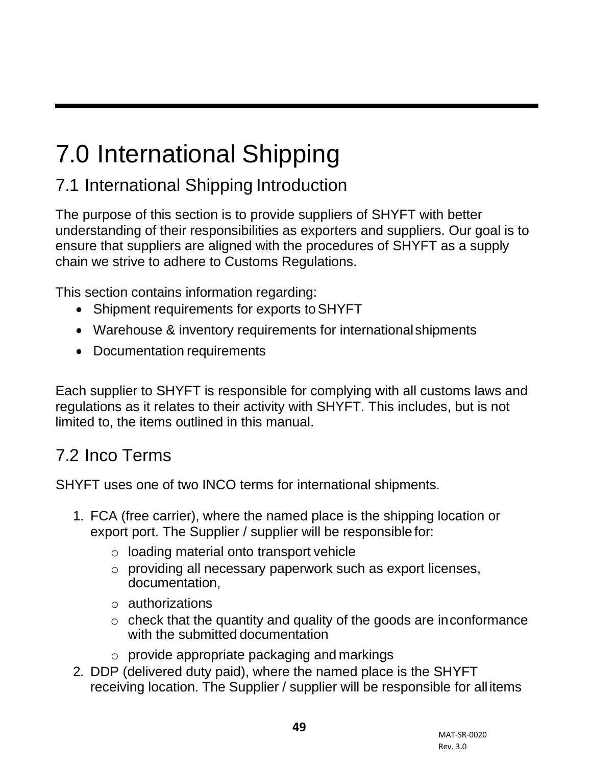# 7.0 International Shipping

## 7.1 International Shipping Introduction

The purpose of this section is to provide suppliers of SHYFT with better understanding of their responsibilities as exporters and suppliers. Our goal is to ensure that suppliers are aligned with the procedures of SHYFT as a supply chain we strive to adhere to Customs Regulations.

This section contains information regarding:

- Shipment requirements for exports to SHYFT
- Warehouse & inventory requirements for international shipments
- Documentation requirements

Each supplier to SHYFT is responsible for complying with all customs laws and regulations as it relates to their activity with SHYFT. This includes, but is not limited to, the items outlined in this manual.

## 7.2 Inco Terms

SHYFT uses one of two INCO terms for international shipments.

1. FCA (free carrier), where the named place is the shipping location or export port. The Supplier / supplier will be responsible for:
   - loading material onto transport vehicle
   - providing all necessary paperwork such as export licenses, documentation,
   - authorizations
   - check that the quantity and quality of the goods are in conformance with the submitted documentation
   - provide appropriate packaging and markings
2. DDP (delivered duty paid), where the named place is the SHYFT receiving location. The Supplier / supplier will be responsible for all items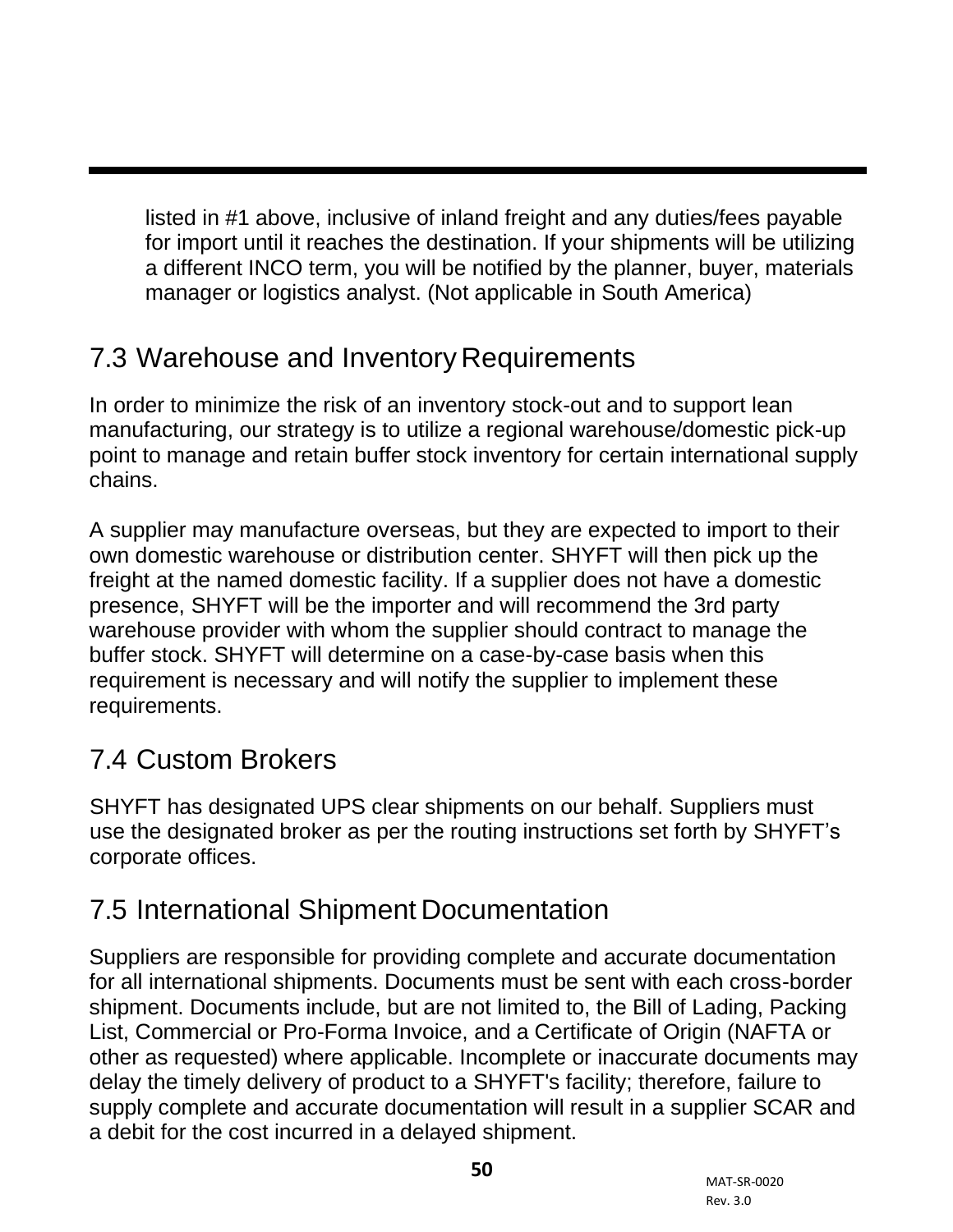listed in #1 above, inclusive of inland freight and any duties/fees payable for import until it reaches the destination. If your shipments will be utilizing a different INCO term, you will be notified by the planner, buyer, materials manager or logistics analyst. (Not applicable in South America)

## 7.3 Warehouse and Inventory Requirements

In order to minimize the risk of an inventory stock-out and to support lean manufacturing, our strategy is to utilize a regional warehouse/domestic pick-up point to manage and retain buffer stock inventory for certain international supply chains.

A supplier may manufacture overseas, but they are expected to import to their own domestic warehouse or distribution center. SHYFT will then pick up the freight at the named domestic facility. If a supplier does not have a domestic presence, SHYFT will be the importer and will recommend the 3rd party warehouse provider with whom the supplier should contract to manage the buffer stock. SHYFT will determine on a case-by-case basis when this requirement is necessary and will notify the supplier to implement these requirements.

## 7.4 Custom Brokers

SHYFT has designated UPS clear shipments on our behalf. Suppliers must use the designated broker as per the routing instructions set forth by SHYFT's corporate offices.

## 7.5 International Shipment Documentation

Suppliers are responsible for providing complete and accurate documentation for all international shipments. Documents must be sent with each cross-border shipment. Documents include, but are not limited to, the Bill of Lading, Packing List, Commercial or Pro-Forma Invoice, and a Certificate of Origin (NAFTA or other as requested) where applicable. Incomplete or inaccurate documents may delay the timely delivery of product to a SHYFT's facility; therefore, failure to supply complete and accurate documentation will result in a supplier SCAR and a debit for the cost incurred in a delayed shipment.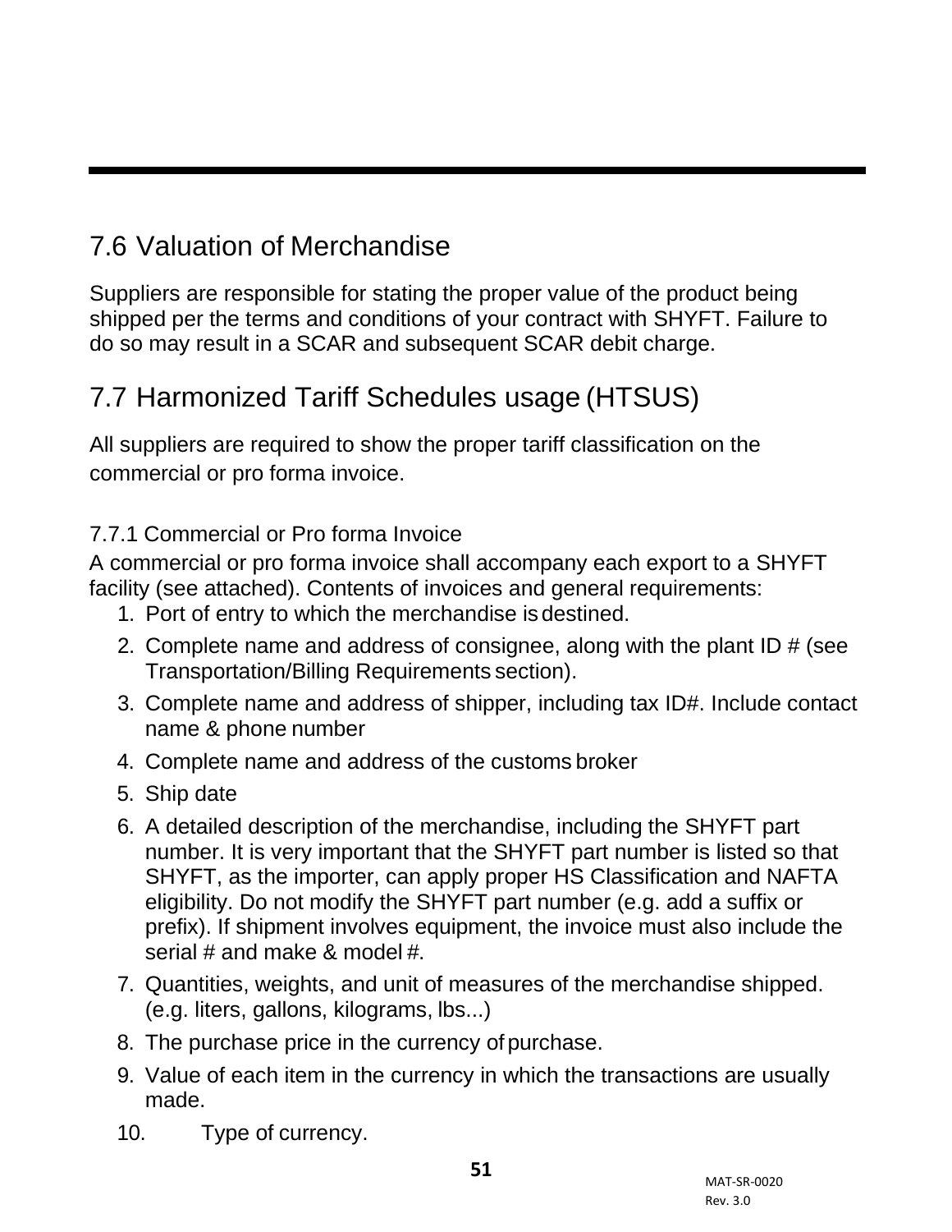## 7.6 Valuation of Merchandise

Suppliers are responsible for stating the proper value of the product being shipped per the terms and conditions of your contract with SHYFT. Failure to do so may result in a SCAR and subsequent SCAR debit charge.

## 7.7 Harmonized Tariff Schedules usage (HTSUS)

All suppliers are required to show the proper tariff classification on the commercial or pro forma invoice.

### 7.7.1 Commercial or Pro forma Invoice

A commercial or pro forma invoice shall accompany each export to a SHYFT facility (see attached). Contents of invoices and general requirements:

1. Port of entry to which the merchandise is destined.
2. Complete name and address of consignee, along with the plant ID # (see Transportation/Billing Requirements section).
3. Complete name and address of shipper, including tax ID#. Include contact name & phone number
4. Complete name and address of the customs broker
5. Ship date
6. A detailed description of the merchandise, including the SHYFT part number. It is very important that the SHYFT part number is listed so that SHYFT, as the importer, can apply proper HS Classification and NAFTA eligibility. Do not modify the SHYFT part number (e.g. add a suffix or prefix). If shipment involves equipment, the invoice must also include the serial # and make & model #.
7. Quantities, weights, and unit of measures of the merchandise shipped. (e.g. liters, gallons, kilograms, lbs...)
8. The purchase price in the currency of purchase.
9. Value of each item in the currency in which the transactions are usually made.
10. Type of currency.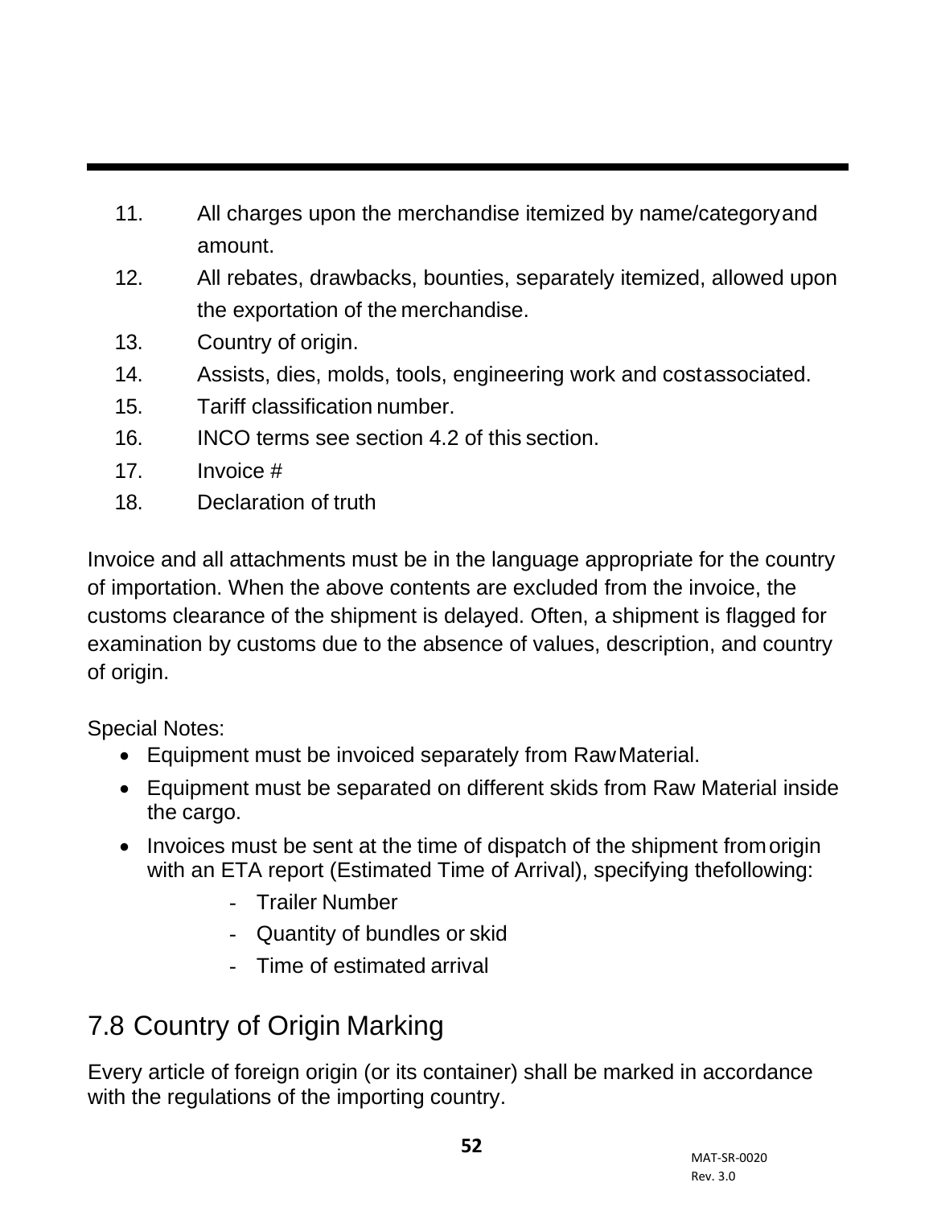11. All charges upon the merchandise itemized by name/category and amount.
12. All rebates, drawbacks, bounties, separately itemized, allowed upon the exportation of the merchandise.
13. Country of origin.
14. Assists, dies, molds, tools, engineering work and cost associated.
15. Tariff classification number.
16. INCO terms see section 4.2 of this section.
17. Invoice #
18. Declaration of truth

Invoice and all attachments must be in the language appropriate for the country of importation. When the above contents are excluded from the invoice, the customs clearance of the shipment is delayed. Often, a shipment is flagged for examination by customs due to the absence of values, description, and country of origin.

Special Notes:

- Equipment must be invoiced separately from Raw Material.
- Equipment must be separated on different skids from Raw Material inside the cargo.
- Invoices must be sent at the time of dispatch of the shipment from origin with an ETA report (Estimated Time of Arrival), specifying the following:
    - Trailer Number
    - Quantity of bundles or skid
    - Time of estimated arrival

## 7.8 Country of Origin Marking

Every article of foreign origin (or its container) shall be marked in accordance with the regulations of the importing country.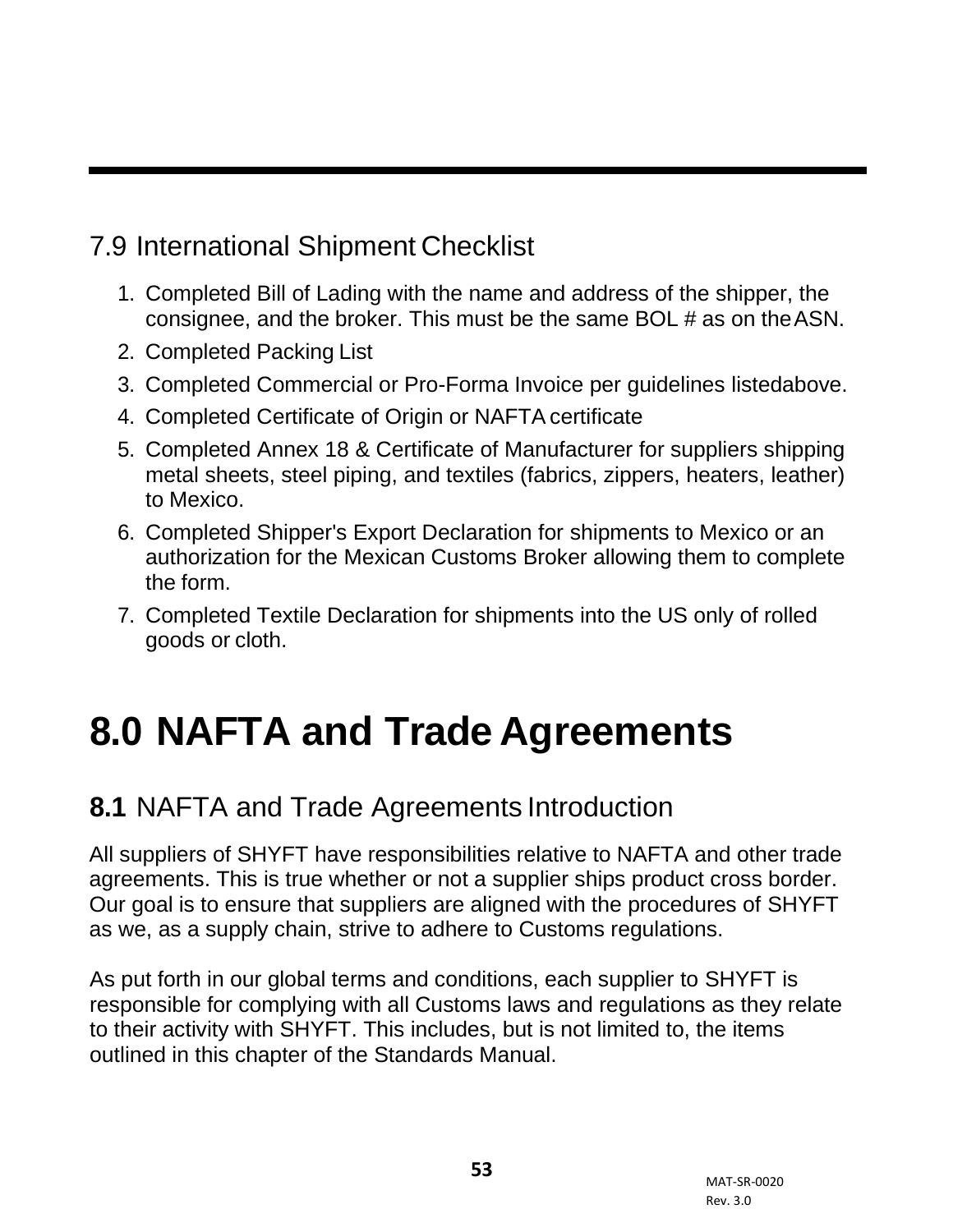## 7.9 International Shipment Checklist

1. Completed Bill of Lading with the name and address of the shipper, the consignee, and the broker. This must be the same BOL # as on the ASN.
2. Completed Packing List
3. Completed Commercial or Pro-Forma Invoice per guidelines listed above.
4. Completed Certificate of Origin or NAFTA certificate
5. Completed Annex 18 & Certificate of Manufacturer for suppliers shipping metal sheets, steel piping, and textiles (fabrics, zippers, heaters, leather) to Mexico.
6. Completed Shipper's Export Declaration for shipments to Mexico or an authorization for the Mexican Customs Broker allowing them to complete the form.
7. Completed Textile Declaration for shipments into the US only of rolled goods or cloth.

# 8.0 NAFTA and Trade Agreements

## **8.1** NAFTA and Trade Agreements Introduction

All suppliers of SHYFT have responsibilities relative to NAFTA and other trade agreements. This is true whether or not a supplier ships product cross border. Our goal is to ensure that suppliers are aligned with the procedures of SHYFT as we, as a supply chain, strive to adhere to Customs regulations.

As put forth in our global terms and conditions, each supplier to SHYFT is responsible for complying with all Customs laws and regulations as they relate to their activity with SHYFT. This includes, but is not limited to, the items outlined in this chapter of the Standards Manual.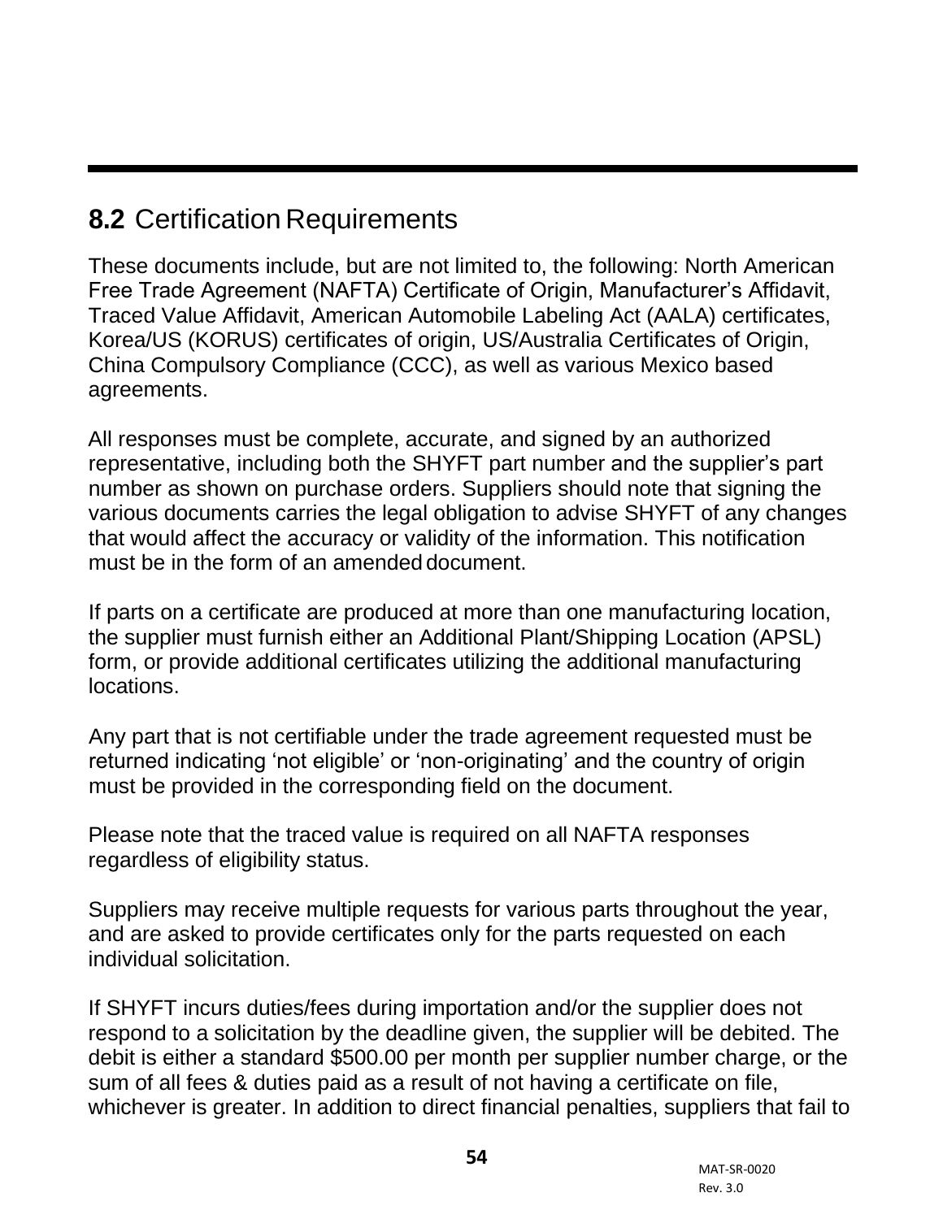## 8.2 Certification Requirements

These documents include, but are not limited to, the following: North American Free Trade Agreement (NAFTA) Certificate of Origin, Manufacturer's Affidavit, Traced Value Affidavit, American Automobile Labeling Act (AALA) certificates, Korea/US (KORUS) certificates of origin, US/Australia Certificates of Origin, China Compulsory Compliance (CCC), as well as various Mexico based agreements.

All responses must be complete, accurate, and signed by an authorized representative, including both the SHYFT part number and the supplier's part number as shown on purchase orders. Suppliers should note that signing the various documents carries the legal obligation to advise SHYFT of any changes that would affect the accuracy or validity of the information. This notification must be in the form of an amended document.

If parts on a certificate are produced at more than one manufacturing location, the supplier must furnish either an Additional Plant/Shipping Location (APSL) form, or provide additional certificates utilizing the additional manufacturing locations.

Any part that is not certifiable under the trade agreement requested must be returned indicating 'not eligible' or 'non-originating' and the country of origin must be provided in the corresponding field on the document.

Please note that the traced value is required on all NAFTA responses regardless of eligibility status.

Suppliers may receive multiple requests for various parts throughout the year, and are asked to provide certificates only for the parts requested on each individual solicitation.

If SHYFT incurs duties/fees during importation and/or the supplier does not respond to a solicitation by the deadline given, the supplier will be debited. The debit is either a standard $500.00 per month per supplier number charge, or the sum of all fees & duties paid as a result of not having a certificate on file, whichever is greater. In addition to direct financial penalties, suppliers that fail to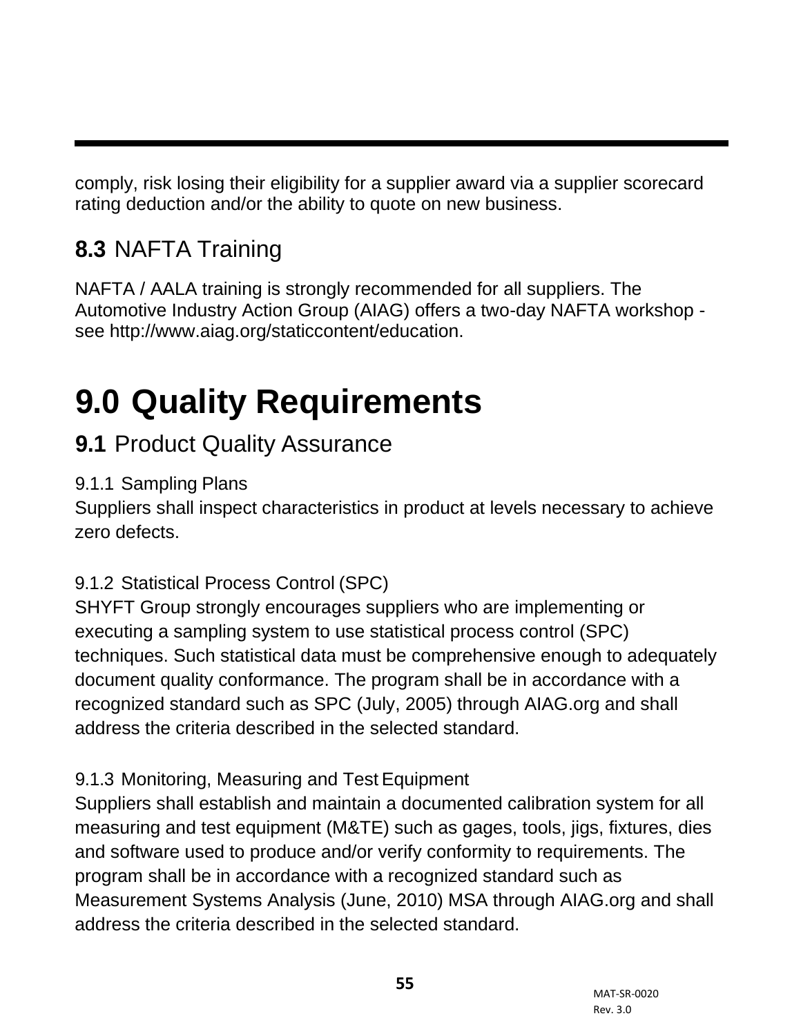comply, risk losing their eligibility for a supplier award via a supplier scorecard rating deduction and/or the ability to quote on new business.

## 8.3 NAFTA Training

NAFTA / AALA training is strongly recommended for all suppliers. The Automotive Industry Action Group (AIAG) offers a two-day NAFTA workshop - see http://www.aiag.org/staticcontent/education.

# 9.0 Quality Requirements

## 9.1 Product Quality Assurance

### 9.1.1 Sampling Plans

Suppliers shall inspect characteristics in product at levels necessary to achieve zero defects.

### 9.1.2 Statistical Process Control (SPC)

SHYFT Group strongly encourages suppliers who are implementing or executing a sampling system to use statistical process control (SPC) techniques. Such statistical data must be comprehensive enough to adequately document quality conformance. The program shall be in accordance with a recognized standard such as SPC (July, 2005) through AIAG.org and shall address the criteria described in the selected standard.

### 9.1.3 Monitoring, Measuring and Test Equipment

Suppliers shall establish and maintain a documented calibration system for all measuring and test equipment (M&TE) such as gages, tools, jigs, fixtures, dies and software used to produce and/or verify conformity to requirements. The program shall be in accordance with a recognized standard such as Measurement Systems Analysis (June, 2010) MSA through AIAG.org and shall address the criteria described in the selected standard.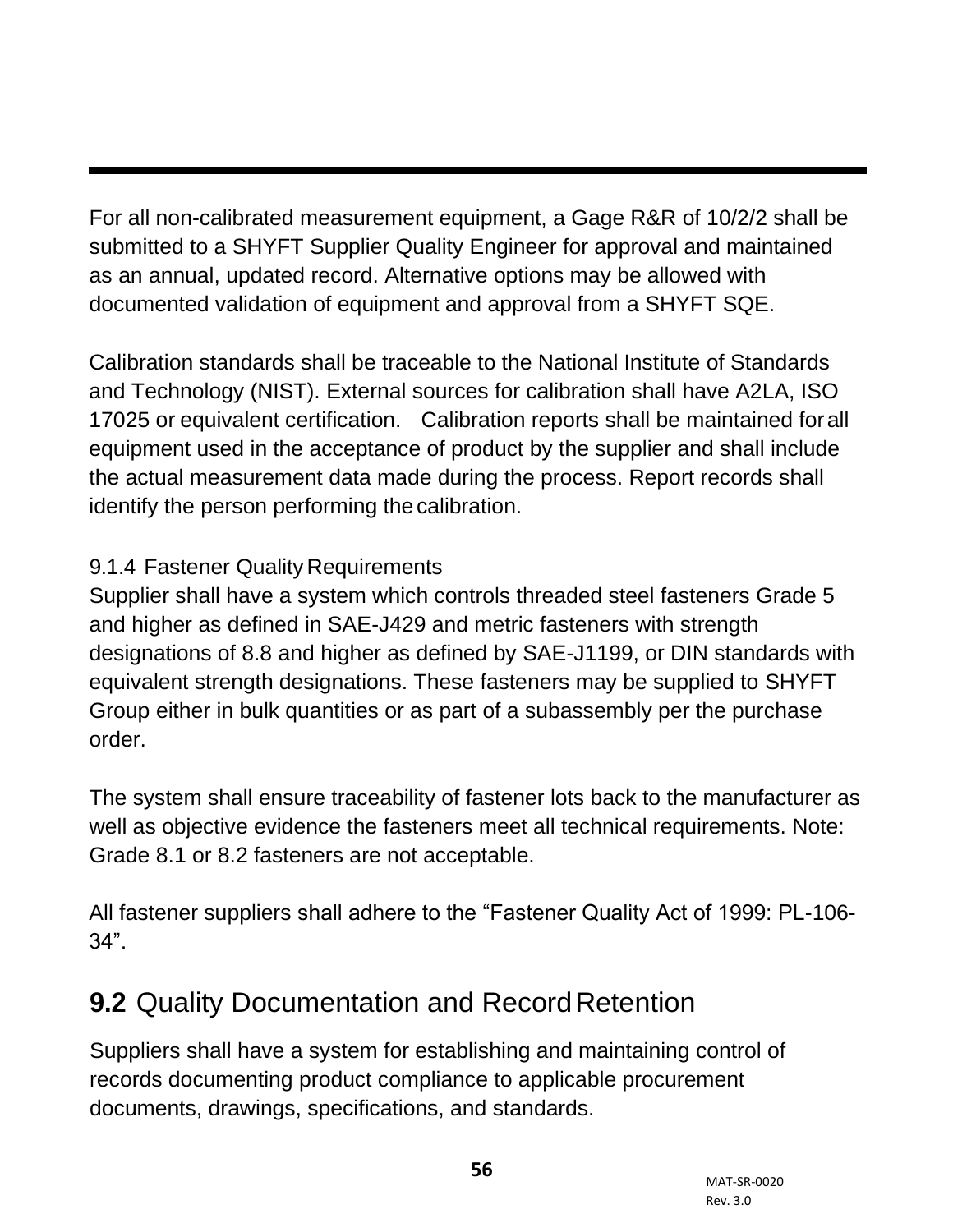For all non-calibrated measurement equipment, a Gage R&R of 10/2/2 shall be submitted to a SHYFT Supplier Quality Engineer for approval and maintained as an annual, updated record. Alternative options may be allowed with documented validation of equipment and approval from a SHYFT SQE.

Calibration standards shall be traceable to the National Institute of Standards and Technology (NIST). External sources for calibration shall have A2LA, ISO 17025 or equivalent certification. Calibration reports shall be maintained for all equipment used in the acceptance of product by the supplier and shall include the actual measurement data made during the process. Report records shall identify the person performing the calibration.

### 9.1.4 Fastener Quality Requirements

Supplier shall have a system which controls threaded steel fasteners Grade 5 and higher as defined in SAE-J429 and metric fasteners with strength designations of 8.8 and higher as defined by SAE-J1199, or DIN standards with equivalent strength designations. These fasteners may be supplied to SHYFT Group either in bulk quantities or as part of a subassembly per the purchase order.

The system shall ensure traceability of fastener lots back to the manufacturer as well as objective evidence the fasteners meet all technical requirements. Note: Grade 8.1 or 8.2 fasteners are not acceptable.

All fastener suppliers shall adhere to the “Fastener Quality Act of 1999: PL-106-34”.

## **9.2** Quality Documentation and Record Retention

Suppliers shall have a system for establishing and maintaining control of records documenting product compliance to applicable procurement documents, drawings, specifications, and standards.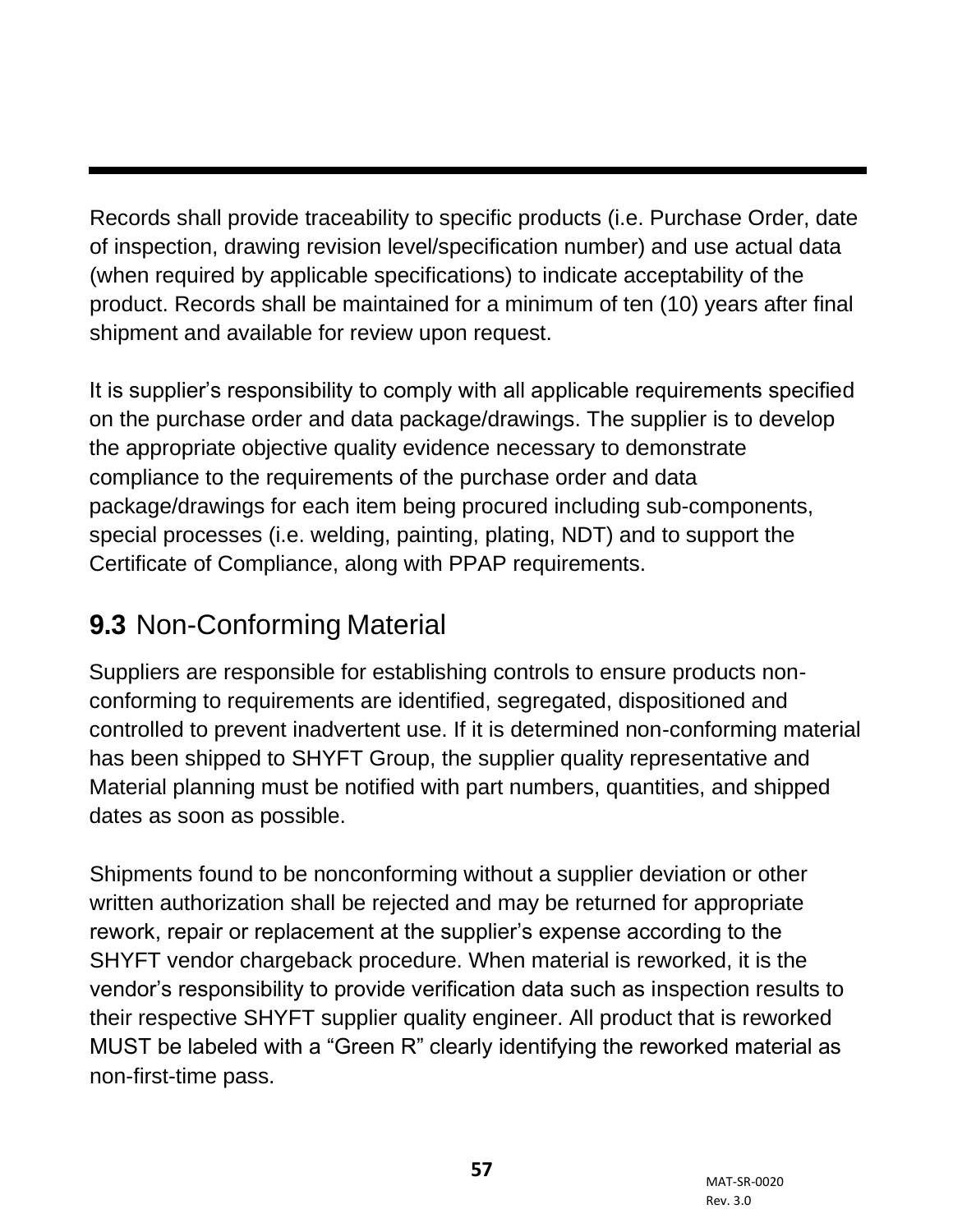Records shall provide traceability to specific products (i.e. Purchase Order, date of inspection, drawing revision level/specification number) and use actual data (when required by applicable specifications) to indicate acceptability of the product. Records shall be maintained for a minimum of ten (10) years after final shipment and available for review upon request.

It is supplier's responsibility to comply with all applicable requirements specified on the purchase order and data package/drawings. The supplier is to develop the appropriate objective quality evidence necessary to demonstrate compliance to the requirements of the purchase order and data package/drawings for each item being procured including sub-components, special processes (i.e. welding, painting, plating, NDT) and to support the Certificate of Compliance, along with PPAP requirements.

## **9.3** Non-Conforming Material

Suppliers are responsible for establishing controls to ensure products non-conforming to requirements are identified, segregated, dispositioned and controlled to prevent inadvertent use. If it is determined non-conforming material has been shipped to SHYFT Group, the supplier quality representative and Material planning must be notified with part numbers, quantities, and shipped dates as soon as possible.

Shipments found to be nonconforming without a supplier deviation or other written authorization shall be rejected and may be returned for appropriate rework, repair or replacement at the supplier's expense according to the SHYFT vendor chargeback procedure. When material is reworked, it is the vendor's responsibility to provide verification data such as inspection results to their respective SHYFT supplier quality engineer. All product that is reworked MUST be labeled with a "Green R" clearly identifying the reworked material as non-first-time pass.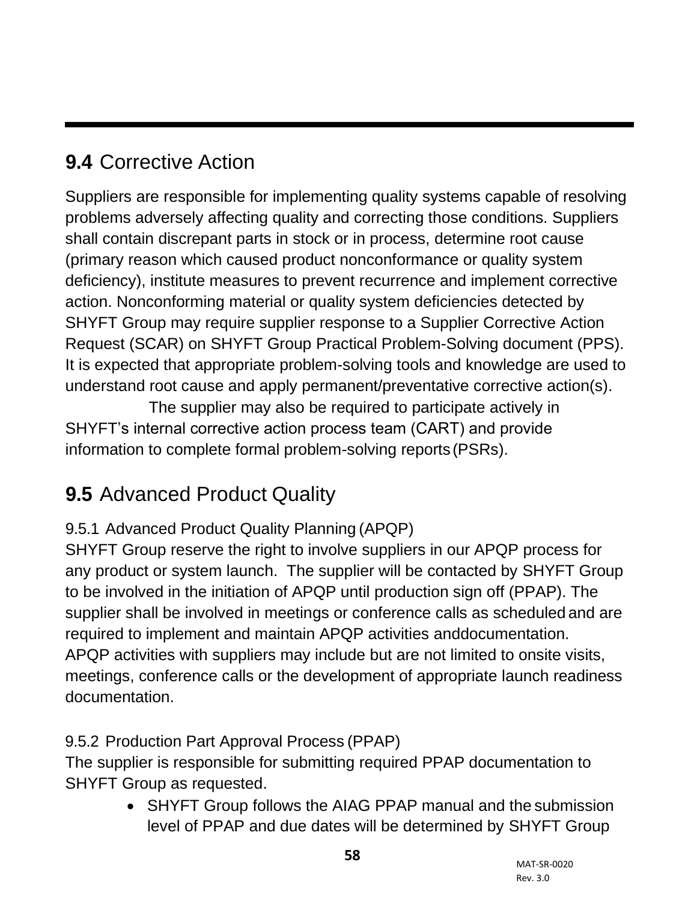## **9.4** Corrective Action

Suppliers are responsible for implementing quality systems capable of resolving problems adversely affecting quality and correcting those conditions. Suppliers shall contain discrepant parts in stock or in process, determine root cause (primary reason which caused product nonconformance or quality system deficiency), institute measures to prevent recurrence and implement corrective action. Nonconforming material or quality system deficiencies detected by SHYFT Group may require supplier response to a Supplier Corrective Action Request (SCAR) on SHYFT Group Practical Problem-Solving document (PPS). It is expected that appropriate problem-solving tools and knowledge are used to understand root cause and apply permanent/preventative corrective action(s). The supplier may also be required to participate actively in SHYFT's internal corrective action process team (CART) and provide information to complete formal problem-solving reports (PSRs).

## **9.5** Advanced Product Quality

9.5.1 Advanced Product Quality Planning (APQP)

SHYFT Group reserve the right to involve suppliers in our APQP process for any product or system launch. The supplier will be contacted by SHYFT Group to be involved in the initiation of APQP until production sign off (PPAP). The supplier shall be involved in meetings or conference calls as scheduled and are required to implement and maintain APQP activities anddocumentation. APQP activities with suppliers may include but are not limited to onsite visits, meetings, conference calls or the development of appropriate launch readiness documentation.

9.5.2 Production Part Approval Process (PPAP)

The supplier is responsible for submitting required PPAP documentation to SHYFT Group as requested.

- SHYFT Group follows the AIAG PPAP manual and the submission level of PPAP and due dates will be determined by SHYFT Group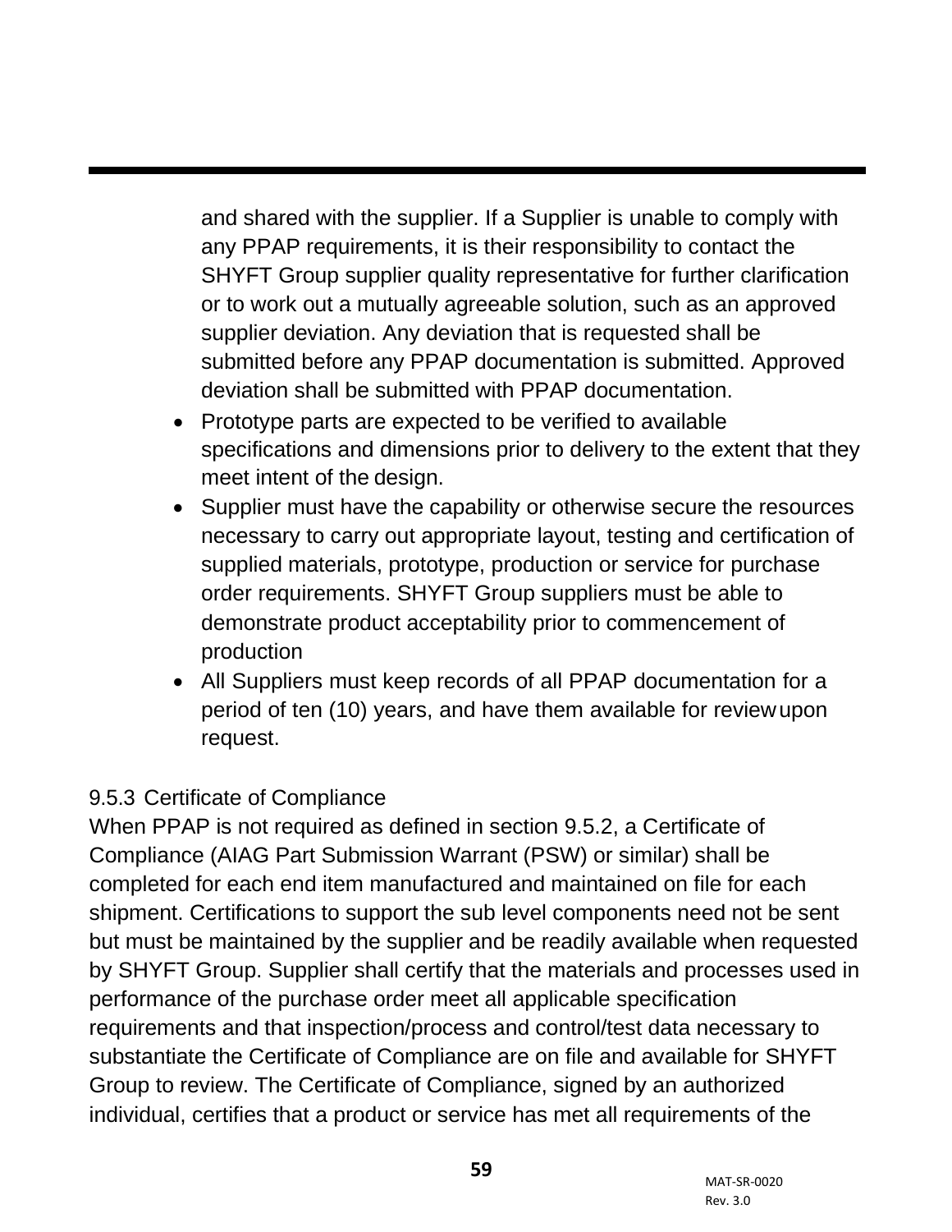and shared with the supplier. If a Supplier is unable to comply with any PPAP requirements, it is their responsibility to contact the SHYFT Group supplier quality representative for further clarification or to work out a mutually agreeable solution, such as an approved supplier deviation. Any deviation that is requested shall be submitted before any PPAP documentation is submitted. Approved deviation shall be submitted with PPAP documentation.

- Prototype parts are expected to be verified to available specifications and dimensions prior to delivery to the extent that they meet intent of the design.
- Supplier must have the capability or otherwise secure the resources necessary to carry out appropriate layout, testing and certification of supplied materials, prototype, production or service for purchase order requirements. SHYFT Group suppliers must be able to demonstrate product acceptability prior to commencement of production
- All Suppliers must keep records of all PPAP documentation for a period of ten (10) years, and have them available for review upon request.

9.5.3 Certificate of Compliance

When PPAP is not required as defined in section 9.5.2, a Certificate of Compliance (AIAG Part Submission Warrant (PSW) or similar) shall be completed for each end item manufactured and maintained on file for each shipment. Certifications to support the sub level components need not be sent but must be maintained by the supplier and be readily available when requested by SHYFT Group. Supplier shall certify that the materials and processes used in performance of the purchase order meet all applicable specification requirements and that inspection/process and control/test data necessary to substantiate the Certificate of Compliance are on file and available for SHYFT Group to review. The Certificate of Compliance, signed by an authorized individual, certifies that a product or service has met all requirements of the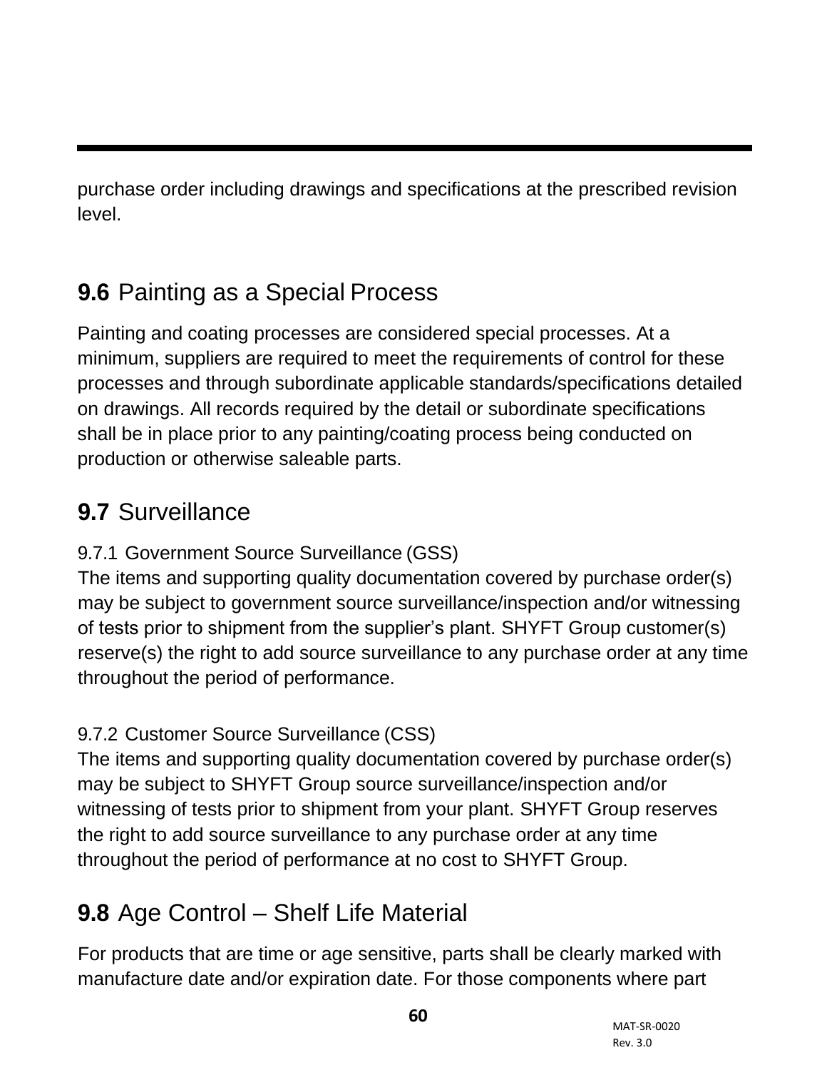purchase order including drawings and specifications at the prescribed revision level.

## 9.6 Painting as a Special Process

Painting and coating processes are considered special processes. At a minimum, suppliers are required to meet the requirements of control for these processes and through subordinate applicable standards/specifications detailed on drawings. All records required by the detail or subordinate specifications shall be in place prior to any painting/coating process being conducted on production or otherwise saleable parts.

## 9.7 Surveillance

### 9.7.1 Government Source Surveillance (GSS)

The items and supporting quality documentation covered by purchase order(s) may be subject to government source surveillance/inspection and/or witnessing of tests prior to shipment from the supplier's plant. SHYFT Group customer(s) reserve(s) the right to add source surveillance to any purchase order at any time throughout the period of performance.

### 9.7.2 Customer Source Surveillance (CSS)

The items and supporting quality documentation covered by purchase order(s) may be subject to SHYFT Group source surveillance/inspection and/or witnessing of tests prior to shipment from your plant. SHYFT Group reserves the right to add source surveillance to any purchase order at any time throughout the period of performance at no cost to SHYFT Group.

## 9.8 Age Control – Shelf Life Material

For products that are time or age sensitive, parts shall be clearly marked with manufacture date and/or expiration date. For those components where part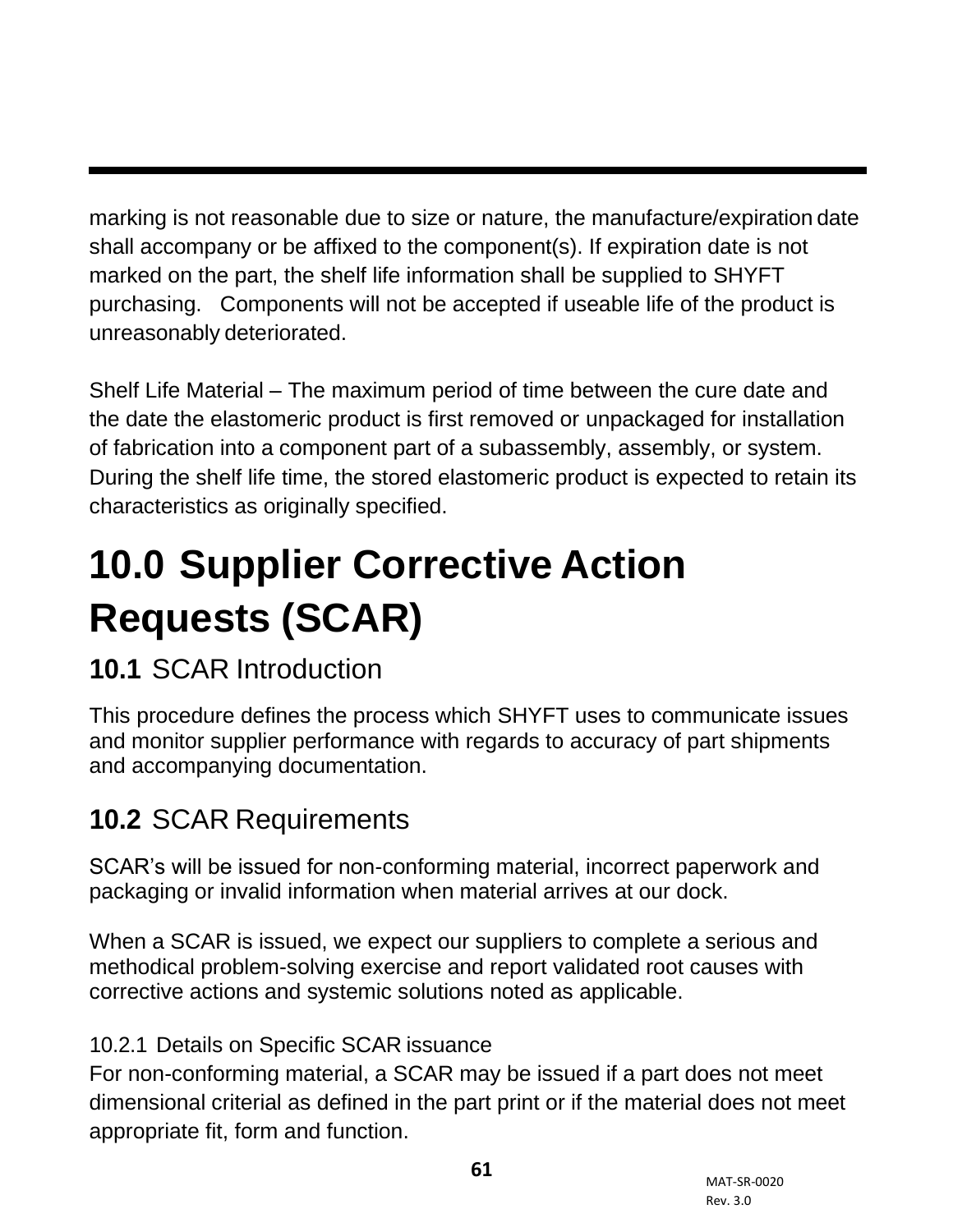marking is not reasonable due to size or nature, the manufacture/expiration date shall accompany or be affixed to the component(s). If expiration date is not marked on the part, the shelf life information shall be supplied to SHYFT purchasing. Components will not be accepted if useable life of the product is unreasonably deteriorated.

Shelf Life Material – The maximum period of time between the cure date and the date the elastomeric product is first removed or unpackaged for installation of fabrication into a component part of a subassembly, assembly, or system. During the shelf life time, the stored elastomeric product is expected to retain its characteristics as originally specified.

# 10.0 Supplier Corrective Action Requests (SCAR)

## 10.1 SCAR Introduction

This procedure defines the process which SHYFT uses to communicate issues and monitor supplier performance with regards to accuracy of part shipments and accompanying documentation.

## 10.2 SCAR Requirements

SCAR's will be issued for non-conforming material, incorrect paperwork and packaging or invalid information when material arrives at our dock.

When a SCAR is issued, we expect our suppliers to complete a serious and methodical problem-solving exercise and report validated root causes with corrective actions and systemic solutions noted as applicable.

### 10.2.1 Details on Specific SCAR issuance

For non-conforming material, a SCAR may be issued if a part does not meet dimensional criterial as defined in the part print or if the material does not meet appropriate fit, form and function.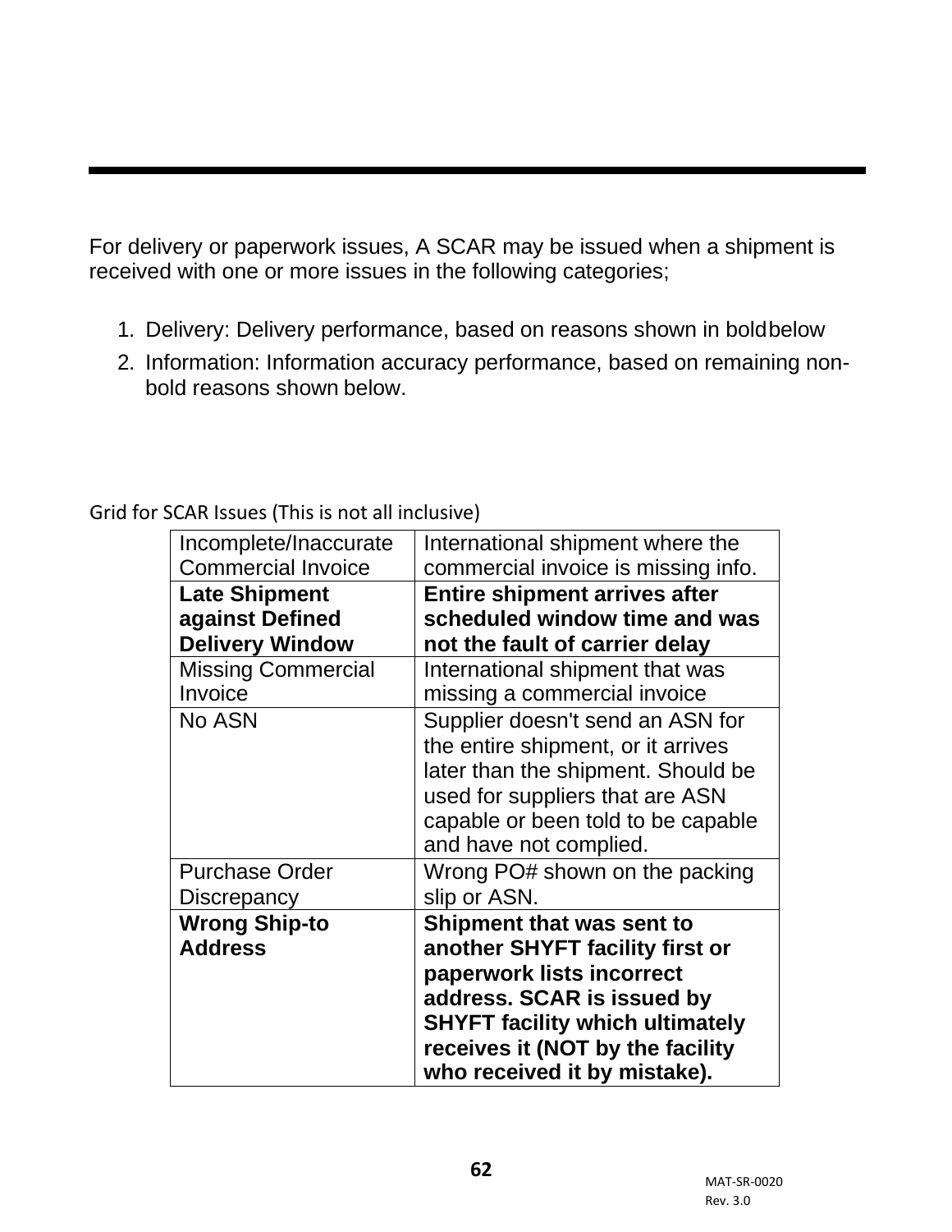For delivery or paperwork issues, A SCAR may be issued when a shipment is received with one or more issues in the following categories;

1. Delivery: Delivery performance, based on reasons shown in boldbelow
2. Information: Information accuracy performance, based on remaining non-bold reasons shown below.

Grid for SCAR Issues (This is not all inclusive)

| | |
|---|---|
| Incomplete/Inaccurate Commercial Invoice | International shipment where the commercial invoice is missing info. |
| **Late Shipment against Defined Delivery Window** | **Entire shipment arrives after scheduled window time and was not the fault of carrier delay** |
| Missing Commercial Invoice | International shipment that was missing a commercial invoice |
| No ASN | Supplier doesn't send an ASN for the entire shipment, or it arrives later than the shipment. Should be used for suppliers that are ASN capable or been told to be capable and have not complied. |
| Purchase Order Discrepancy | Wrong PO# shown on the packing slip or ASN. |
| **Wrong Ship-to Address** | **Shipment that was sent to another SHYFT facility first or paperwork lists incorrect address. SCAR is issued by SHYFT facility which ultimately receives it (NOT by the facility who received it by mistake).** |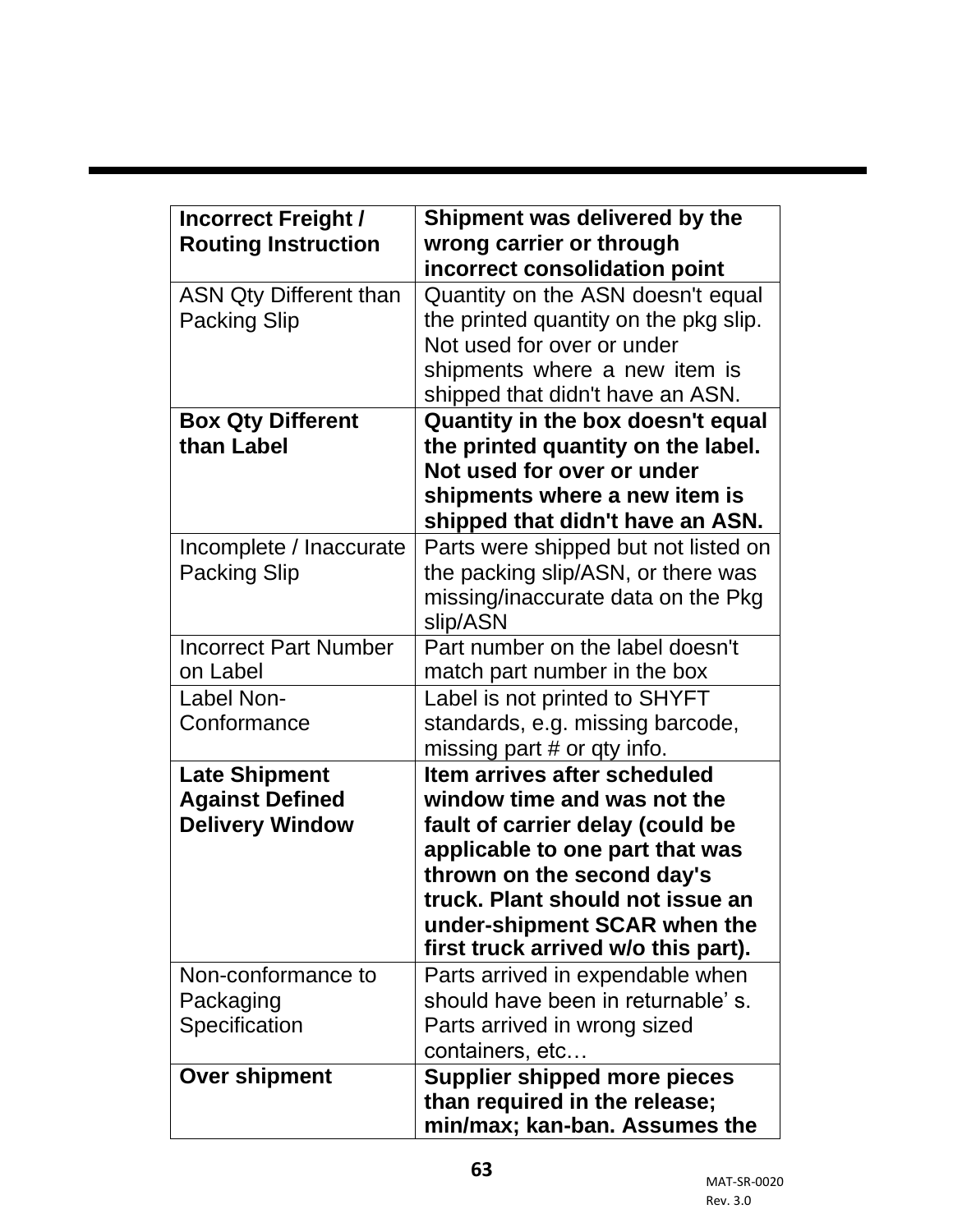| **Incorrect Freight / Routing Instruction** | **Shipment was delivered by the wrong carrier or through incorrect consolidation point** |
|---|---|
| ASN Qty Different than Packing Slip | Quantity on the ASN doesn't equal the printed quantity on the pkg slip. Not used for over or under shipments where a new item is shipped that didn't have an ASN. |
| **Box Qty Different than Label** | **Quantity in the box doesn't equal the printed quantity on the label. Not used for over or under shipments where a new item is shipped that didn't have an ASN.** |
| Incomplete / Inaccurate Packing Slip | Parts were shipped but not listed on the packing slip/ASN, or there was missing/inaccurate data on the Pkg slip/ASN |
| Incorrect Part Number on Label | Part number on the label doesn't match part number in the box |
| Label Non-Conformance | Label is not printed to SHYFT standards, e.g. missing barcode, missing part # or qty info. |
| **Late Shipment Against Defined Delivery Window** | **Item arrives after scheduled window time and was not the fault of carrier delay (could be applicable to one part that was thrown on the second day's truck. Plant should not issue an under-shipment SCAR when the first truck arrived w/o this part).** |
| Non-conformance to Packaging Specification | Parts arrived in expendable when should have been in returnable' s. Parts arrived in wrong sized containers, etc… |
| **Over shipment** | **Supplier shipped more pieces than required in the release; min/max; kan-ban. Assumes the** |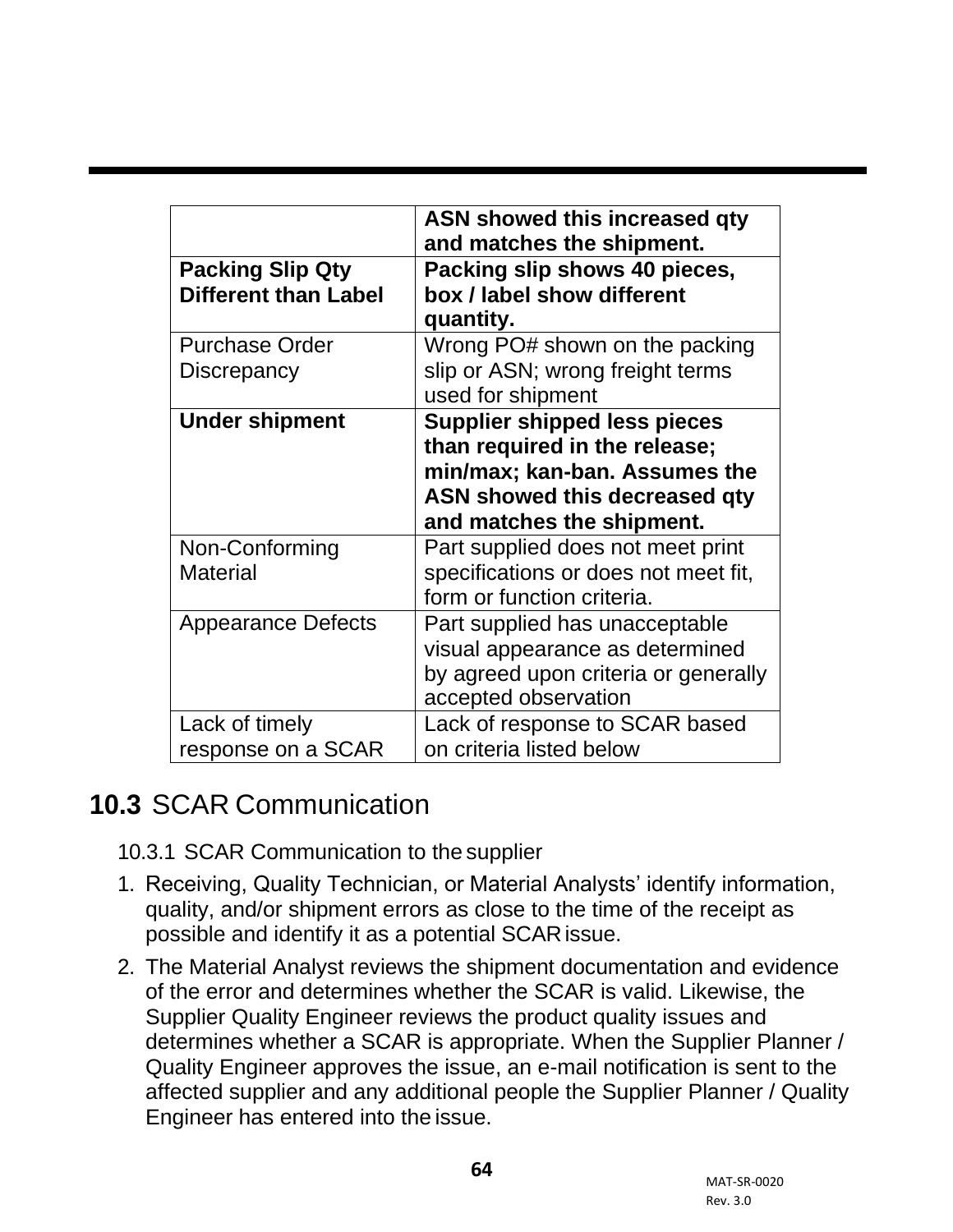| | **ASN showed this increased qty and matches the shipment.** |
|---|---|
| **Packing Slip Qty Different than Label** | **Packing slip shows 40 pieces, box / label show different quantity.** |
| Purchase Order Discrepancy | Wrong PO# shown on the packing slip or ASN; wrong freight terms used for shipment |
| **Under shipment** | **Supplier shipped less pieces than required in the release; min/max; kan-ban. Assumes the ASN showed this decreased qty and matches the shipment.** |
| Non-Conforming Material | Part supplied does not meet print specifications or does not meet fit, form or function criteria. |
| Appearance Defects | Part supplied has unacceptable visual appearance as determined by agreed upon criteria or generally accepted observation |
| Lack of timely response on a SCAR | Lack of response to SCAR based on criteria listed below |

## **10.3** SCAR Communication

10.3.1 SCAR Communication to the supplier

1. Receiving, Quality Technician, or Material Analysts' identify information, quality, and/or shipment errors as close to the time of the receipt as possible and identify it as a potential SCAR issue.
2. The Material Analyst reviews the shipment documentation and evidence of the error and determines whether the SCAR is valid. Likewise, the Supplier Quality Engineer reviews the product quality issues and determines whether a SCAR is appropriate. When the Supplier Planner / Quality Engineer approves the issue, an e-mail notification is sent to the affected supplier and any additional people the Supplier Planner / Quality Engineer has entered into the issue.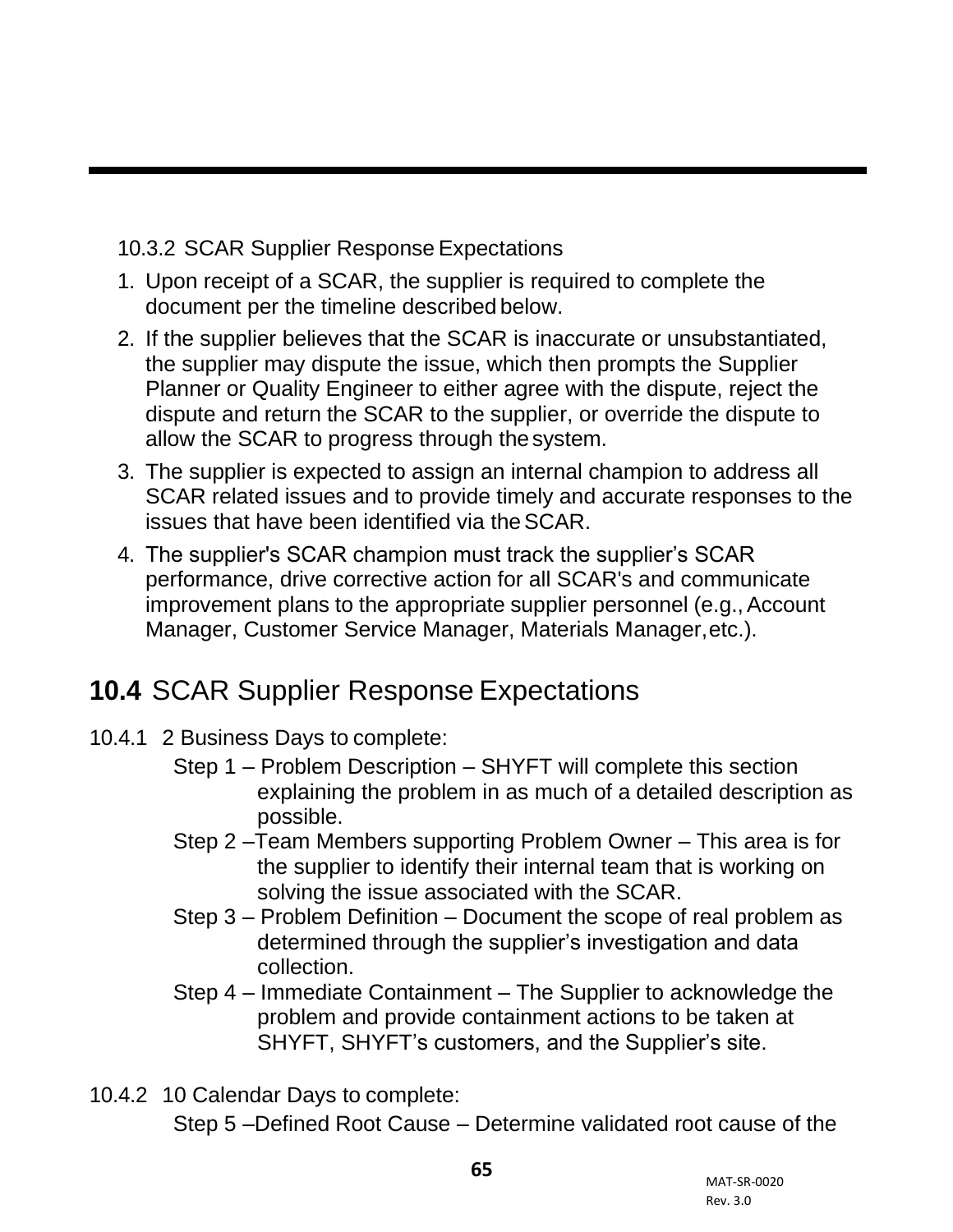10.3.2 SCAR Supplier Response Expectations

1. Upon receipt of a SCAR, the supplier is required to complete the document per the timeline described below.
2. If the supplier believes that the SCAR is inaccurate or unsubstantiated, the supplier may dispute the issue, which then prompts the Supplier Planner or Quality Engineer to either agree with the dispute, reject the dispute and return the SCAR to the supplier, or override the dispute to allow the SCAR to progress through the system.
3. The supplier is expected to assign an internal champion to address all SCAR related issues and to provide timely and accurate responses to the issues that have been identified via the SCAR.
4. The supplier's SCAR champion must track the supplier's SCAR performance, drive corrective action for all SCAR's and communicate improvement plans to the appropriate supplier personnel (e.g., Account Manager, Customer Service Manager, Materials Manager, etc.).

## 10.4 SCAR Supplier Response Expectations

10.4.1 2 Business Days to complete:

Step 1 – Problem Description – SHYFT will complete this section explaining the problem in as much of a detailed description as possible.

Step 2 –Team Members supporting Problem Owner – This area is for the supplier to identify their internal team that is working on solving the issue associated with the SCAR.

Step 3 – Problem Definition – Document the scope of real problem as determined through the supplier's investigation and data collection.

Step 4 – Immediate Containment – The Supplier to acknowledge the problem and provide containment actions to be taken at SHYFT, SHYFT's customers, and the Supplier's site.

10.4.2 10 Calendar Days to complete:

Step 5 –Defined Root Cause – Determine validated root cause of the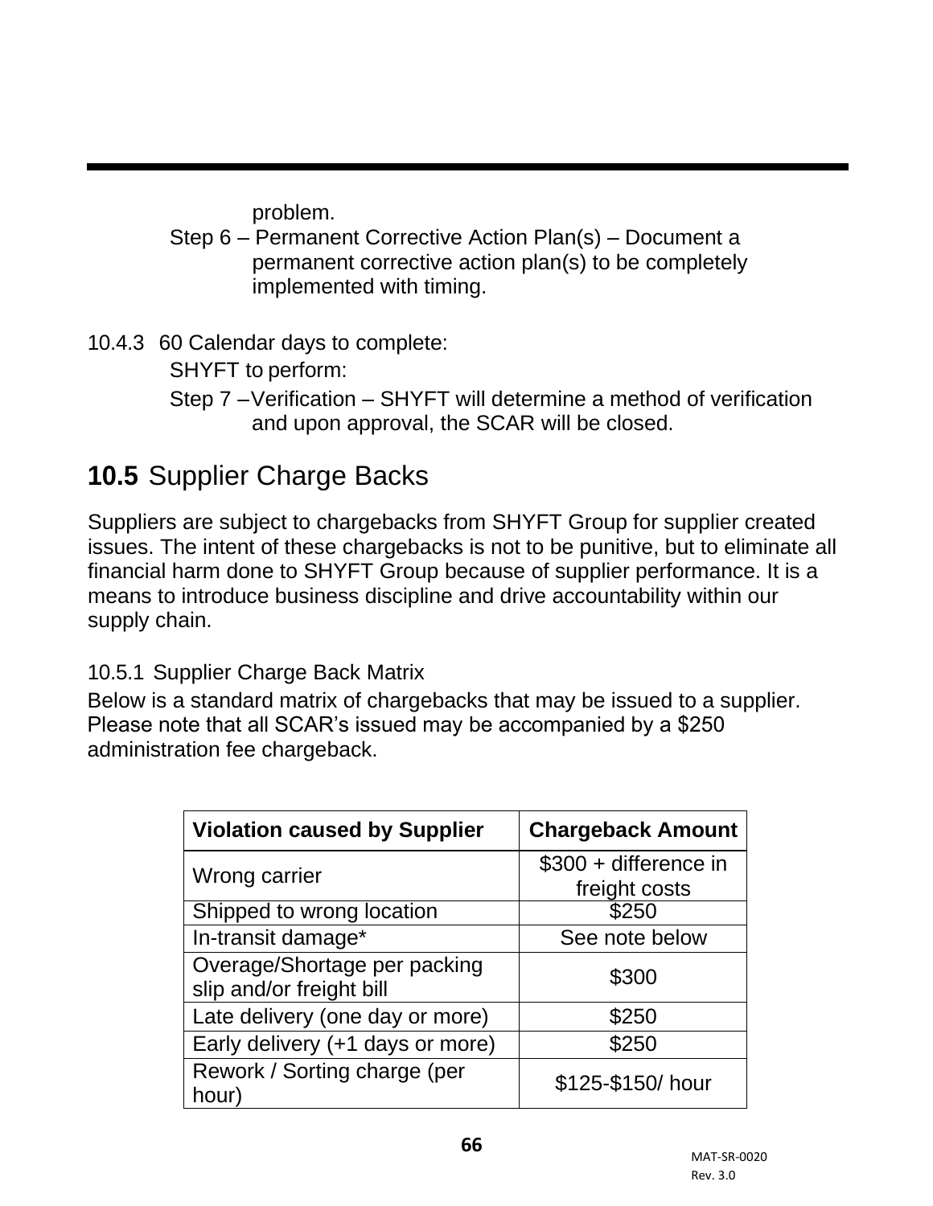problem.

Step 6 – Permanent Corrective Action Plan(s) – Document a permanent corrective action plan(s) to be completely implemented with timing.

10.4.3 60 Calendar days to complete:

SHYFT to perform:

Step 7 – Verification – SHYFT will determine a method of verification and upon approval, the SCAR will be closed.

## **10.5** Supplier Charge Backs

Suppliers are subject to chargebacks from SHYFT Group for supplier created issues. The intent of these chargebacks is not to be punitive, but to eliminate all financial harm done to SHYFT Group because of supplier performance. It is a means to introduce business discipline and drive accountability within our supply chain.

10.5.1 Supplier Charge Back Matrix

Below is a standard matrix of chargebacks that may be issued to a supplier. Please note that all SCAR's issued may be accompanied by a $250 administration fee chargeback.

| **Violation caused by Supplier** | **Chargeback Amount** |
|---|---|
| Wrong carrier | $300 + difference in freight costs |
| Shipped to wrong location | $250 |
| In-transit damage* | See note below |
| Overage/Shortage per packing slip and/or freight bill | $300 |
| Late delivery (one day or more) | $250 |
| Early delivery (+1 days or more) | $250 |
| Rework / Sorting charge (per hour) | $125-$150/ hour |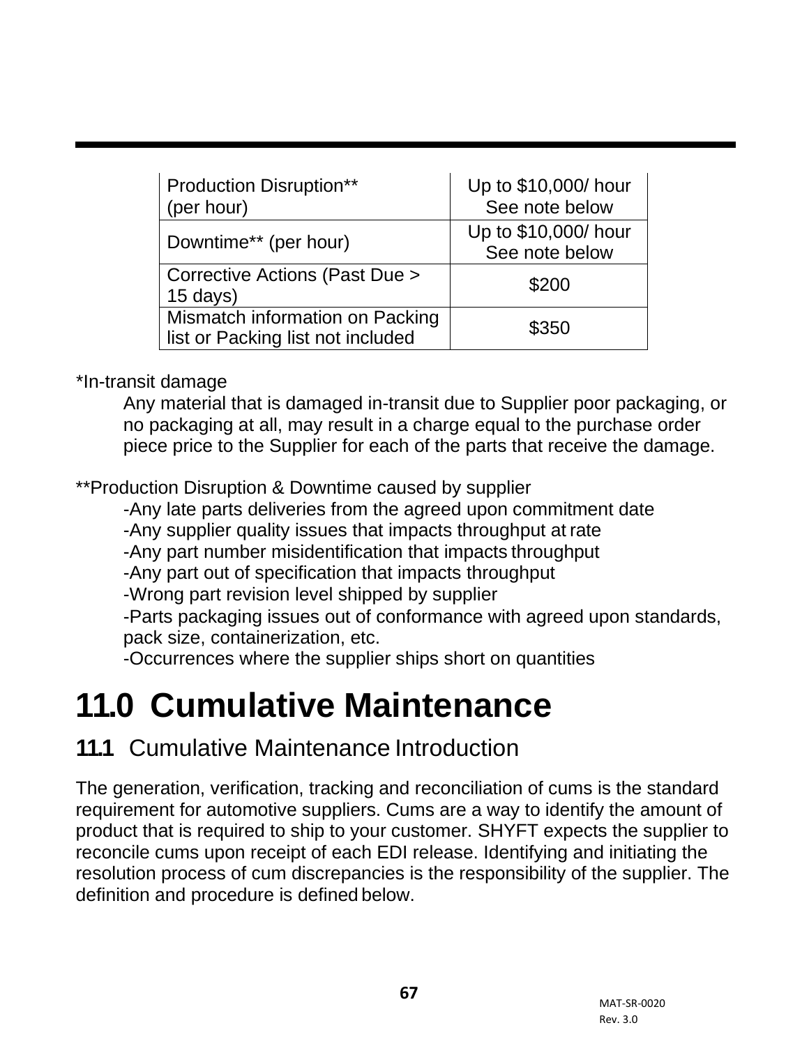| Production Disruption** (per hour) | Up to $10,000/ hour See note below |
|---|---|
| Downtime** (per hour) | Up to $10,000/ hour See note below |
| Corrective Actions (Past Due > 15 days) | $200 |
| Mismatch information on Packing list or Packing list not included | $350 |

*In-transit damage

Any material that is damaged in-transit due to Supplier poor packaging, or no packaging at all, may result in a charge equal to the purchase order piece price to the Supplier for each of the parts that receive the damage.

**Production Disruption & Downtime caused by supplier

-Any late parts deliveries from the agreed upon commitment date
-Any supplier quality issues that impacts throughput at rate
-Any part number misidentification that impacts throughput
-Any part out of specification that impacts throughput
-Wrong part revision level shipped by supplier
-Parts packaging issues out of conformance with agreed upon standards, pack size, containerization, etc.
-Occurrences where the supplier ships short on quantities

# 11.0 Cumulative Maintenance

## 11.1 Cumulative Maintenance Introduction

The generation, verification, tracking and reconciliation of cums is the standard requirement for automotive suppliers. Cums are a way to identify the amount of product that is required to ship to your customer. SHYFT expects the supplier to reconcile cums upon receipt of each EDI release. Identifying and initiating the resolution process of cum discrepancies is the responsibility of the supplier. The definition and procedure is defined below.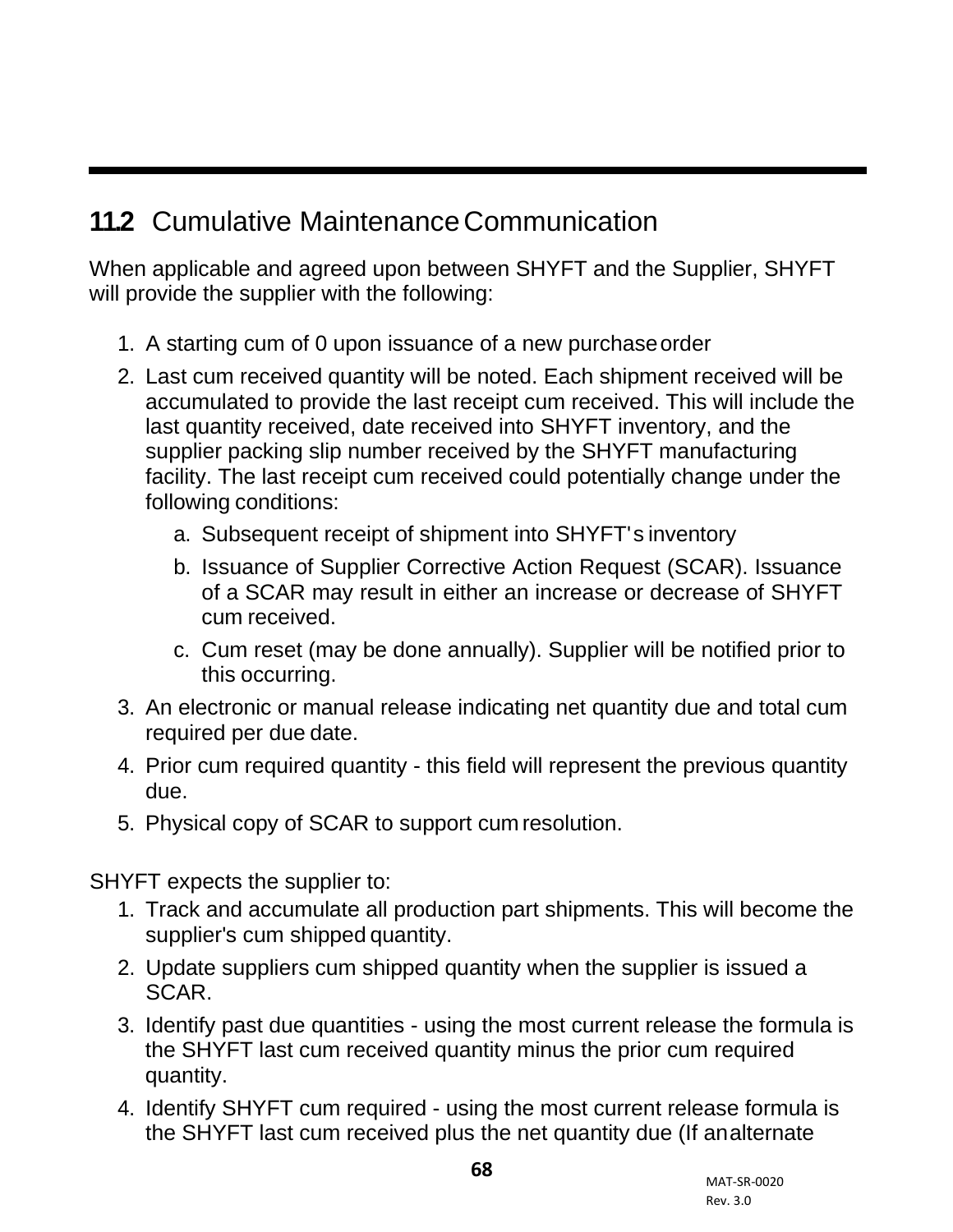## 11.2 Cumulative Maintenance Communication

When applicable and agreed upon between SHYFT and the Supplier, SHYFT will provide the supplier with the following:

1. A starting cum of 0 upon issuance of a new purchase order
2. Last cum received quantity will be noted. Each shipment received will be accumulated to provide the last receipt cum received. This will include the last quantity received, date received into SHYFT inventory, and the supplier packing slip number received by the SHYFT manufacturing facility. The last receipt cum received could potentially change under the following conditions:
    a. Subsequent receipt of shipment into SHYFT's inventory
    b. Issuance of Supplier Corrective Action Request (SCAR). Issuance of a SCAR may result in either an increase or decrease of SHYFT cum received.
    c. Cum reset (may be done annually). Supplier will be notified prior to this occurring.
3. An electronic or manual release indicating net quantity due and total cum required per due date.
4. Prior cum required quantity - this field will represent the previous quantity due.
5. Physical copy of SCAR to support cum resolution.

SHYFT expects the supplier to:

1. Track and accumulate all production part shipments. This will become the supplier's cum shipped quantity.
2. Update suppliers cum shipped quantity when the supplier is issued a SCAR.
3. Identify past due quantities - using the most current release the formula is the SHYFT last cum received quantity minus the prior cum required quantity.
4. Identify SHYFT cum required - using the most current release formula is the SHYFT last cum received plus the net quantity due (If an alternate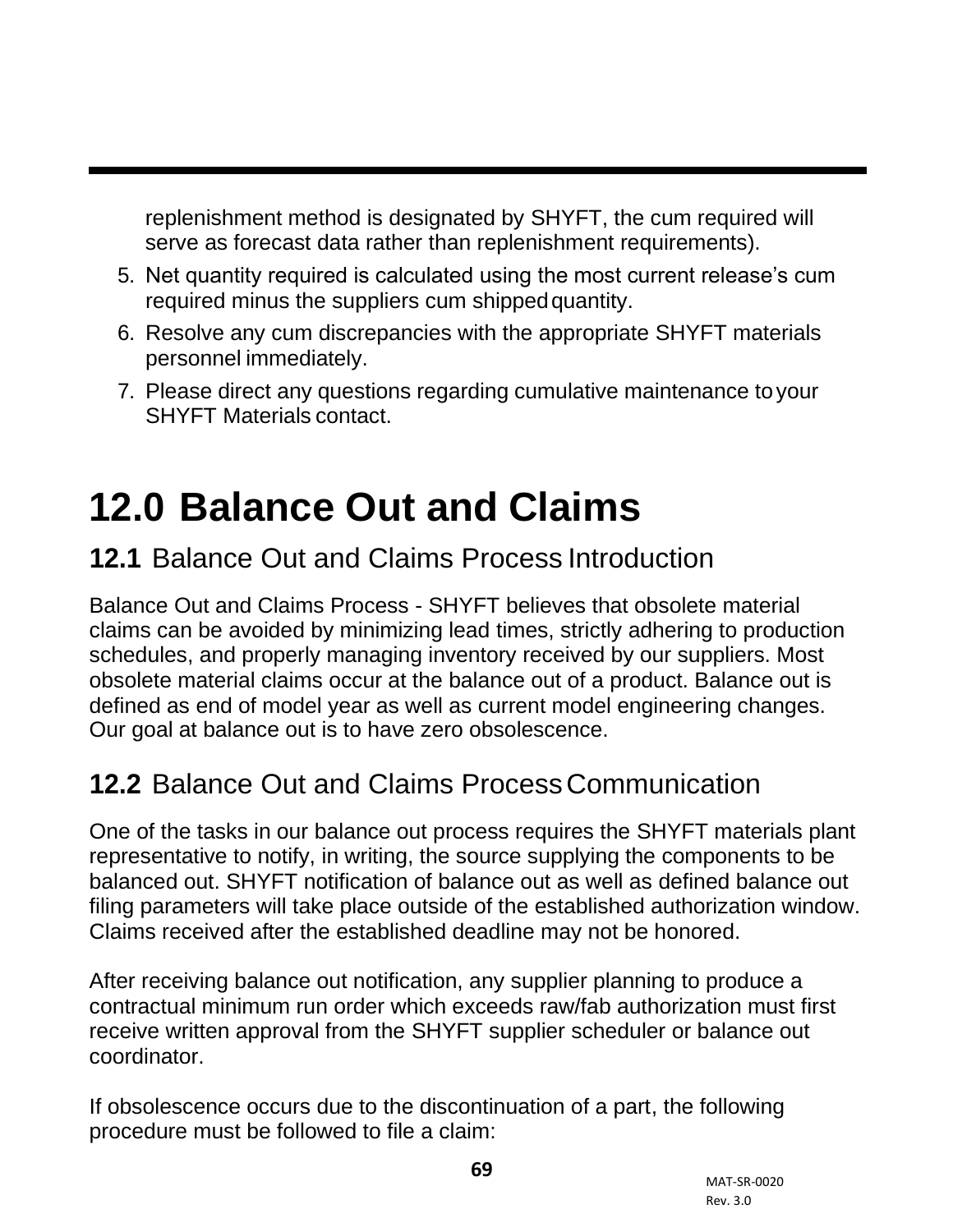replenishment method is designated by SHYFT, the cum required will serve as forecast data rather than replenishment requirements).

5. Net quantity required is calculated using the most current release's cum required minus the suppliers cum shipped quantity.
6. Resolve any cum discrepancies with the appropriate SHYFT materials personnel immediately.
7. Please direct any questions regarding cumulative maintenance to your SHYFT Materials contact.

# 12.0 Balance Out and Claims

## 12.1 Balance Out and Claims Process Introduction

Balance Out and Claims Process - SHYFT believes that obsolete material claims can be avoided by minimizing lead times, strictly adhering to production schedules, and properly managing inventory received by our suppliers. Most obsolete material claims occur at the balance out of a product. Balance out is defined as end of model year as well as current model engineering changes. Our goal at balance out is to have zero obsolescence.

## 12.2 Balance Out and Claims Process Communication

One of the tasks in our balance out process requires the SHYFT materials plant representative to notify, in writing, the source supplying the components to be balanced out. SHYFT notification of balance out as well as defined balance out filing parameters will take place outside of the established authorization window. Claims received after the established deadline may not be honored.

After receiving balance out notification, any supplier planning to produce a contractual minimum run order which exceeds raw/fab authorization must first receive written approval from the SHYFT supplier scheduler or balance out coordinator.

If obsolescence occurs due to the discontinuation of a part, the following procedure must be followed to file a claim: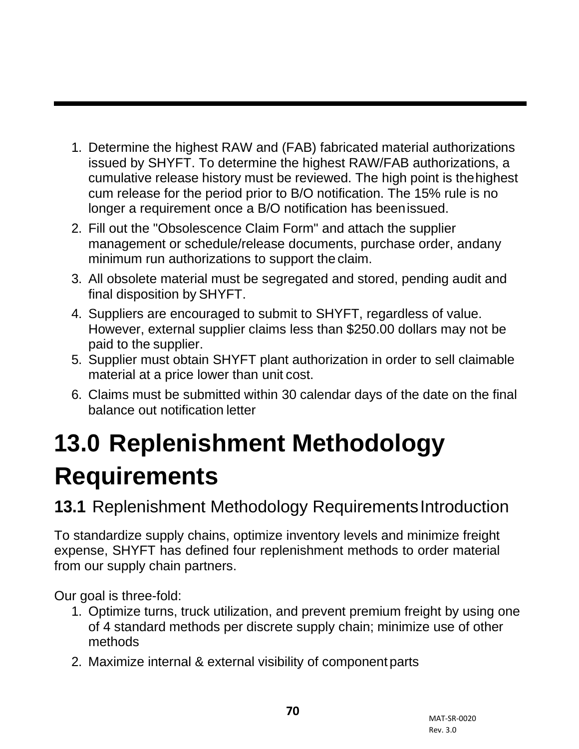1. Determine the highest RAW and (FAB) fabricated material authorizations issued by SHYFT. To determine the highest RAW/FAB authorizations, a cumulative release history must be reviewed. The high point is the highest cum release for the period prior to B/O notification. The 15% rule is no longer a requirement once a B/O notification has been issued.
2. Fill out the "Obsolescence Claim Form" and attach the supplier management or schedule/release documents, purchase order, and any minimum run authorizations to support the claim.
3. All obsolete material must be segregated and stored, pending audit and final disposition by SHYFT.
4. Suppliers are encouraged to submit to SHYFT, regardless of value. However, external supplier claims less than $250.00 dollars may not be paid to the supplier.
5. Supplier must obtain SHYFT plant authorization in order to sell claimable material at a price lower than unit cost.
6. Claims must be submitted within 30 calendar days of the date on the final balance out notification letter

# 13.0 Replenishment Methodology Requirements

## 13.1 Replenishment Methodology Requirements Introduction

To standardize supply chains, optimize inventory levels and minimize freight expense, SHYFT has defined four replenishment methods to order material from our supply chain partners.

Our goal is three-fold:

1. Optimize turns, truck utilization, and prevent premium freight by using one of 4 standard methods per discrete supply chain; minimize use of other methods
2. Maximize internal & external visibility of component parts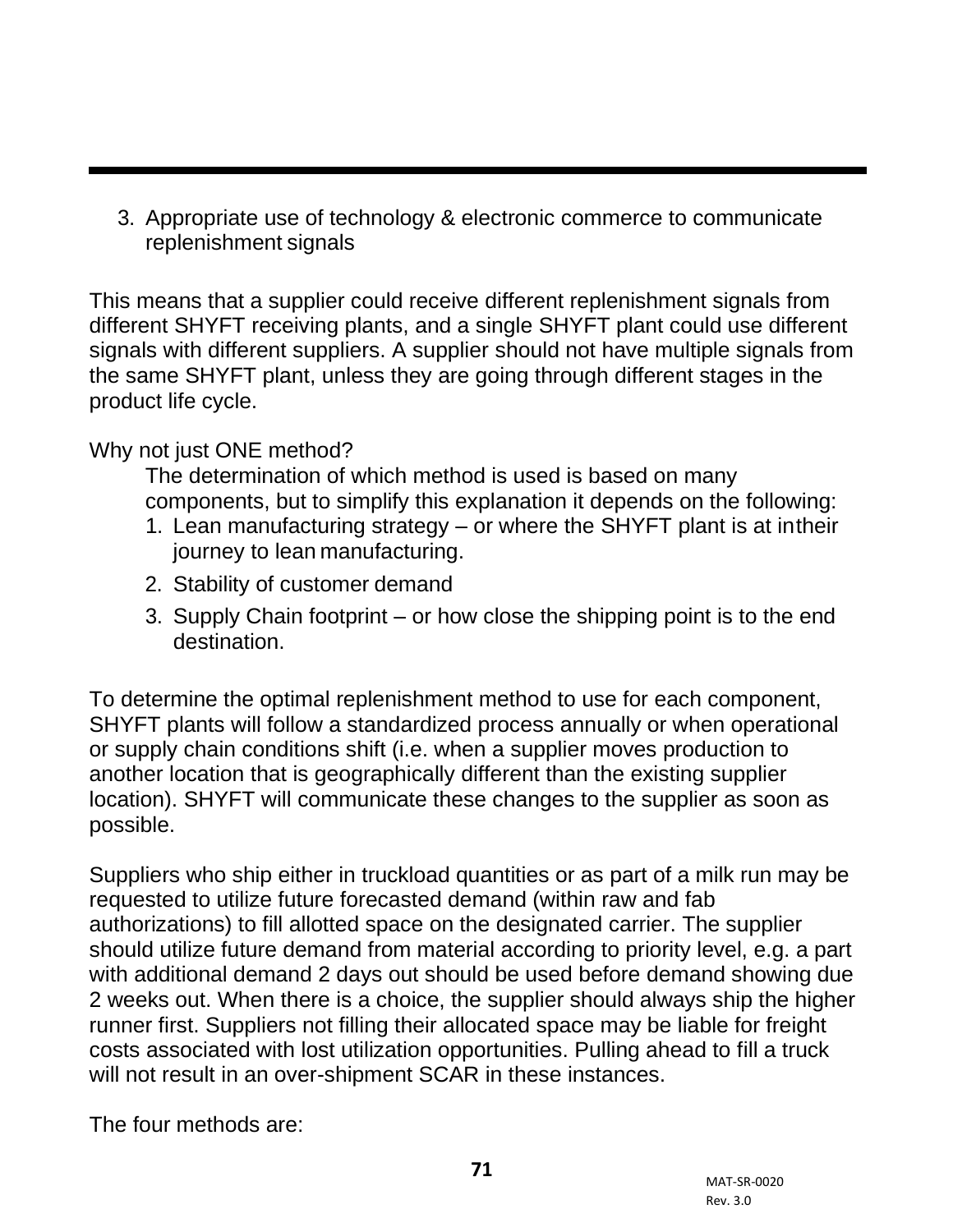3. Appropriate use of technology & electronic commerce to communicate replenishment signals

This means that a supplier could receive different replenishment signals from different SHYFT receiving plants, and a single SHYFT plant could use different signals with different suppliers. A supplier should not have multiple signals from the same SHYFT plant, unless they are going through different stages in the product life cycle.

Why not just ONE method?

The determination of which method is used is based on many components, but to simplify this explanation it depends on the following:

1. Lean manufacturing strategy – or where the SHYFT plant is at intheir journey to lean manufacturing.
2. Stability of customer demand
3. Supply Chain footprint – or how close the shipping point is to the end destination.

To determine the optimal replenishment method to use for each component, SHYFT plants will follow a standardized process annually or when operational or supply chain conditions shift (i.e. when a supplier moves production to another location that is geographically different than the existing supplier location). SHYFT will communicate these changes to the supplier as soon as possible.

Suppliers who ship either in truckload quantities or as part of a milk run may be requested to utilize future forecasted demand (within raw and fab authorizations) to fill allotted space on the designated carrier. The supplier should utilize future demand from material according to priority level, e.g. a part with additional demand 2 days out should be used before demand showing due 2 weeks out. When there is a choice, the supplier should always ship the higher runner first. Suppliers not filling their allocated space may be liable for freight costs associated with lost utilization opportunities. Pulling ahead to fill a truck will not result in an over-shipment SCAR in these instances.

The four methods are: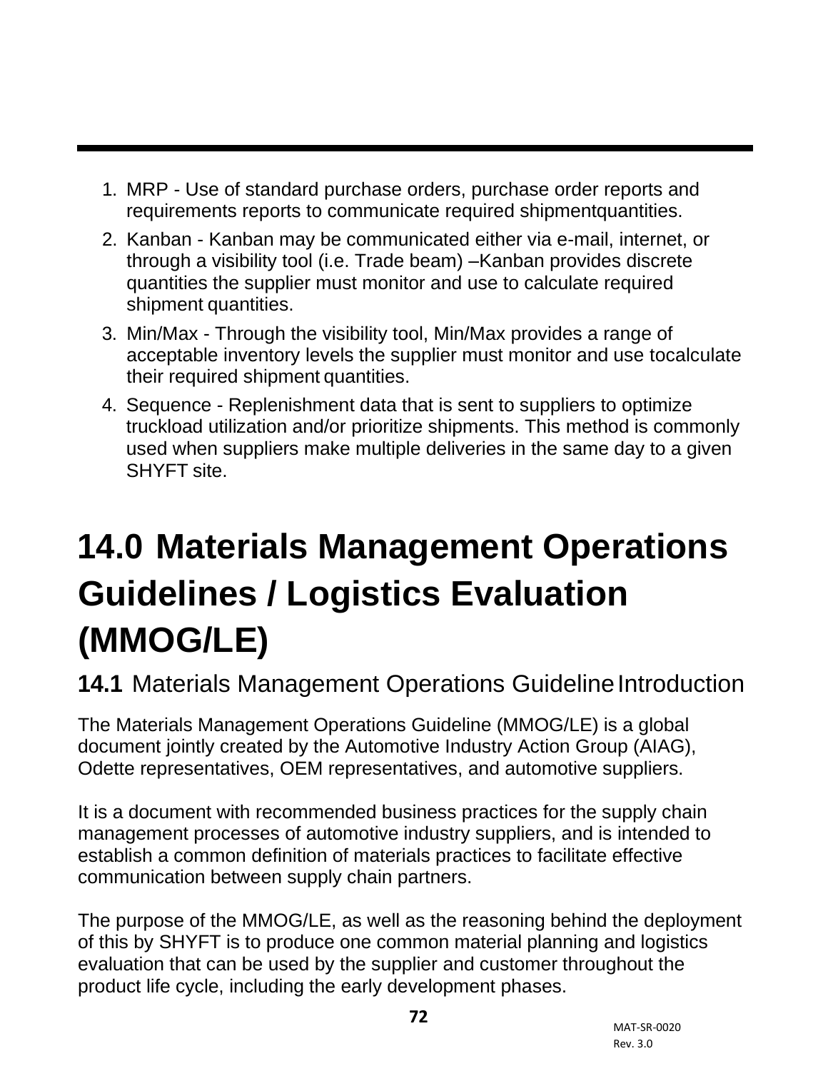1. MRP - Use of standard purchase orders, purchase order reports and requirements reports to communicate required shipmentquantities.
2. Kanban - Kanban may be communicated either via e-mail, internet, or through a visibility tool (i.e. Trade beam) –Kanban provides discrete quantities the supplier must monitor and use to calculate required shipment quantities.
3. Min/Max - Through the visibility tool, Min/Max provides a range of acceptable inventory levels the supplier must monitor and use tocalculate their required shipment quantities.
4. Sequence - Replenishment data that is sent to suppliers to optimize truckload utilization and/or prioritize shipments. This method is commonly used when suppliers make multiple deliveries in the same day to a given SHYFT site.

# 14.0 Materials Management Operations Guidelines / Logistics Evaluation (MMOG/LE)

## 14.1 Materials Management Operations Guideline Introduction

The Materials Management Operations Guideline (MMOG/LE) is a global document jointly created by the Automotive Industry Action Group (AIAG), Odette representatives, OEM representatives, and automotive suppliers.

It is a document with recommended business practices for the supply chain management processes of automotive industry suppliers, and is intended to establish a common definition of materials practices to facilitate effective communication between supply chain partners.

The purpose of the MMOG/LE, as well as the reasoning behind the deployment of this by SHYFT is to produce one common material planning and logistics evaluation that can be used by the supplier and customer throughout the product life cycle, including the early development phases.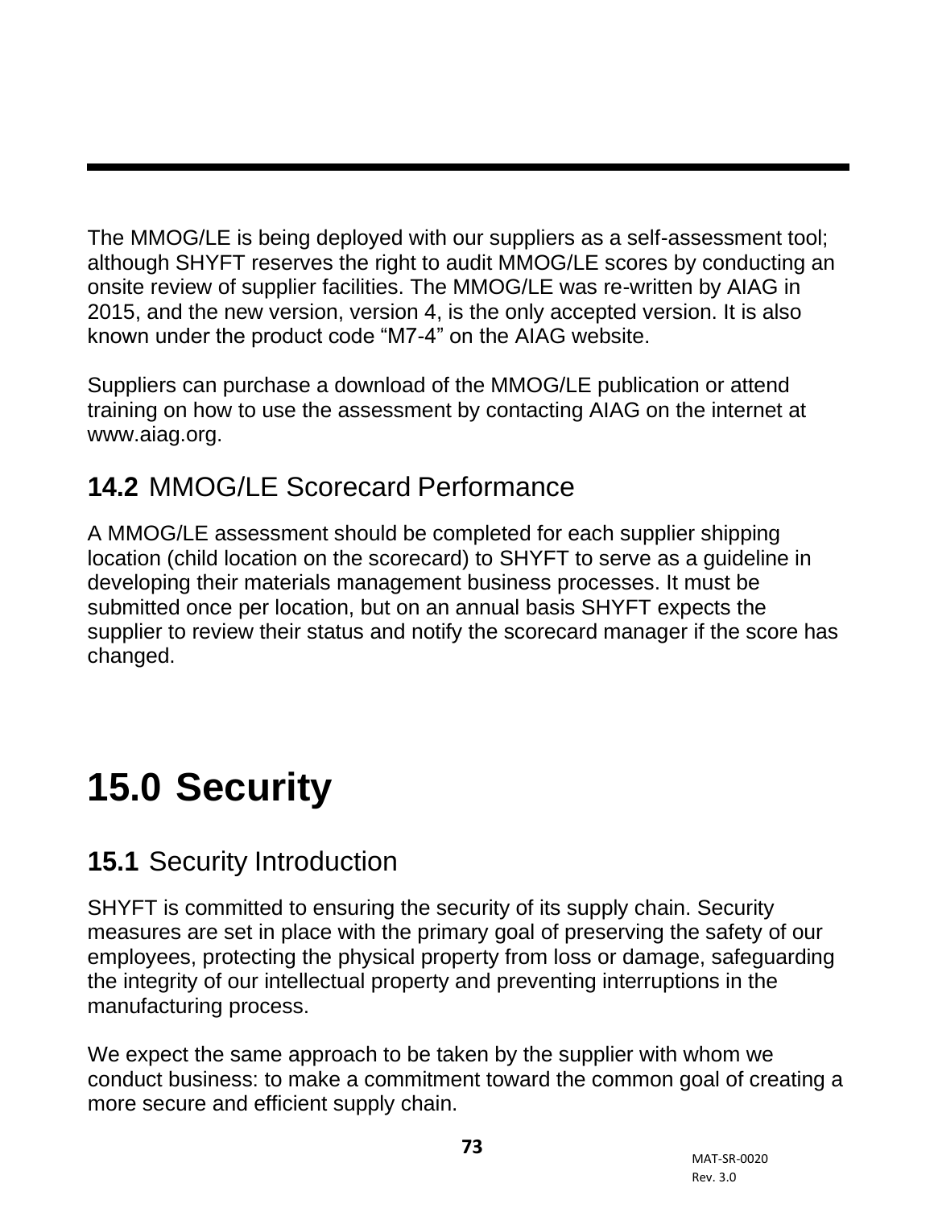The MMOG/LE is being deployed with our suppliers as a self-assessment tool; although SHYFT reserves the right to audit MMOG/LE scores by conducting an onsite review of supplier facilities. The MMOG/LE was re-written by AIAG in 2015, and the new version, version 4, is the only accepted version. It is also known under the product code “M7-4” on the AIAG website.

Suppliers can purchase a download of the MMOG/LE publication or attend training on how to use the assessment by contacting AIAG on the internet at www.aiag.org.

## 14.2 MMOG/LE Scorecard Performance

A MMOG/LE assessment should be completed for each supplier shipping location (child location on the scorecard) to SHYFT to serve as a guideline in developing their materials management business processes. It must be submitted once per location, but on an annual basis SHYFT expects the supplier to review their status and notify the scorecard manager if the score has changed.

# 15.0 Security

## 15.1 Security Introduction

SHYFT is committed to ensuring the security of its supply chain. Security measures are set in place with the primary goal of preserving the safety of our employees, protecting the physical property from loss or damage, safeguarding the integrity of our intellectual property and preventing interruptions in the manufacturing process.

We expect the same approach to be taken by the supplier with whom we conduct business: to make a commitment toward the common goal of creating a more secure and efficient supply chain.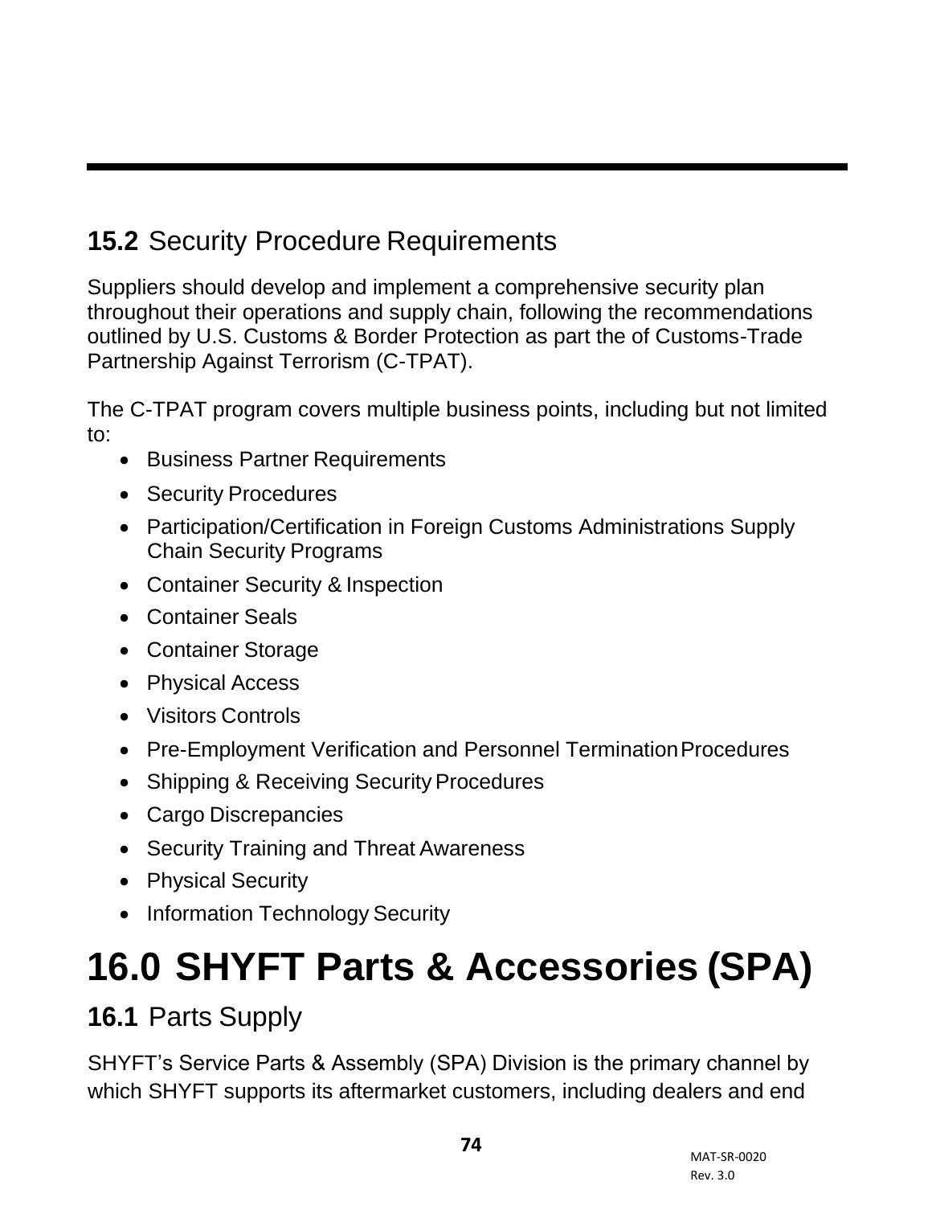## 15.2 Security Procedure Requirements

Suppliers should develop and implement a comprehensive security plan throughout their operations and supply chain, following the recommendations outlined by U.S. Customs & Border Protection as part the of Customs-Trade Partnership Against Terrorism (C-TPAT).

The C-TPAT program covers multiple business points, including but not limited to:

- Business Partner Requirements
- Security Procedures
- Participation/Certification in Foreign Customs Administrations Supply Chain Security Programs
- Container Security & Inspection
- Container Seals
- Container Storage
- Physical Access
- Visitors Controls
- Pre-Employment Verification and Personnel Termination Procedures
- Shipping & Receiving Security Procedures
- Cargo Discrepancies
- Security Training and Threat Awareness
- Physical Security
- Information Technology Security

# 16.0 SHYFT Parts & Accessories (SPA)

## 16.1 Parts Supply

SHYFT's Service Parts & Assembly (SPA) Division is the primary channel by which SHYFT supports its aftermarket customers, including dealers and end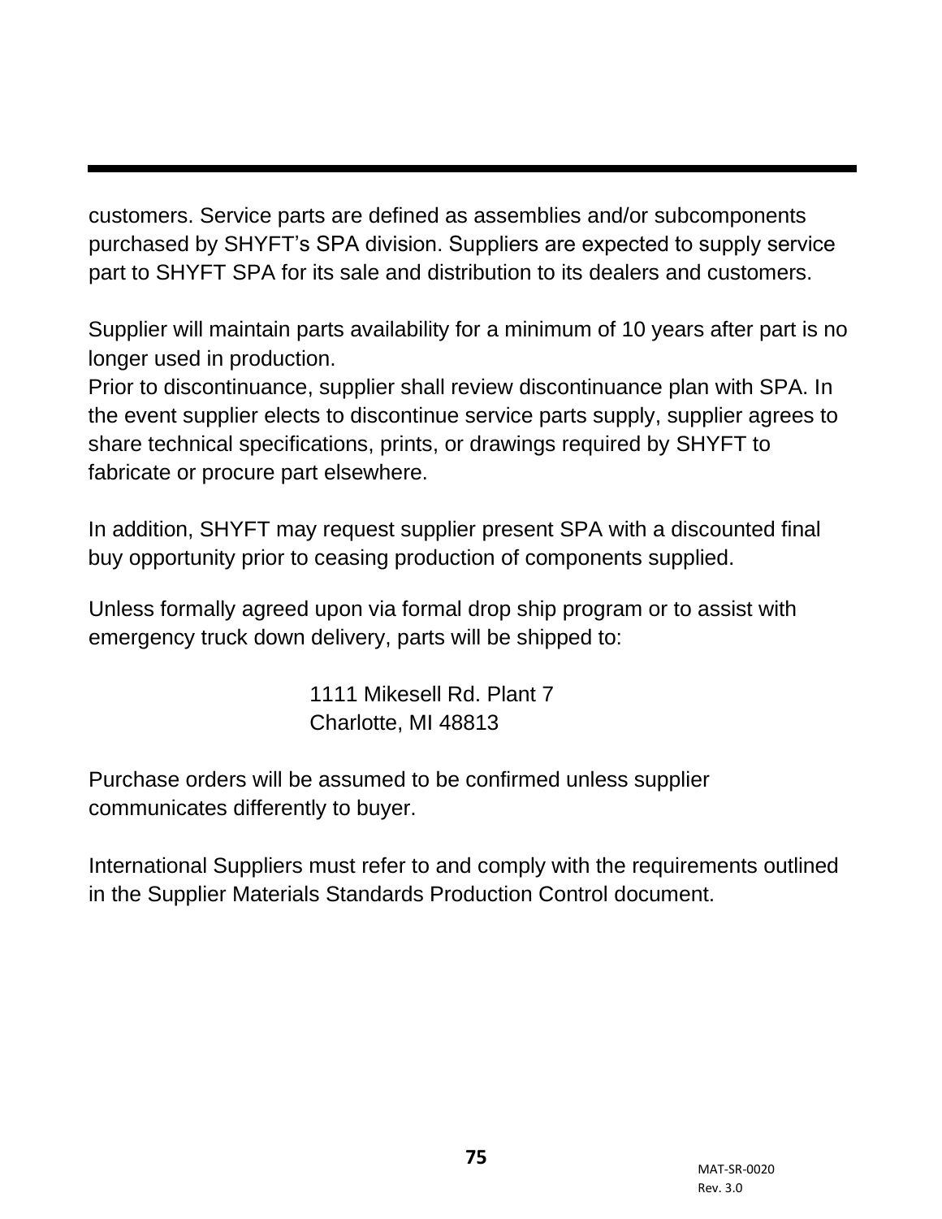customers. Service parts are defined as assemblies and/or subcomponents purchased by SHYFT's SPA division. Suppliers are expected to supply service part to SHYFT SPA for its sale and distribution to its dealers and customers.

Supplier will maintain parts availability for a minimum of 10 years after part is no longer used in production.
Prior to discontinuance, supplier shall review discontinuance plan with SPA. In the event supplier elects to discontinue service parts supply, supplier agrees to share technical specifications, prints, or drawings required by SHYFT to fabricate or procure part elsewhere.

In addition, SHYFT may request supplier present SPA with a discounted final buy opportunity prior to ceasing production of components supplied.

Unless formally agreed upon via formal drop ship program or to assist with emergency truck down delivery, parts will be shipped to:

1111 Mikesell Rd. Plant 7
Charlotte, MI 48813

Purchase orders will be assumed to be confirmed unless supplier communicates differently to buyer.

International Suppliers must refer to and comply with the requirements outlined in the Supplier Materials Standards Production Control document.